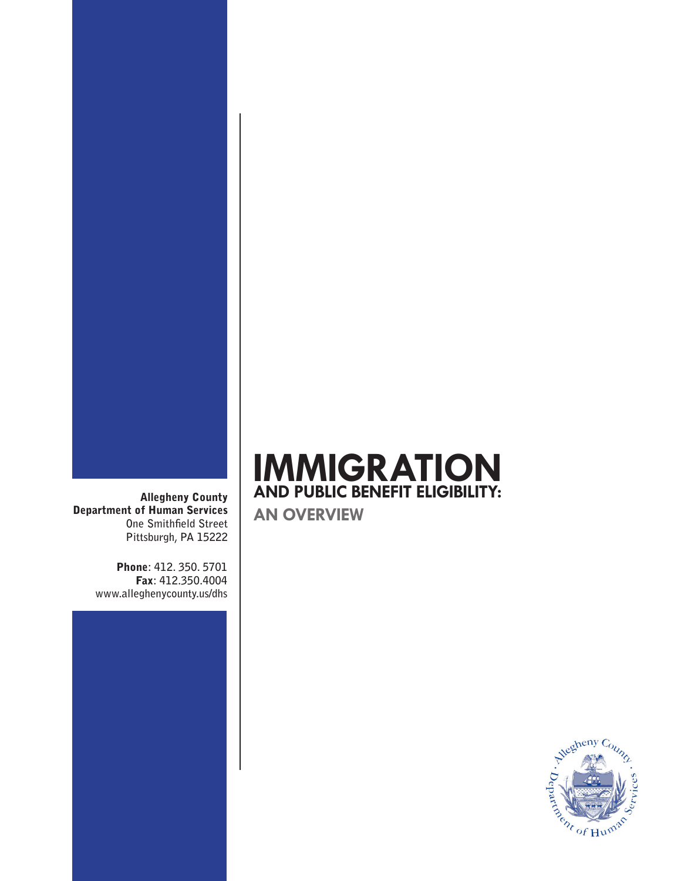# IMMIGRATION
## AND PUBLIC BENEFIT ELIGIBILITY:
### AN OVERVIEW

**Allegheny County**
**Department of Human Services**
One Smithfield Street
Pittsburgh, PA 15222

**Phone**: 412. 350. 5701
**Fax**: 412.350.4004
www.alleghenycounty.us/dhs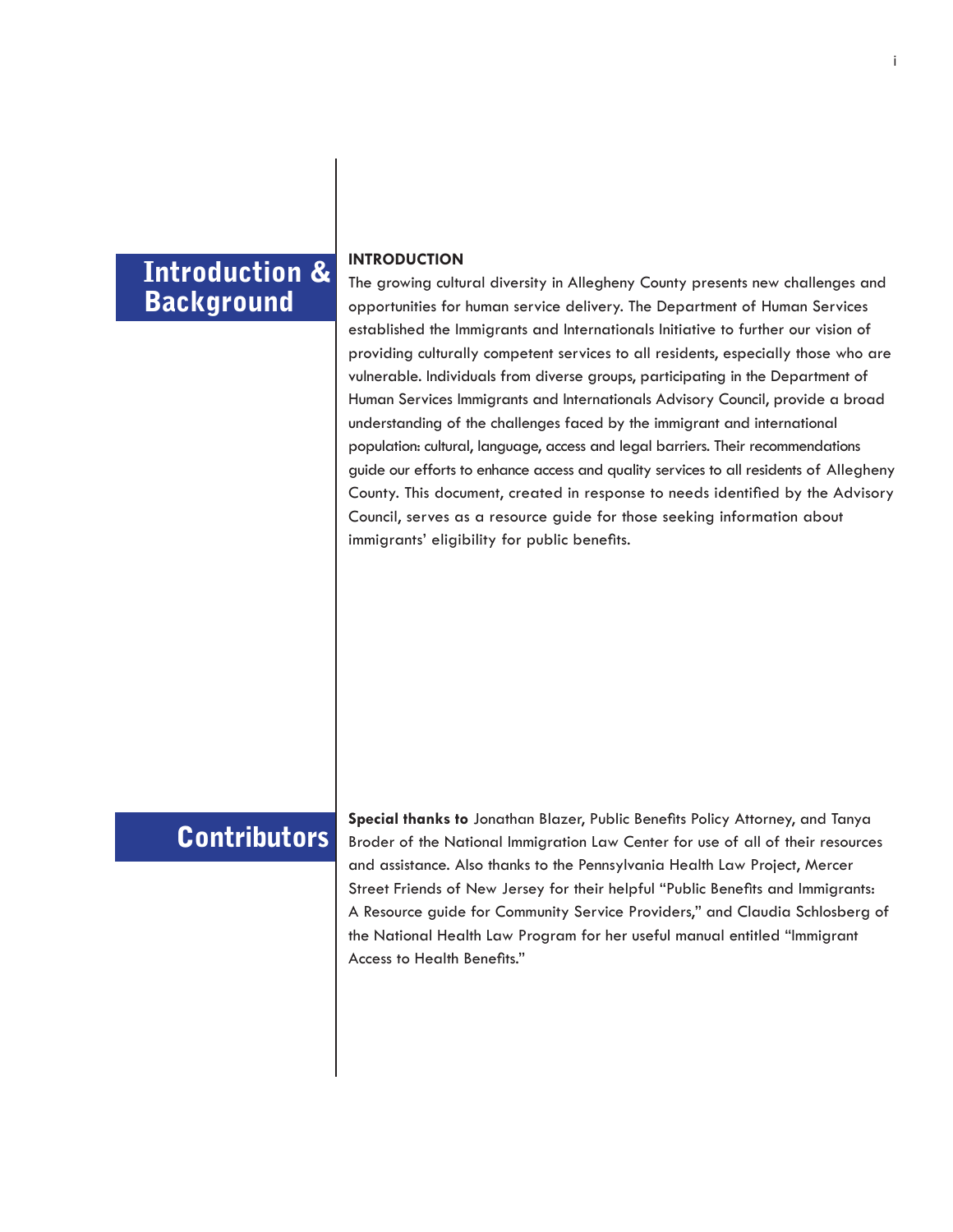# Introduction & Background

## INTRODUCTION

The growing cultural diversity in Allegheny County presents new challenges and opportunities for human service delivery. The Department of Human Services established the Immigrants and Internationals Initiative to further our vision of providing culturally competent services to all residents, especially those who are vulnerable. Individuals from diverse groups, participating in the Department of Human Services Immigrants and Internationals Advisory Council, provide a broad understanding of the challenges faced by the immigrant and international population: cultural, language, access and legal barriers. Their recommendations guide our efforts to enhance access and quality services to all residents of Allegheny County. This document, created in response to needs identified by the Advisory Council, serves as a resource guide for those seeking information about immigrants' eligibility for public benefits.

# Contributors

**Special thanks to** Jonathan Blazer, Public Benefits Policy Attorney, and Tanya Broder of the National Immigration Law Center for use of all of their resources and assistance. Also thanks to the Pennsylvania Health Law Project, Mercer Street Friends of New Jersey for their helpful "Public Benefits and Immigrants: A Resource guide for Community Service Providers," and Claudia Schlosberg of the National Health Law Program for her useful manual entitled "Immigrant Access to Health Benefits."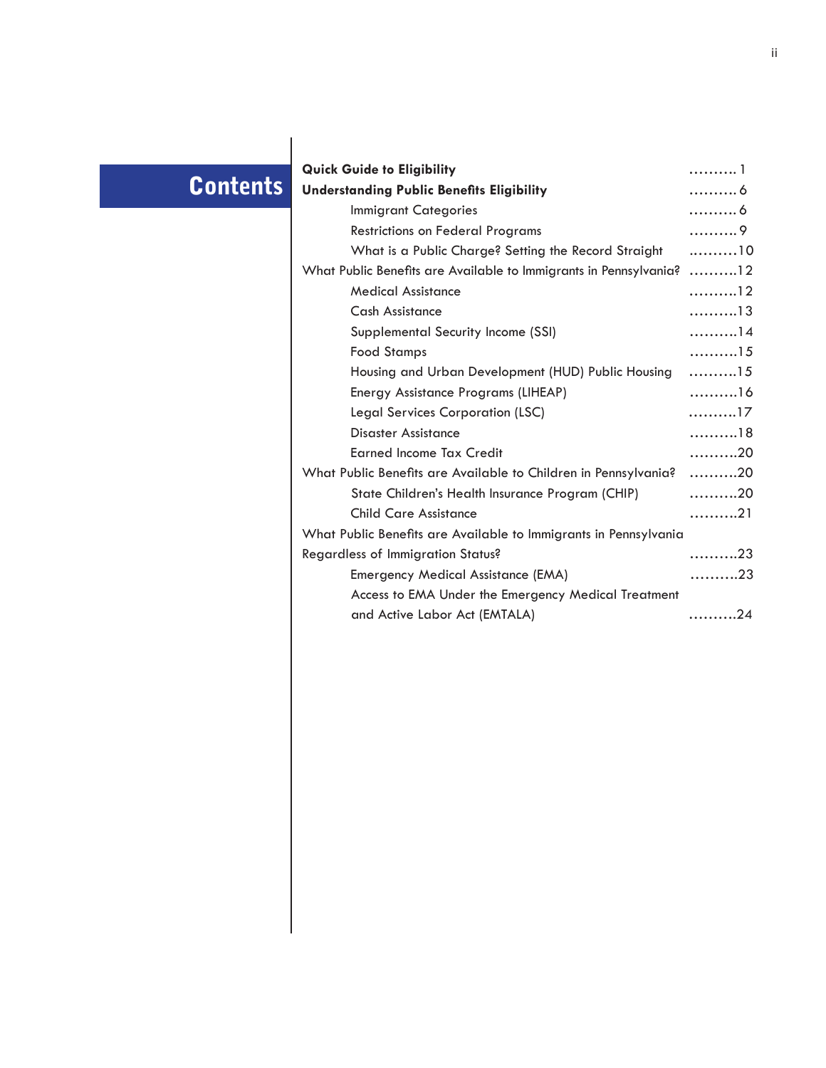# Contents

| | |
|---|---|
| **Quick Guide to Eligibility** | ..........1 |
| **Understanding Public Benefits Eligibility** | ..........6 |
| Immigrant Categories | ..........6 |
| Restrictions on Federal Programs | ..........9 |
| What is a Public Charge? Setting the Record Straight | ..........10 |
| What Public Benefits are Available to Immigrants in Pennsylvania? | ..........12 |
| Medical Assistance | ..........12 |
| Cash Assistance | ..........13 |
| Supplemental Security Income (SSI) | ..........14 |
| Food Stamps | ..........15 |
| Housing and Urban Development (HUD) Public Housing | ..........15 |
| Energy Assistance Programs (LIHEAP) | ..........16 |
| Legal Services Corporation (LSC) | ..........17 |
| Disaster Assistance | ..........18 |
| Earned Income Tax Credit | ..........20 |
| What Public Benefits are Available to Children in Pennsylvania? | ..........20 |
| State Children's Health Insurance Program (CHIP) | ..........20 |
| Child Care Assistance | ..........21 |
| What Public Benefits are Available to Immigrants in Pennsylvania Regardless of Immigration Status? | ..........23 |
| Emergency Medical Assistance (EMA) | ..........23 |
| Access to EMA Under the Emergency Medical Treatment and Active Labor Act (EMTALA) | ..........24 |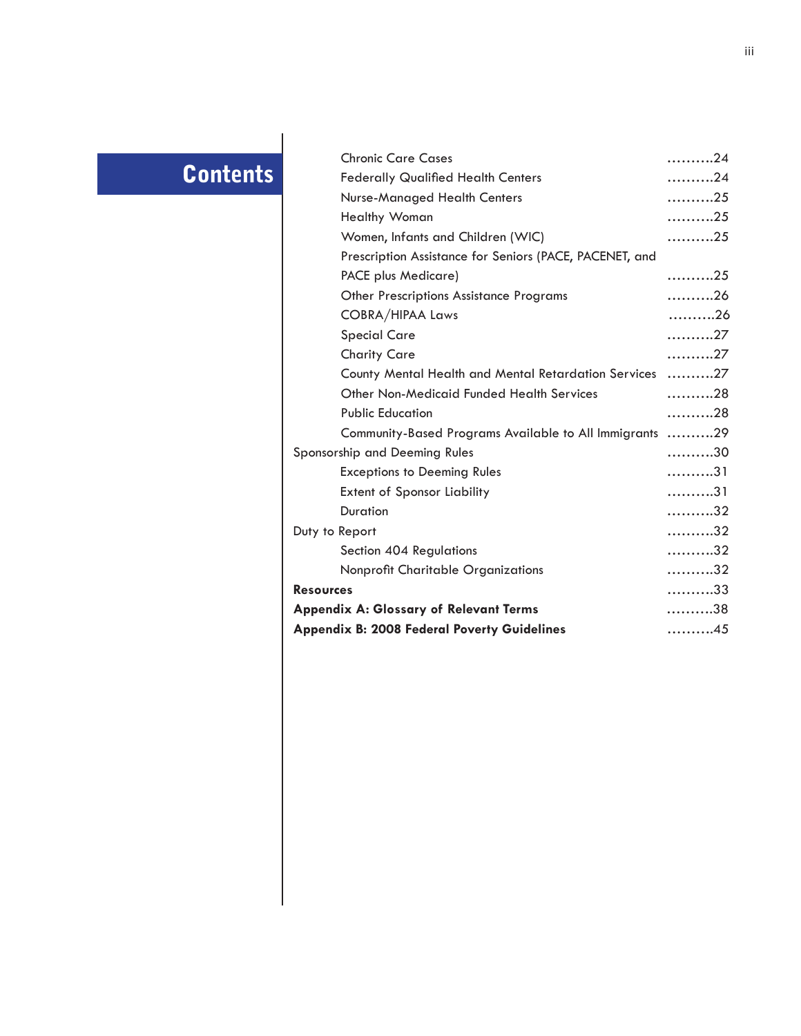# Contents

| | |
|---|---|
| Chronic Care Cases | ..........24 |
| Federally Qualified Health Centers | ..........24 |
| Nurse-Managed Health Centers | ..........25 |
| Healthy Woman | ..........25 |
| Women, Infants and Children (WIC) | ..........25 |
| Prescription Assistance for Seniors (PACE, PACENET, and PACE plus Medicare) | ..........25 |
| Other Prescriptions Assistance Programs | ..........26 |
| COBRA/HIPAA Laws | ..........26 |
| Special Care | ..........27 |
| Charity Care | ..........27 |
| County Mental Health and Mental Retardation Services | ..........27 |
| Other Non-Medicaid Funded Health Services | ..........28 |
| Public Education | ..........28 |
| Community-Based Programs Available to All Immigrants | ..........29 |
| Sponsorship and Deeming Rules | ..........30 |
| Exceptions to Deeming Rules | ..........31 |
| Extent of Sponsor Liability | ..........31 |
| Duration | ..........32 |
| Duty to Report | ..........32 |
| Section 404 Regulations | ..........32 |
| Nonprofit Charitable Organizations | ..........32 |
| **Resources** | ..........33 |
| **Appendix A: Glossary of Relevant Terms** | ..........38 |
| **Appendix B: 2008 Federal Poverty Guidelines** | ..........45 |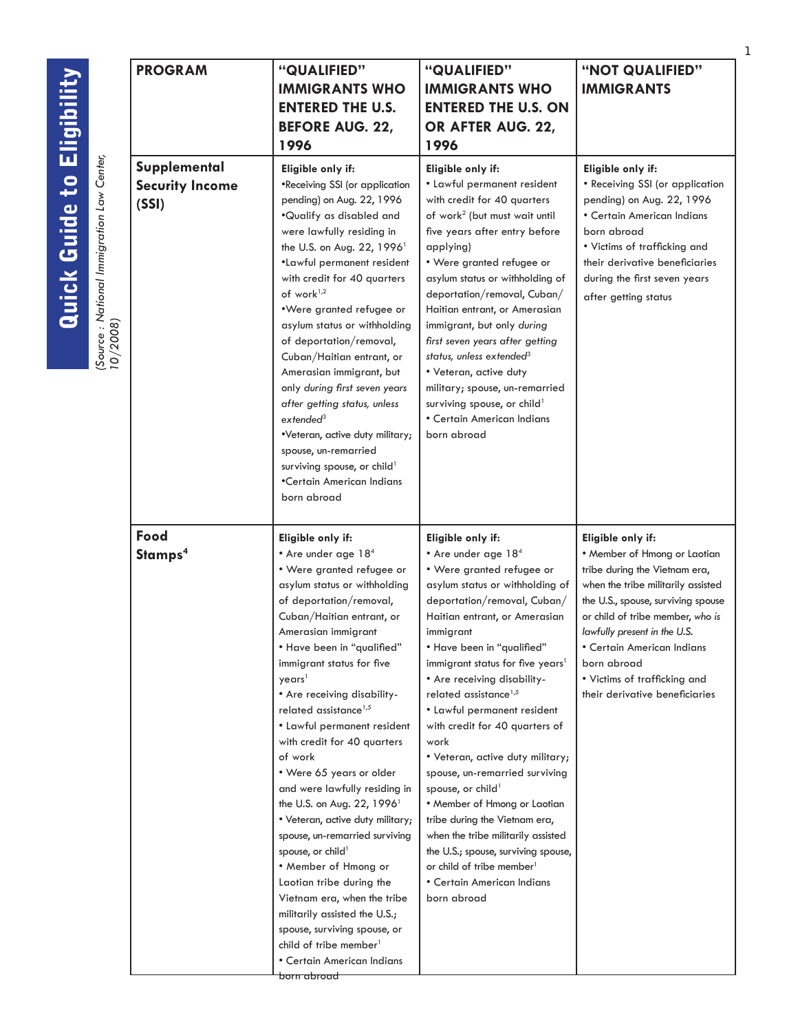# Quick Guide to Eligibility

*(Source : National Immigration Law Center, 10/2008)*

| PROGRAM | "QUALIFIED" IMMIGRANTS WHO ENTERED THE U.S. BEFORE AUG. 22, 1996 | "QUALIFIED" IMMIGRANTS WHO ENTERED THE U.S. ON OR AFTER AUG. 22, 1996 | "NOT QUALIFIED" IMMIGRANTS |
|---|---|---|---|
| **Supplemental Security Income (SSI)** | **Eligible only if:**<br>•Receiving SSI (or application pending) on Aug. 22, 1996<br>•Qualify as disabled and were lawfully residing in the U.S. on Aug. 22, 1996[1]<br>•Lawful permanent resident with credit for 40 quarters of work[1,2]<br>•Were granted refugee or asylum status or withholding of deportation/removal, Cuban/Haitian entrant, or Amerasian immigrant, but only *during first seven years after getting status, unless extended*[3]<br>•Veteran, active duty military; spouse, un-remarried surviving spouse, or child[1]<br>•Certain American Indians born abroad | **Eligible only if:**<br>• Lawful permanent resident with credit for 40 quarters of work[2] (but must wait until five years after entry before applying)<br>• Were granted refugee or asylum status or withholding of deportation/removal, Cuban/Haitian entrant, or Amerasian immigrant, but only *during first seven years after getting status, unless extended*[3]<br>• Veteran, active duty military; spouse, un-remarried surviving spouse, or child[1]<br>• Certain American Indians born abroad | **Eligible only if:**<br>• Receiving SSI (or application pending) on Aug. 22, 1996<br>• Certain American Indians born abroad<br>• Victims of trafficking and their derivative beneficiaries during the first seven years after getting status |
| **Food Stamps[4]** | **Eligible only if:**<br>• Are under age 18[4]<br>• Were granted refugee or asylum status or withholding of deportation/removal, Cuban/Haitian entrant, or Amerasian immigrant<br>• Have been in "qualified" immigrant status for five years[1]<br>• Are receiving disability-related assistance[1,5]<br>• Lawful permanent resident with credit for 40 quarters of work<br>• Were 65 years or older and were lawfully residing in the U.S. on Aug. 22, 1996[1]<br>• Veteran, active duty military; spouse, un-remarried surviving spouse, or child[1]<br>• Member of Hmong or Laotian tribe during the Vietnam era, when the tribe militarily assisted the U.S.; spouse, surviving spouse, or child of tribe member[1]<br>• Certain American Indians born abroad | **Eligible only if:**<br>• Are under age 18[4]<br>• Were granted refugee or asylum status or withholding of deportation/removal, Cuban/Haitian entrant, or Amerasian immigrant<br>• Have been in "qualified" immigrant status for five years[1]<br>• Are receiving disability-related assistance[1,5]<br>• Lawful permanent resident with credit for 40 quarters of work<br>• Veteran, active duty military; spouse, un-remarried surviving spouse, or child[1]<br>• Member of Hmong or Laotian tribe during the Vietnam era, when the tribe militarily assisted the U.S.; spouse, surviving spouse, or child of tribe member[1]<br>• Certain American Indians born abroad | **Eligible only if:**<br>• Member of Hmong or Laotian tribe during the Vietnam era, when the tribe militarily assisted the U.S., spouse, surviving spouse or child of tribe member, *who is lawfully present in the U.S.*<br>• Certain American Indians born abroad<br>• Victims of trafficking and their derivative beneficiaries |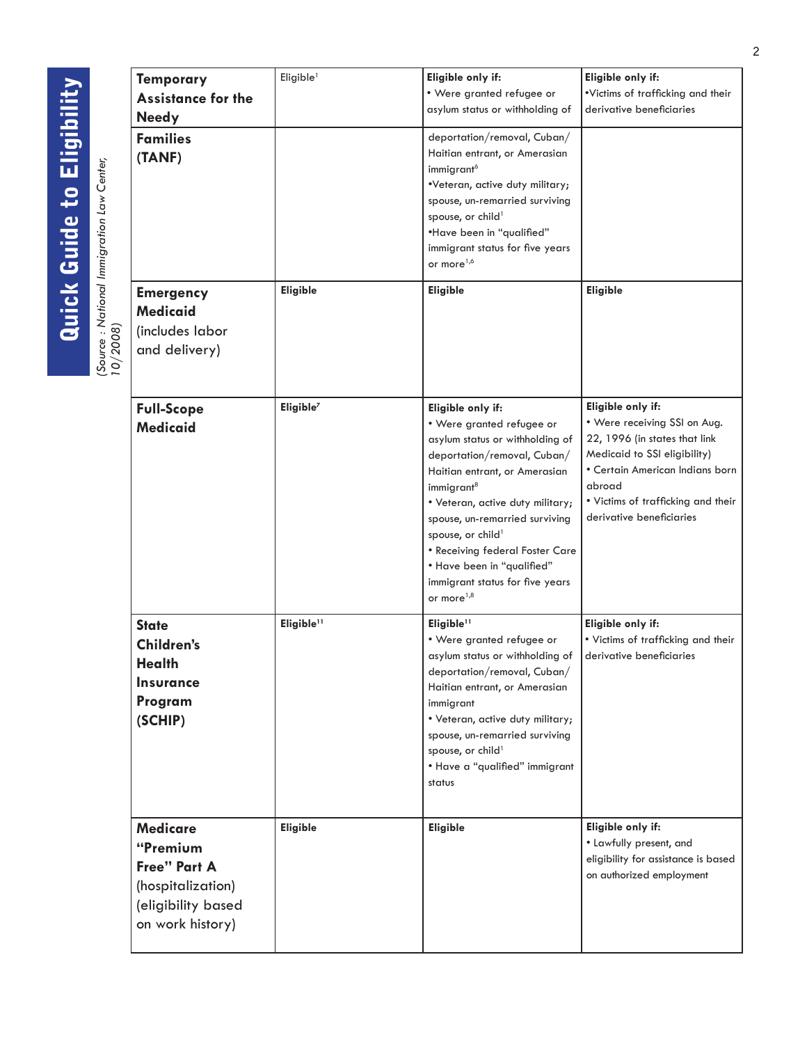**Quick Guide to Eligibility**

*(Source : National Immigration Law Center, 10/2008)*

| | | | |
|---|---|---|---|
| **Temporary Assistance for the Needy Families (TANF)** | Eligible[1] | **Eligible only if:** • Were granted refugee or asylum status or withholding of deportation/removal, Cuban/ Haitian entrant, or Amerasian immigrant[6] •Veteran, active duty military; spouse, un-remarried surviving spouse, or child[1] •Have been in "qualified" immigrant status for five years or more[1,6] | **Eligible only if:** •Victims of trafficking and their derivative beneficiaries |
| **Emergency Medicaid** (includes labor and delivery) | **Eligible** | **Eligible** | **Eligible** |
| **Full-Scope Medicaid** | **Eligible**[7] | **Eligible only if:** • Were granted refugee or asylum status or withholding of deportation/removal, Cuban/ Haitian entrant, or Amerasian immigrant[8] • Veteran, active duty military; spouse, un-remarried surviving spouse, or child[1] • Receiving federal Foster Care • Have been in "qualified" immigrant status for five years or more[1,8] | **Eligible only if:** • Were receiving SSI on Aug. 22, 1996 (in states that link Medicaid to SSI eligibility) • Certain American Indians born abroad • Victims of trafficking and their derivative beneficiaries |
| **State Children's Health Insurance Program (SCHIP)** | **Eligible**[11] | **Eligible**[11] • Were granted refugee or asylum status or withholding of deportation/removal, Cuban/ Haitian entrant, or Amerasian immigrant • Veteran, active duty military; spouse, un-remarried surviving spouse, or child[1] • Have a "qualified" immigrant status | **Eligible only if:** • Victims of trafficking and their derivative beneficiaries |
| **Medicare "Premium Free" Part A** (hospitalization) (eligibility based on work history) | **Eligible** | **Eligible** | **Eligible only if:** • Lawfully present, and eligibility for assistance is based on authorized employment |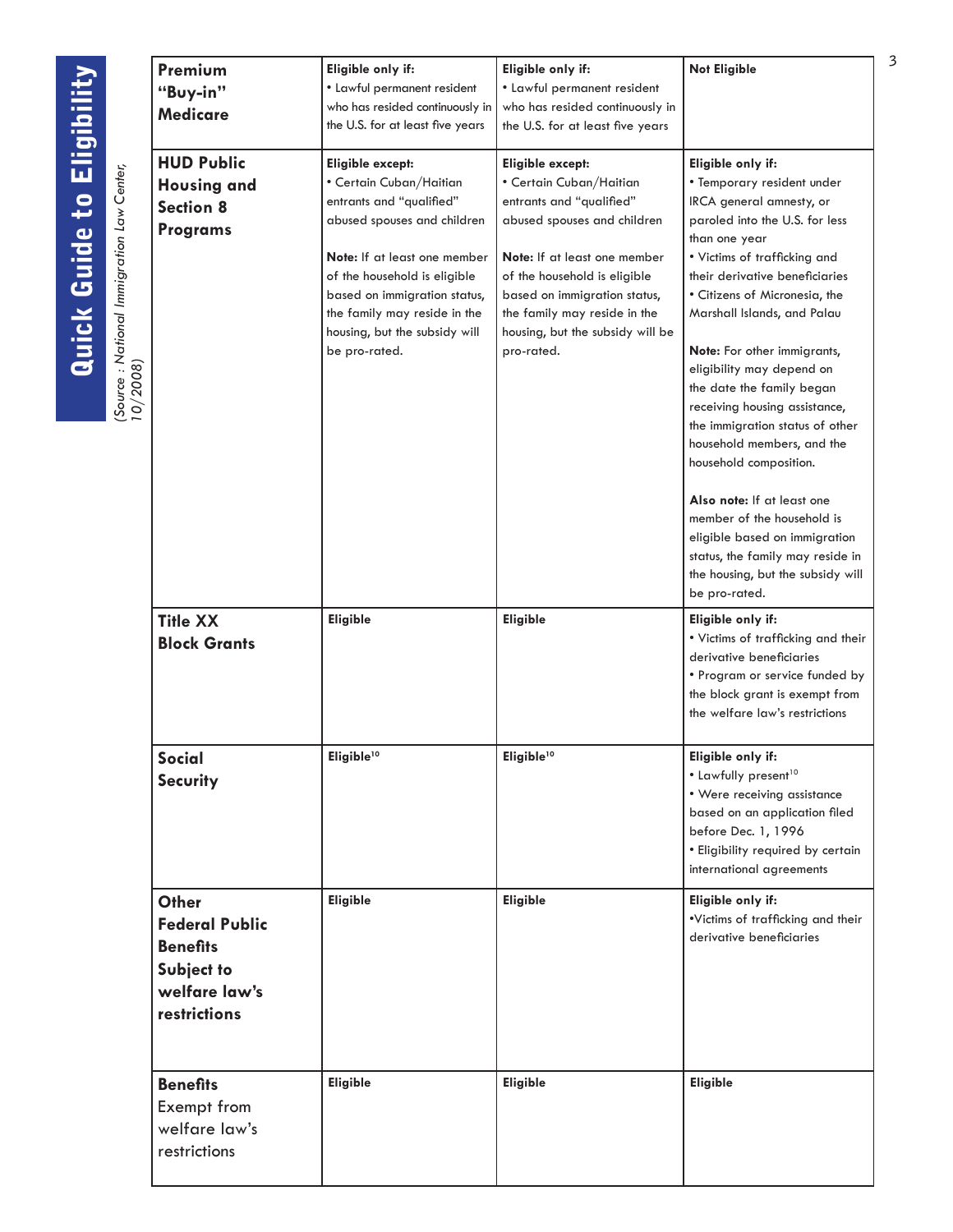**Quick Guide to Eligibility**

*(Source : National Immigration Law Center, 10/2008)*

| | | | |
|---|---|---|---|
| **Premium "Buy-in" Medicare** | **Eligible only if:** • Lawful permanent resident who has resided continuously in the U.S. for at least five years | **Eligible only if:** • Lawful permanent resident who has resided continuously in the U.S. for at least five years | **Not Eligible** |
| **HUD Public Housing and Section 8 Programs** | **Eligible except:** • Certain Cuban/Haitian entrants and "qualified" abused spouses and children<br><br>**Note:** If at least one member of the household is eligible based on immigration status, the family may reside in the housing, but the subsidy will be pro-rated. | **Eligible except:** • Certain Cuban/Haitian entrants and "qualified" abused spouses and children<br><br>**Note:** If at least one member of the household is eligible based on immigration status, the family may reside in the housing, but the subsidy will be pro-rated. | **Eligible only if:** • Temporary resident under IRCA general amnesty, or paroled into the U.S. for less than one year • Victims of trafficking and their derivative beneficiaries • Citizens of Micronesia, the Marshall Islands, and Palau<br><br>**Note:** For other immigrants, eligibility may depend on the date the family began receiving housing assistance, the immigration status of other household members, and the household composition.<br><br>**Also note:** If at least one member of the household is eligible based on immigration status, the family may reside in the housing, but the subsidy will be pro-rated. |
| **Title XX Block Grants** | **Eligible** | **Eligible** | **Eligible only if:** • Victims of trafficking and their derivative beneficiaries • Program or service funded by the block grant is exempt from the welfare law's restrictions |
| **Social Security** | **Eligible**[10] | **Eligible**[10] | **Eligible only if:** • Lawfully present[10] • Were receiving assistance based on an application filed before Dec. 1, 1996 • Eligibility required by certain international agreements |
| **Other Federal Public Benefits Subject to welfare law's restrictions** | **Eligible** | **Eligible** | **Eligible only if:** • Victims of trafficking and their derivative beneficiaries |
| **Benefits** Exempt from welfare law's restrictions | **Eligible** | **Eligible** | **Eligible** |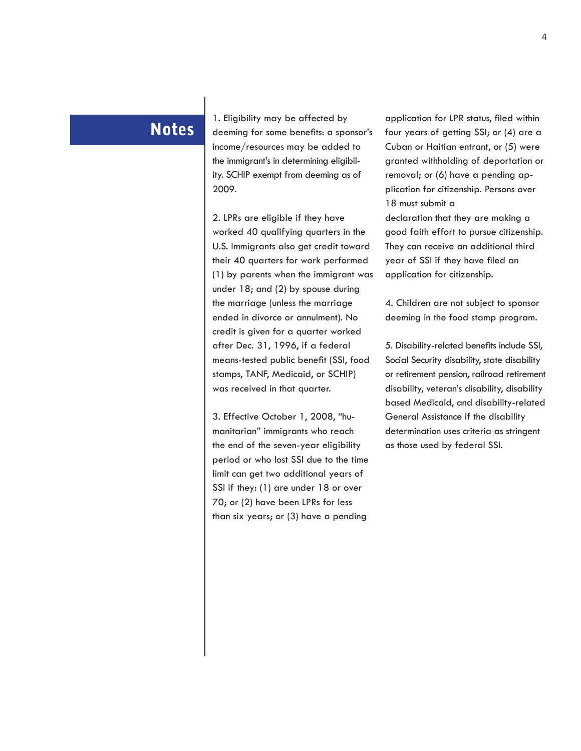## Notes

1. Eligibility may be affected by deeming for some benefits: a sponsor's income/resources may be added to the immigrant's in determining eligibility. SCHIP exempt from deeming as of 2009.

2. LPRs are eligible if they have worked 40 qualifying quarters in the U.S. Immigrants also get credit toward their 40 quarters for work performed (1) by parents when the immigrant was under 18; and (2) by spouse during the marriage (unless the marriage ended in divorce or annulment). No credit is given for a quarter worked after Dec. 31, 1996, if a federal means-tested public benefit (SSI, food stamps, TANF, Medicaid, or SCHIP) was received in that quarter.

3. Effective October 1, 2008, "humanitarian" immigrants who reach the end of the seven-year eligibility period or who lost SSI due to the time limit can get two additional years of SSI if they: (1) are under 18 or over 70; or (2) have been LPRs for less than six years; or (3) have a pending application for LPR status, filed within four years of getting SSI; or (4) are a Cuban or Haitian entrant, or (5) were granted withholding of deportation or removal; or (6) have a pending application for citizenship. Persons over 18 must submit a declaration that they are making a good faith effort to pursue citizenship. They can receive an additional third year of SSI if they have filed an application for citizenship.

4. Children are not subject to sponsor deeming in the food stamp program.

5. Disability-related benefits include SSI, Social Security disability, state disability or retirement pension, railroad retirement disability, veteran's disability, disability based Medicaid, and disability-related General Assistance if the disability determination uses criteria as stringent as those used by federal SSI.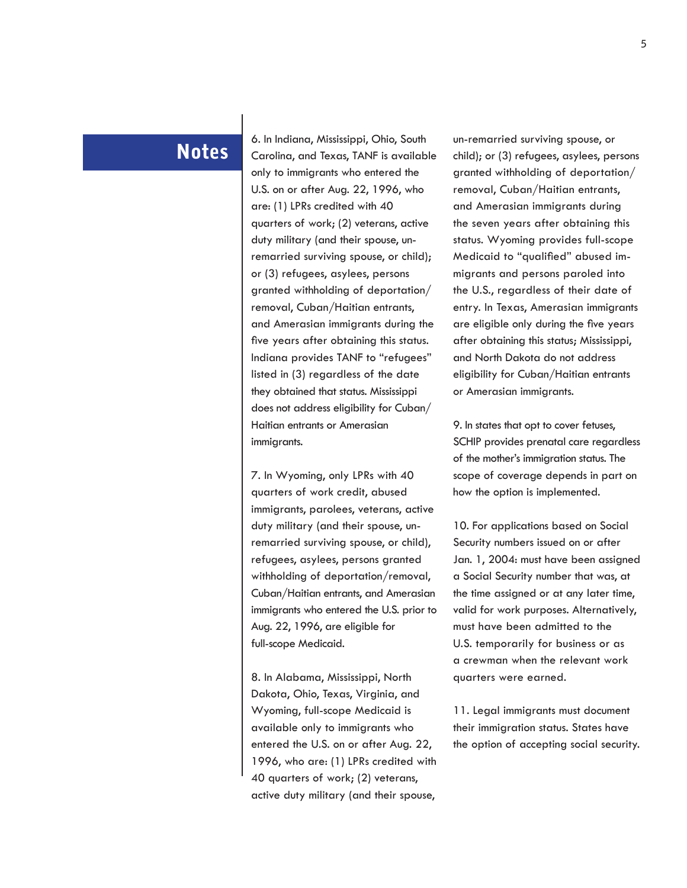## Notes

6. In Indiana, Mississippi, Ohio, South Carolina, and Texas, TANF is available only to immigrants who entered the U.S. on or after Aug. 22, 1996, who are: (1) LPRs credited with 40 quarters of work; (2) veterans, active duty military (and their spouse, un-remarried surviving spouse, or child); or (3) refugees, asylees, persons granted withholding of deportation/removal, Cuban/Haitian entrants, and Amerasian immigrants during the five years after obtaining this status. Indiana provides TANF to "refugees" listed in (3) regardless of the date they obtained that status. Mississippi does not address eligibility for Cuban/Haitian entrants or Amerasian immigrants.

7. In Wyoming, only LPRs with 40 quarters of work credit, abused immigrants, parolees, veterans, active duty military (and their spouse, un-remarried surviving spouse, or child), refugees, asylees, persons granted withholding of deportation/removal, Cuban/Haitian entrants, and Amerasian immigrants who entered the U.S. prior to Aug. 22, 1996, are eligible for full-scope Medicaid.

8. In Alabama, Mississippi, North Dakota, Ohio, Texas, Virginia, and Wyoming, full-scope Medicaid is available only to immigrants who entered the U.S. on or after Aug. 22, 1996, who are: (1) LPRs credited with 40 quarters of work; (2) veterans, active duty military (and their spouse, un-remarried surviving spouse, or child); or (3) refugees, asylees, persons granted withholding of deportation/removal, Cuban/Haitian entrants, and Amerasian immigrants during the seven years after obtaining this status. Wyoming provides full-scope Medicaid to "qualified" abused immigrants and persons paroled into the U.S., regardless of their date of entry. In Texas, Amerasian immigrants are eligible only during the five years after obtaining this status; Mississippi, and North Dakota do not address eligibility for Cuban/Haitian entrants or Amerasian immigrants.

9. In states that opt to cover fetuses, SCHIP provides prenatal care regardless of the mother's immigration status. The scope of coverage depends in part on how the option is implemented.

10. For applications based on Social Security numbers issued on or after Jan. 1, 2004: must have been assigned a Social Security number that was, at the time assigned or at any later time, valid for work purposes. Alternatively, must have been admitted to the U.S. temporarily for business or as a crewman when the relevant work quarters were earned.

11. Legal immigrants must document their immigration status. States have the option of accepting social security.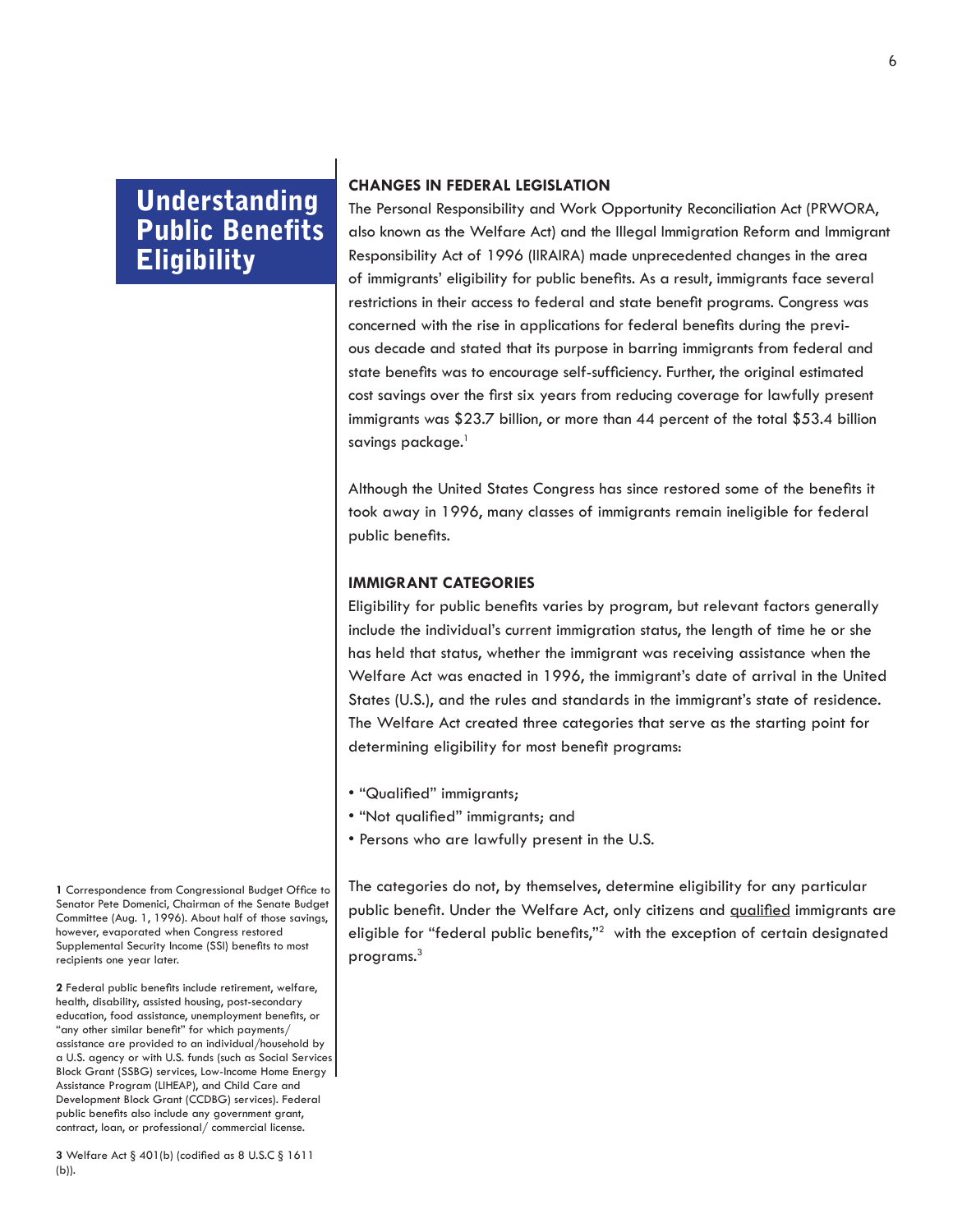# Understanding Public Benefits Eligibility

## CHANGES IN FEDERAL LEGISLATION

The Personal Responsibility and Work Opportunity Reconciliation Act (PRWORA, also known as the Welfare Act) and the Illegal Immigration Reform and Immigrant Responsibility Act of 1996 (IIRAIRA) made unprecedented changes in the area of immigrants' eligibility for public benefits. As a result, immigrants face several restrictions in their access to federal and state benefit programs. Congress was concerned with the rise in applications for federal benefits during the previous decade and stated that its purpose in barring immigrants from federal and state benefits was to encourage self-sufficiency. Further, the original estimated cost savings over the first six years from reducing coverage for lawfully present immigrants was $23.7 billion, or more than 44 percent of the total $53.4 billion savings package.[1]

Although the United States Congress has since restored some of the benefits it took away in 1996, many classes of immigrants remain ineligible for federal public benefits.

## IMMIGRANT CATEGORIES

Eligibility for public benefits varies by program, but relevant factors generally include the individual's current immigration status, the length of time he or she has held that status, whether the immigrant was receiving assistance when the Welfare Act was enacted in 1996, the immigrant's date of arrival in the United States (U.S.), and the rules and standards in the immigrant's state of residence. The Welfare Act created three categories that serve as the starting point for determining eligibility for most benefit programs:

- "Qualified" immigrants;
- "Not qualified" immigrants; and
- Persons who are lawfully present in the U.S.

The categories do not, by themselves, determine eligibility for any particular public benefit. Under the Welfare Act, only citizens and qualified immigrants are eligible for "federal public benefits,"[2] with the exception of certain designated programs.[3]

**1** Correspondence from Congressional Budget Office to Senator Pete Domenici, Chairman of the Senate Budget Committee (Aug. 1, 1996). About half of those savings, however, evaporated when Congress restored Supplemental Security Income (SSI) benefits to most recipients one year later.

**2** Federal public benefits include retirement, welfare, health, disability, assisted housing, post-secondary education, food assistance, unemployment benefits, or "any other similar benefit" for which payments/ assistance are provided to an individual/household by a U.S. agency or with U.S. funds (such as Social Services Block Grant (SSBG) services, Low-Income Home Energy Assistance Program (LIHEAP), and Child Care and Development Block Grant (CCDBG) services). Federal public benefits also include any government grant, contract, loan, or professional/ commercial license.

**3** Welfare Act § 401(b) (codified as 8 U.S.C § 1611 (b)).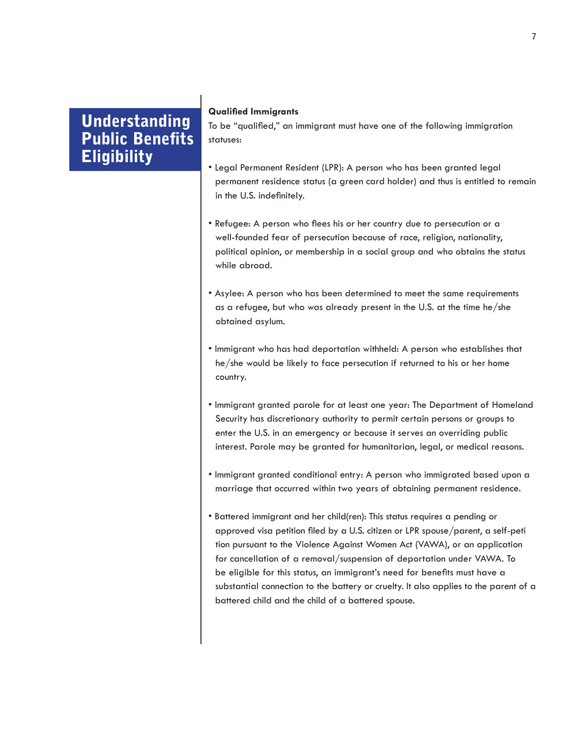## Understanding Public Benefits Eligibility

**Qualified Immigrants**

To be "qualified," an immigrant must have one of the following immigration statuses:

- Legal Permanent Resident (LPR): A person who has been granted legal permanent residence status (a green card holder) and thus is entitled to remain in the U.S. indefinitely.

- Refugee: A person who flees his or her country due to persecution or a well-founded fear of persecution because of race, religion, nationality, political opinion, or membership in a social group and who obtains the status while abroad.

- Asylee: A person who has been determined to meet the same requirements as a refugee, but who was already present in the U.S. at the time he/she obtained asylum.

- Immigrant who has had deportation withheld: A person who establishes that he/she would be likely to face persecution if returned to his or her home country.

- Immigrant granted parole for at least one year: The Department of Homeland Security has discretionary authority to permit certain persons or groups to enter the U.S. in an emergency or because it serves an overriding public interest. Parole may be granted for humanitarian, legal, or medical reasons.

- Immigrant granted conditional entry: A person who immigrated based upon a marriage that occurred within two years of obtaining permanent residence.

- Battered immigrant and her child(ren): This status requires a pending or approved visa petition filed by a U.S. citizen or LPR spouse/parent, a self-petition pursuant to the Violence Against Women Act (VAWA), or an application for cancellation of a removal/suspension of deportation under VAWA. To be eligible for this status, an immigrant's need for benefits must have a substantial connection to the battery or cruelty. It also applies to the parent of a battered child and the child of a battered spouse.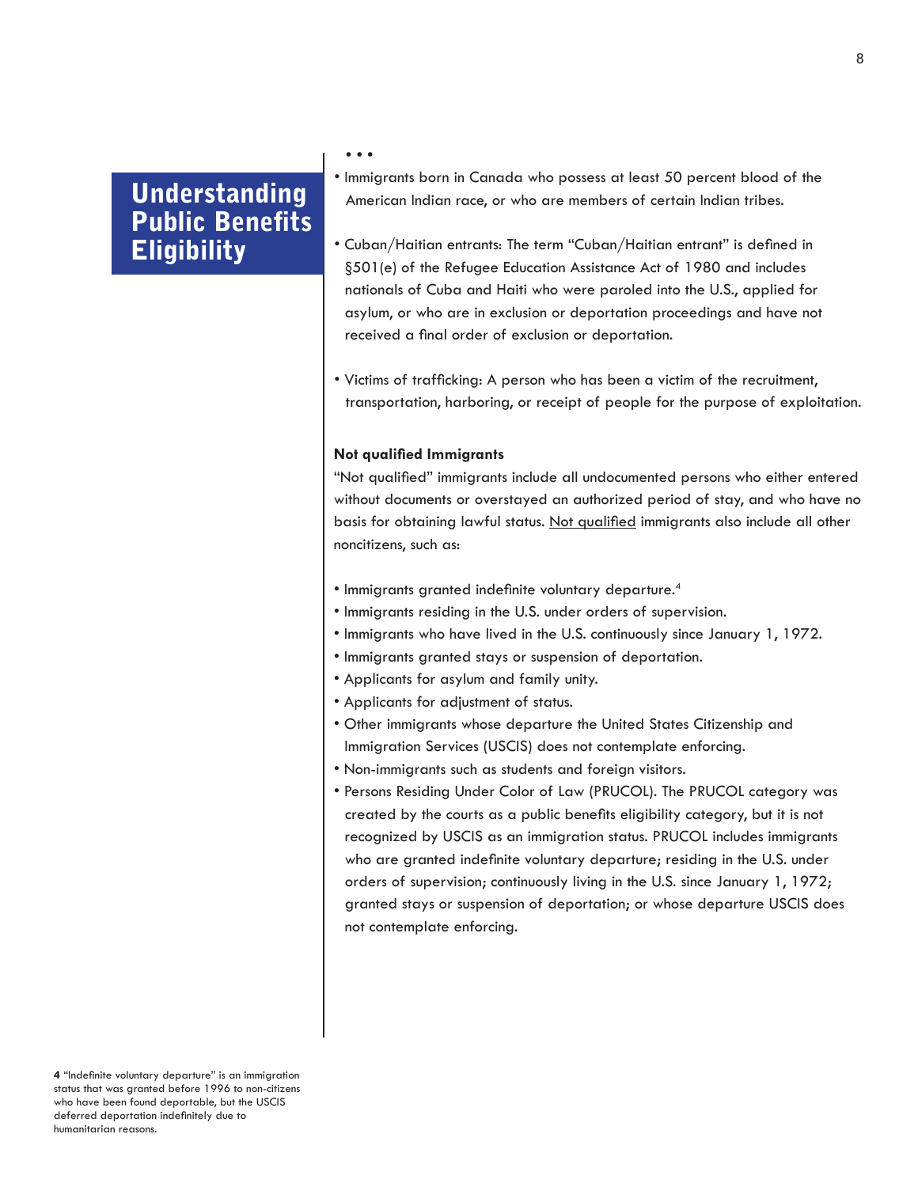## Understanding Public Benefits Eligibility

• • •

- Immigrants born in Canada who possess at least 50 percent blood of the American Indian race, or who are members of certain Indian tribes.

- Cuban/Haitian entrants: The term "Cuban/Haitian entrant" is defined in §501(e) of the Refugee Education Assistance Act of 1980 and includes nationals of Cuba and Haiti who were paroled into the U.S., applied for asylum, or who are in exclusion or deportation proceedings and have not received a final order of exclusion or deportation.

- Victims of trafficking: A person who has been a victim of the recruitment, transportation, harboring, or receipt of people for the purpose of exploitation.

**Not qualified Immigrants**

"Not qualified" immigrants include all undocumented persons who either entered without documents or overstayed an authorized period of stay, and who have no basis for obtaining lawful status. Not qualified immigrants also include all other noncitizens, such as:

- Immigrants granted indefinite voluntary departure.[4]
- Immigrants residing in the U.S. under orders of supervision.
- Immigrants who have lived in the U.S. continuously since January 1, 1972.
- Immigrants granted stays or suspension of deportation.
- Applicants for asylum and family unity.
- Applicants for adjustment of status.
- Other immigrants whose departure the United States Citizenship and Immigration Services (USCIS) does not contemplate enforcing.
- Non-immigrants such as students and foreign visitors.
- Persons Residing Under Color of Law (PRUCOL). The PRUCOL category was created by the courts as a public benefits eligibility category, but it is not recognized by USCIS as an immigration status. PRUCOL includes immigrants who are granted indefinite voluntary departure; residing in the U.S. under orders of supervision; continuously living in the U.S. since January 1, 1972; granted stays or suspension of deportation; or whose departure USCIS does not contemplate enforcing.

**4** "Indefinite voluntary departure" is an immigration status that was granted before 1996 to non-citizens who have been found deportable, but the USCIS deferred deportation indefinitely due to humanitarian reasons.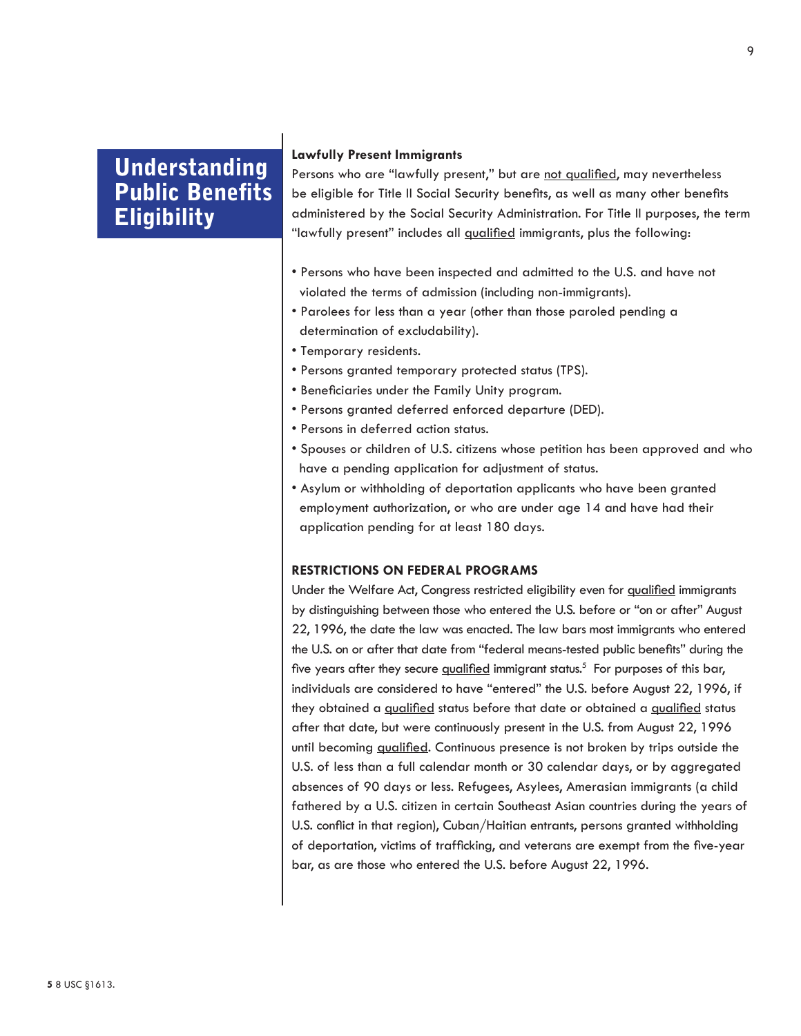# Understanding Public Benefits Eligibility

**Lawfully Present Immigrants**

Persons who are "lawfully present," but are not qualified, may nevertheless be eligible for Title II Social Security benefits, as well as many other benefits administered by the Social Security Administration. For Title II purposes, the term "lawfully present" includes all qualified immigrants, plus the following:

- Persons who have been inspected and admitted to the U.S. and have not violated the terms of admission (including non-immigrants).
- Parolees for less than a year (other than those paroled pending a determination of excludability).
- Temporary residents.
- Persons granted temporary protected status (TPS).
- Beneficiaries under the Family Unity program.
- Persons granted deferred enforced departure (DED).
- Persons in deferred action status.
- Spouses or children of U.S. citizens whose petition has been approved and who have a pending application for adjustment of status.
- Asylum or withholding of deportation applicants who have been granted employment authorization, or who are under age 14 and have had their application pending for at least 180 days.

## RESTRICTIONS ON FEDERAL PROGRAMS

Under the Welfare Act, Congress restricted eligibility even for qualified immigrants by distinguishing between those who entered the U.S. before or "on or after" August 22, 1996, the date the law was enacted. The law bars most immigrants who entered the U.S. on or after that date from "federal means-tested public benefits" during the five years after they secure qualified immigrant status.[5] For purposes of this bar, individuals are considered to have "entered" the U.S. before August 22, 1996, if they obtained a qualified status before that date or obtained a qualified status after that date, but were continuously present in the U.S. from August 22, 1996 until becoming qualified. Continuous presence is not broken by trips outside the U.S. of less than a full calendar month or 30 calendar days, or by aggregated absences of 90 days or less. Refugees, Asylees, Amerasian immigrants (a child fathered by a U.S. citizen in certain Southeast Asian countries during the years of U.S. conflict in that region), Cuban/Haitian entrants, persons granted withholding of deportation, victims of trafficking, and veterans are exempt from the five-year bar, as are those who entered the U.S. before August 22, 1996.

[5] 8 USC §1613.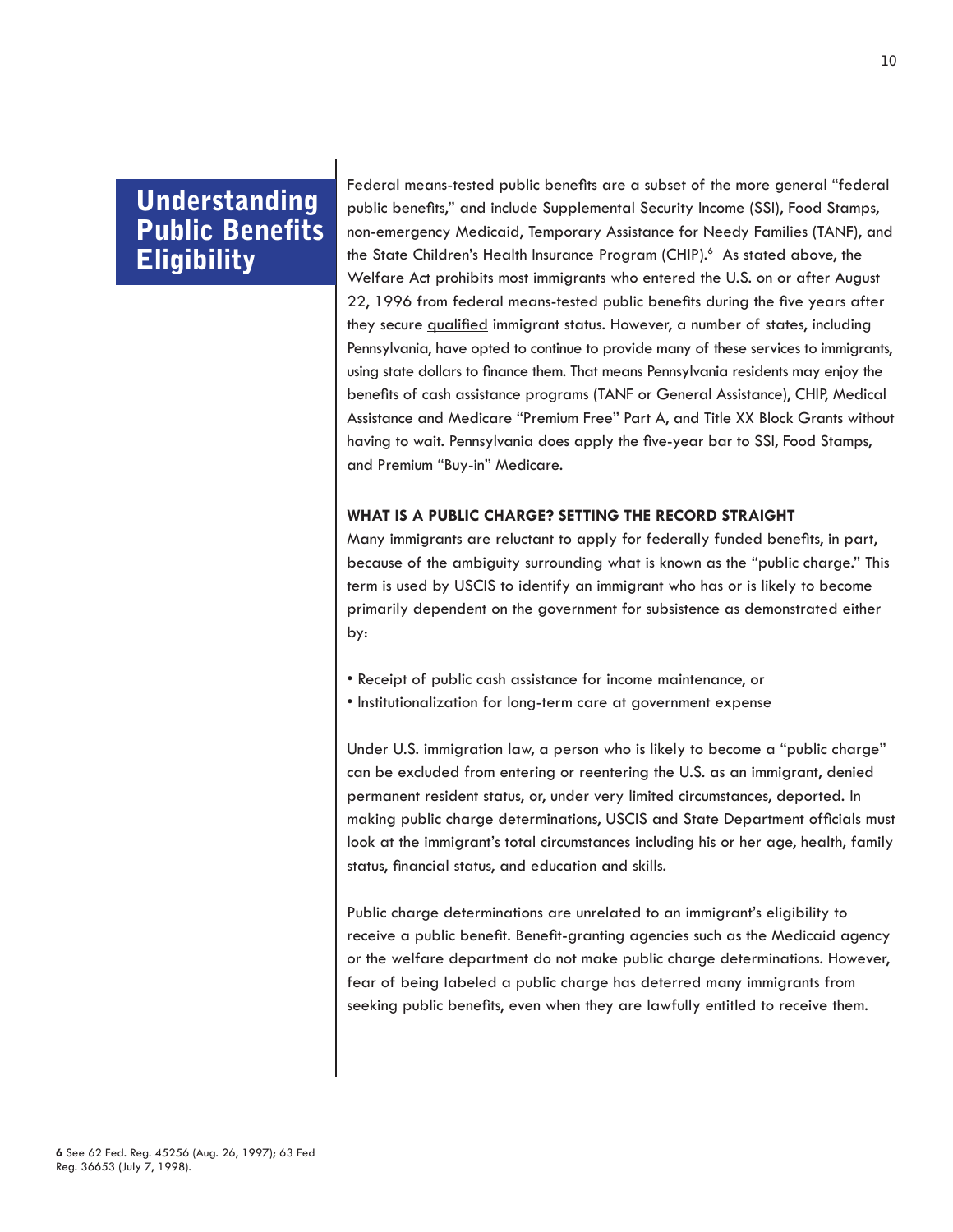# Understanding Public Benefits Eligibility

Federal means-tested public benefits are a subset of the more general "federal public benefits," and include Supplemental Security Income (SSI), Food Stamps, non-emergency Medicaid, Temporary Assistance for Needy Families (TANF), and the State Children's Health Insurance Program (CHIP).[6] As stated above, the Welfare Act prohibits most immigrants who entered the U.S. on or after August 22, 1996 from federal means-tested public benefits during the five years after they secure qualified immigrant status. However, a number of states, including Pennsylvania, have opted to continue to provide many of these services to immigrants, using state dollars to finance them. That means Pennsylvania residents may enjoy the benefits of cash assistance programs (TANF or General Assistance), CHIP, Medical Assistance and Medicare "Premium Free" Part A, and Title XX Block Grants without having to wait. Pennsylvania does apply the five-year bar to SSI, Food Stamps, and Premium "Buy-in" Medicare.

**WHAT IS A PUBLIC CHARGE? SETTING THE RECORD STRAIGHT**

Many immigrants are reluctant to apply for federally funded benefits, in part, because of the ambiguity surrounding what is known as the "public charge." This term is used by USCIS to identify an immigrant who has or is likely to become primarily dependent on the government for subsistence as demonstrated either by:

- Receipt of public cash assistance for income maintenance, or
- Institutionalization for long-term care at government expense

Under U.S. immigration law, a person who is likely to become a "public charge" can be excluded from entering or reentering the U.S. as an immigrant, denied permanent resident status, or, under very limited circumstances, deported. In making public charge determinations, USCIS and State Department officials must look at the immigrant's total circumstances including his or her age, health, family status, financial status, and education and skills.

Public charge determinations are unrelated to an immigrant's eligibility to receive a public benefit. Benefit-granting agencies such as the Medicaid agency or the welfare department do not make public charge determinations. However, fear of being labeled a public charge has deterred many immigrants from seeking public benefits, even when they are lawfully entitled to receive them.

**6** See 62 Fed. Reg. 45256 (Aug. 26, 1997); 63 Fed Reg. 36653 (July 7, 1998).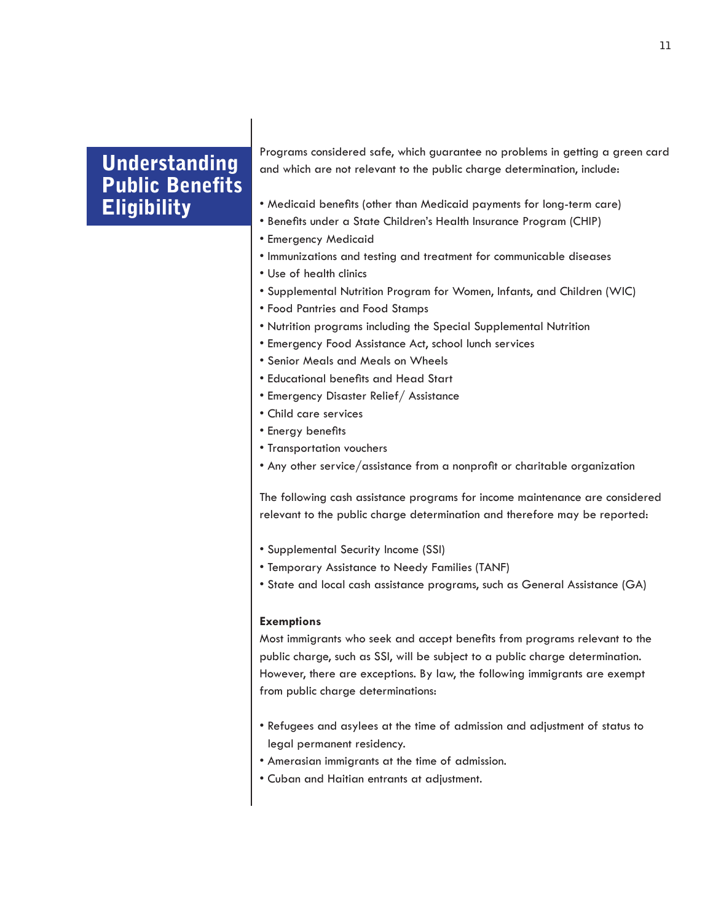# Understanding Public Benefits Eligibility

Programs considered safe, which guarantee no problems in getting a green card and which are not relevant to the public charge determination, include:

- Medicaid benefits (other than Medicaid payments for long-term care)
- Benefits under a State Children's Health Insurance Program (CHIP)
- Emergency Medicaid
- Immunizations and testing and treatment for communicable diseases
- Use of health clinics
- Supplemental Nutrition Program for Women, Infants, and Children (WIC)
- Food Pantries and Food Stamps
- Nutrition programs including the Special Supplemental Nutrition
- Emergency Food Assistance Act, school lunch services
- Senior Meals and Meals on Wheels
- Educational benefits and Head Start
- Emergency Disaster Relief/ Assistance
- Child care services
- Energy benefits
- Transportation vouchers
- Any other service/assistance from a nonprofit or charitable organization

The following cash assistance programs for income maintenance are considered relevant to the public charge determination and therefore may be reported:

- Supplemental Security Income (SSI)
- Temporary Assistance to Needy Families (TANF)
- State and local cash assistance programs, such as General Assistance (GA)

**Exemptions**

Most immigrants who seek and accept benefits from programs relevant to the public charge, such as SSI, will be subject to a public charge determination. However, there are exceptions. By law, the following immigrants are exempt from public charge determinations:

- Refugees and asylees at the time of admission and adjustment of status to legal permanent residency.
- Amerasian immigrants at the time of admission.
- Cuban and Haitian entrants at adjustment.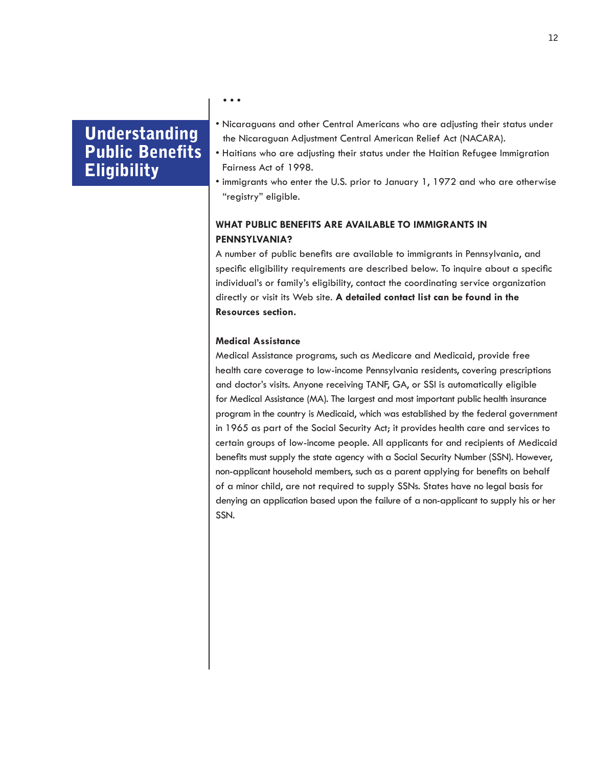## Understanding Public Benefits Eligibility

• • •

- Nicaraguans and other Central Americans who are adjusting their status under the Nicaraguan Adjustment Central American Relief Act (NACARA).
- Haitians who are adjusting their status under the Haitian Refugee Immigration Fairness Act of 1998.
- immigrants who enter the U.S. prior to January 1, 1972 and who are otherwise "registry" eligible.

### WHAT PUBLIC BENEFITS ARE AVAILABLE TO IMMIGRANTS IN PENNSYLVANIA?

A number of public benefits are available to immigrants in Pennsylvania, and specific eligibility requirements are described below. To inquire about a specific individual's or family's eligibility, contact the coordinating service organization directly or visit its Web site. **A detailed contact list can be found in the Resources section.**

#### Medical Assistance

Medical Assistance programs, such as Medicare and Medicaid, provide free health care coverage to low-income Pennsylvania residents, covering prescriptions and doctor's visits. Anyone receiving TANF, GA, or SSI is automatically eligible for Medical Assistance (MA). The largest and most important public health insurance program in the country is Medicaid, which was established by the federal government in 1965 as part of the Social Security Act; it provides health care and services to certain groups of low-income people. All applicants for and recipients of Medicaid benefits must supply the state agency with a Social Security Number (SSN). However, non-applicant household members, such as a parent applying for benefits on behalf of a minor child, are not required to supply SSNs. States have no legal basis for denying an application based upon the failure of a non-applicant to supply his or her SSN.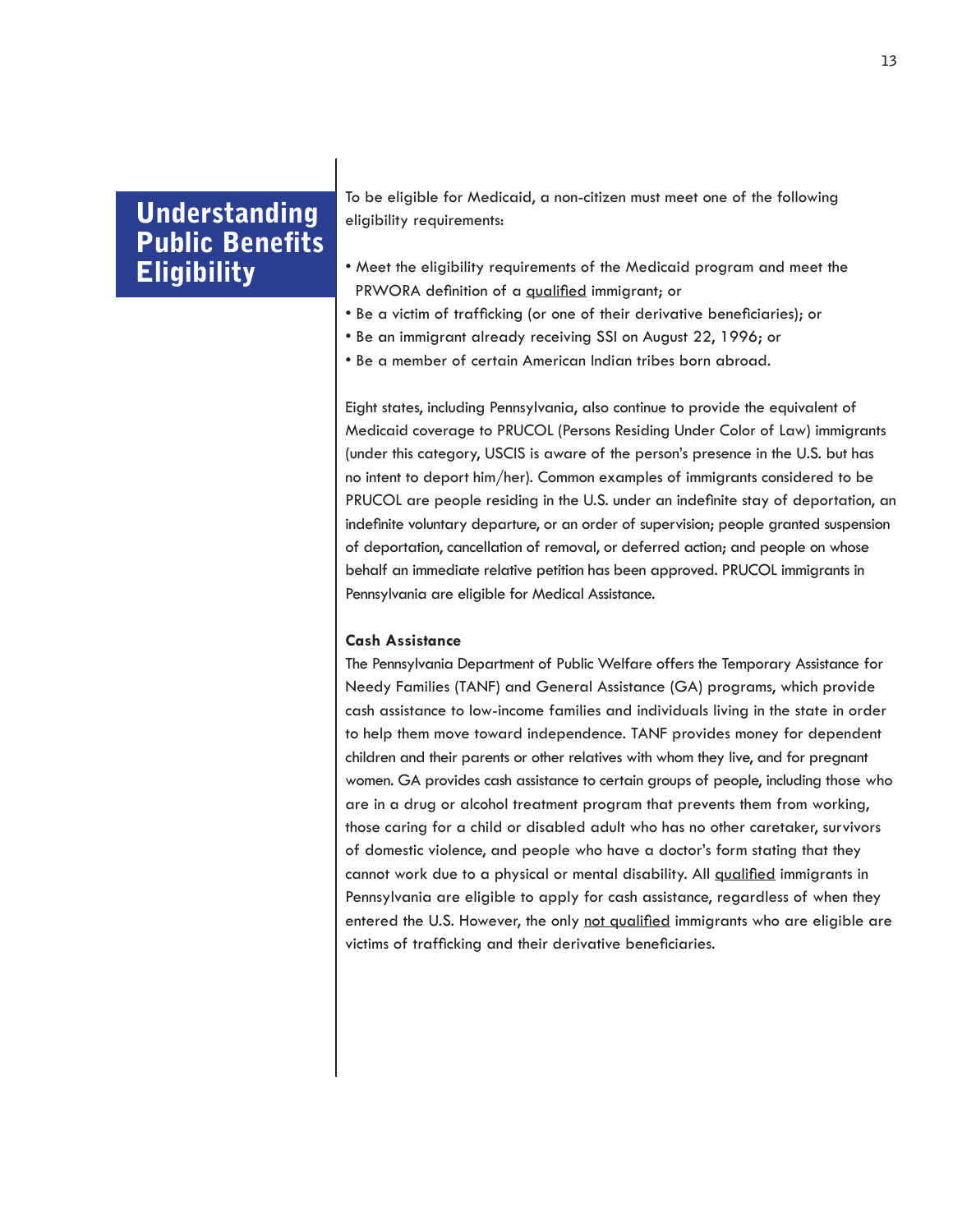# Understanding Public Benefits Eligibility

To be eligible for Medicaid, a non-citizen must meet one of the following eligibility requirements:

- Meet the eligibility requirements of the Medicaid program and meet the PRWORA definition of a qualified immigrant; or
- Be a victim of trafficking (or one of their derivative beneficiaries); or
- Be an immigrant already receiving SSI on August 22, 1996; or
- Be a member of certain American Indian tribes born abroad.

Eight states, including Pennsylvania, also continue to provide the equivalent of Medicaid coverage to PRUCOL (Persons Residing Under Color of Law) immigrants (under this category, USCIS is aware of the person's presence in the U.S. but has no intent to deport him/her). Common examples of immigrants considered to be PRUCOL are people residing in the U.S. under an indefinite stay of deportation, an indefinite voluntary departure, or an order of supervision; people granted suspension of deportation, cancellation of removal, or deferred action; and people on whose behalf an immediate relative petition has been approved. PRUCOL immigrants in Pennsylvania are eligible for Medical Assistance.

**Cash Assistance**

The Pennsylvania Department of Public Welfare offers the Temporary Assistance for Needy Families (TANF) and General Assistance (GA) programs, which provide cash assistance to low-income families and individuals living in the state in order to help them move toward independence. TANF provides money for dependent children and their parents or other relatives with whom they live, and for pregnant women. GA provides cash assistance to certain groups of people, including those who are in a drug or alcohol treatment program that prevents them from working, those caring for a child or disabled adult who has no other caretaker, survivors of domestic violence, and people who have a doctor's form stating that they cannot work due to a physical or mental disability. All qualified immigrants in Pennsylvania are eligible to apply for cash assistance, regardless of when they entered the U.S. However, the only not qualified immigrants who are eligible are victims of trafficking and their derivative beneficiaries.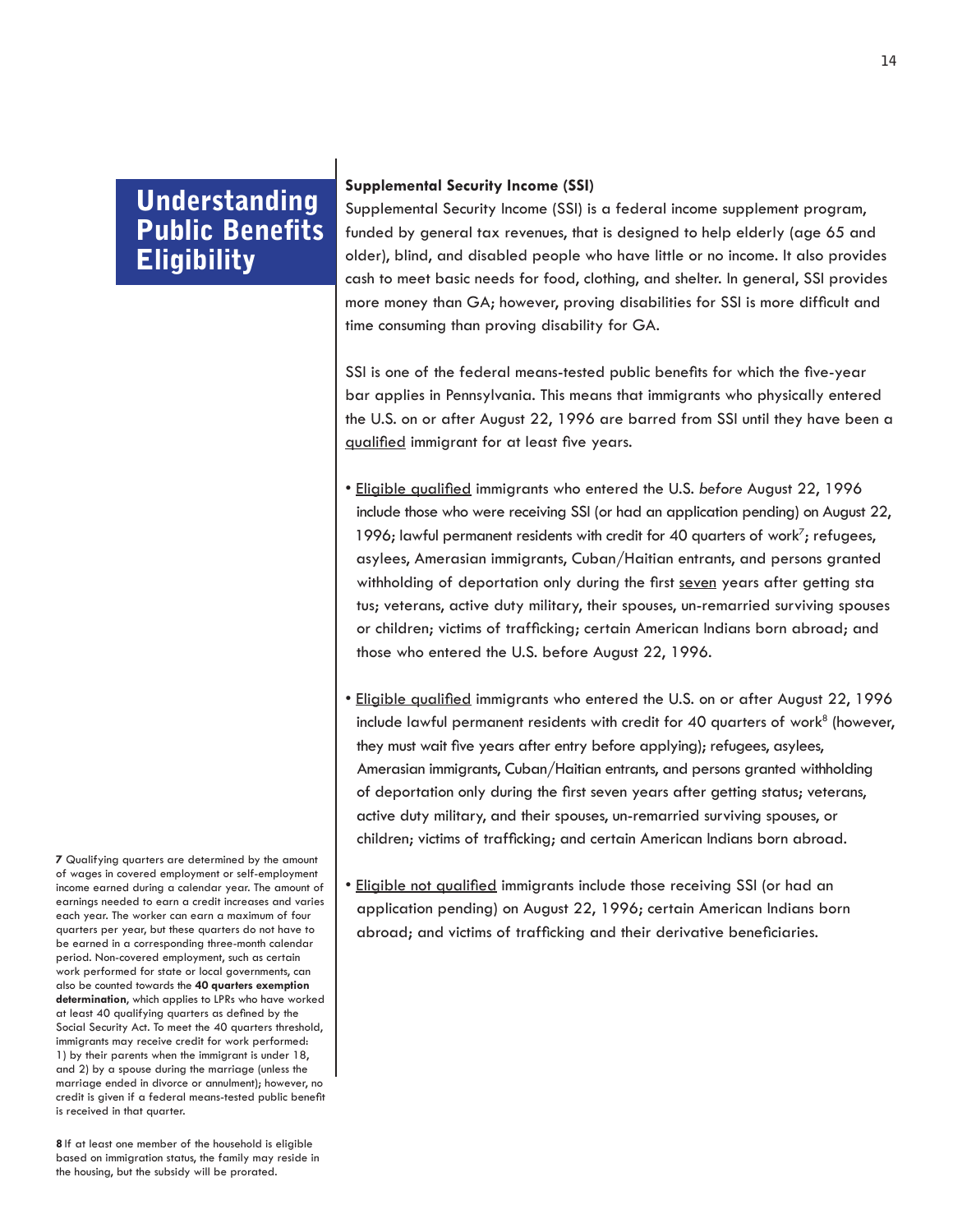# Understanding Public Benefits Eligibility

**Supplemental Security Income (SSI)**

Supplemental Security Income (SSI) is a federal income supplement program, funded by general tax revenues, that is designed to help elderly (age 65 and older), blind, and disabled people who have little or no income. It also provides cash to meet basic needs for food, clothing, and shelter. In general, SSI provides more money than GA; however, proving disabilities for SSI is more difficult and time consuming than proving disability for GA.

SSI is one of the federal means-tested public benefits for which the five-year bar applies in Pennsylvania. This means that immigrants who physically entered the U.S. on or after August 22, 1996 are barred from SSI until they have been a qualified immigrant for at least five years.

- Eligible qualified immigrants who entered the U.S. *before* August 22, 1996 include those who were receiving SSI (or had an application pending) on August 22, 1996; lawful permanent residents with credit for 40 quarters of work[7]; refugees, asylees, Amerasian immigrants, Cuban/Haitian entrants, and persons granted withholding of deportation only during the first seven years after getting sta tus; veterans, active duty military, their spouses, un-remarried surviving spouses or children; victims of trafficking; certain American Indians born abroad; and those who entered the U.S. before August 22, 1996.

- Eligible qualified immigrants who entered the U.S. on or after August 22, 1996 include lawful permanent residents with credit for 40 quarters of work[8] (however, they must wait five years after entry before applying); refugees, asylees, Amerasian immigrants, Cuban/Haitian entrants, and persons granted withholding of deportation only during the first seven years after getting status; veterans, active duty military, and their spouses, un-remarried surviving spouses, or children; victims of trafficking; and certain American Indians born abroad.

- Eligible not qualified immigrants include those receiving SSI (or had an application pending) on August 22, 1996; certain American Indians born abroad; and victims of trafficking and their derivative beneficiaries.

**7** Qualifying quarters are determined by the amount of wages in covered employment or self-employment income earned during a calendar year. The amount of earnings needed to earn a credit increases and varies each year. The worker can earn a maximum of four quarters per year, but these quarters do not have to be earned in a corresponding three-month calendar period. Non-covered employment, such as certain work performed for state or local governments, can also be counted towards the **40 quarters exemption determination**, which applies to LPRs who have worked at least 40 qualifying quarters as defined by the Social Security Act. To meet the 40 quarters threshold, immigrants may receive credit for work performed: 1) by their parents when the immigrant is under 18, and 2) by a spouse during the marriage (unless the marriage ended in divorce or annulment); however, no credit is given if a federal means-tested public benefit is received in that quarter.

**8** If at least one member of the household is eligible based on immigration status, the family may reside in the housing, but the subsidy will be prorated.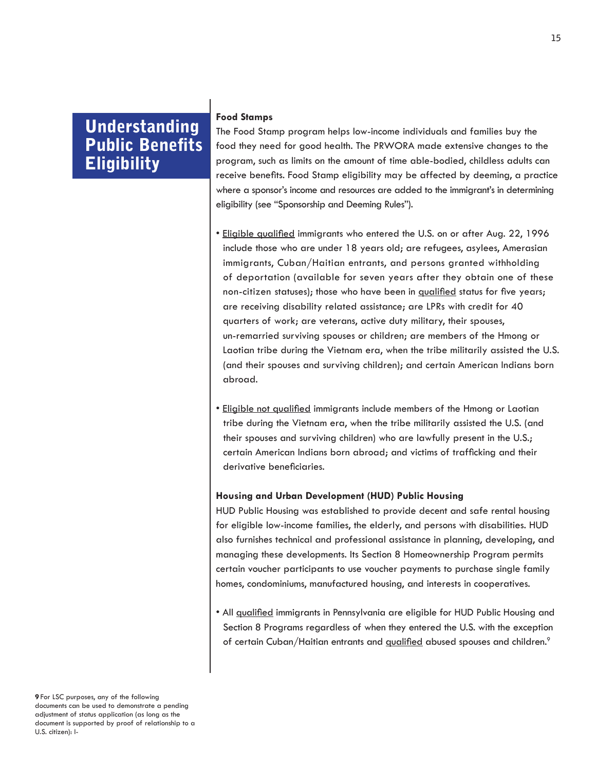## Understanding Public Benefits Eligibility

### Food Stamps

The Food Stamp program helps low-income individuals and families buy the food they need for good health. The PRWORA made extensive changes to the program, such as limits on the amount of time able-bodied, childless adults can receive benefits. Food Stamp eligibility may be affected by deeming, a practice where a sponsor's income and resources are added to the immigrant's in determining eligibility (see "Sponsorship and Deeming Rules").

- Eligible qualified immigrants who entered the U.S. on or after Aug. 22, 1996 include those who are under 18 years old; are refugees, asylees, Amerasian immigrants, Cuban/Haitian entrants, and persons granted withholding of deportation (available for seven years after they obtain one of these non-citizen statuses); those who have been in qualified status for five years; are receiving disability related assistance; are LPRs with credit for 40 quarters of work; are veterans, active duty military, their spouses, un-remarried surviving spouses or children; are members of the Hmong or Laotian tribe during the Vietnam era, when the tribe militarily assisted the U.S. (and their spouses and surviving children); and certain American Indians born abroad.

- Eligible not qualified immigrants include members of the Hmong or Laotian tribe during the Vietnam era, when the tribe militarily assisted the U.S. (and their spouses and surviving children) who are lawfully present in the U.S.; certain American Indians born abroad; and victims of trafficking and their derivative beneficiaries.

### Housing and Urban Development (HUD) Public Housing

HUD Public Housing was established to provide decent and safe rental housing for eligible low-income families, the elderly, and persons with disabilities. HUD also furnishes technical and professional assistance in planning, developing, and managing these developments. Its Section 8 Homeownership Program permits certain voucher participants to use voucher payments to purchase single family homes, condominiums, manufactured housing, and interests in cooperatives.

- All qualified immigrants in Pennsylvania are eligible for HUD Public Housing and Section 8 Programs regardless of when they entered the U.S. with the exception of certain Cuban/Haitian entrants and qualified abused spouses and children.[9]

**9** For LSC purposes, any of the following documents can be used to demonstrate a pending adjustment of status application (as long as the document is supported by proof of relationship to a U.S. citizen): I-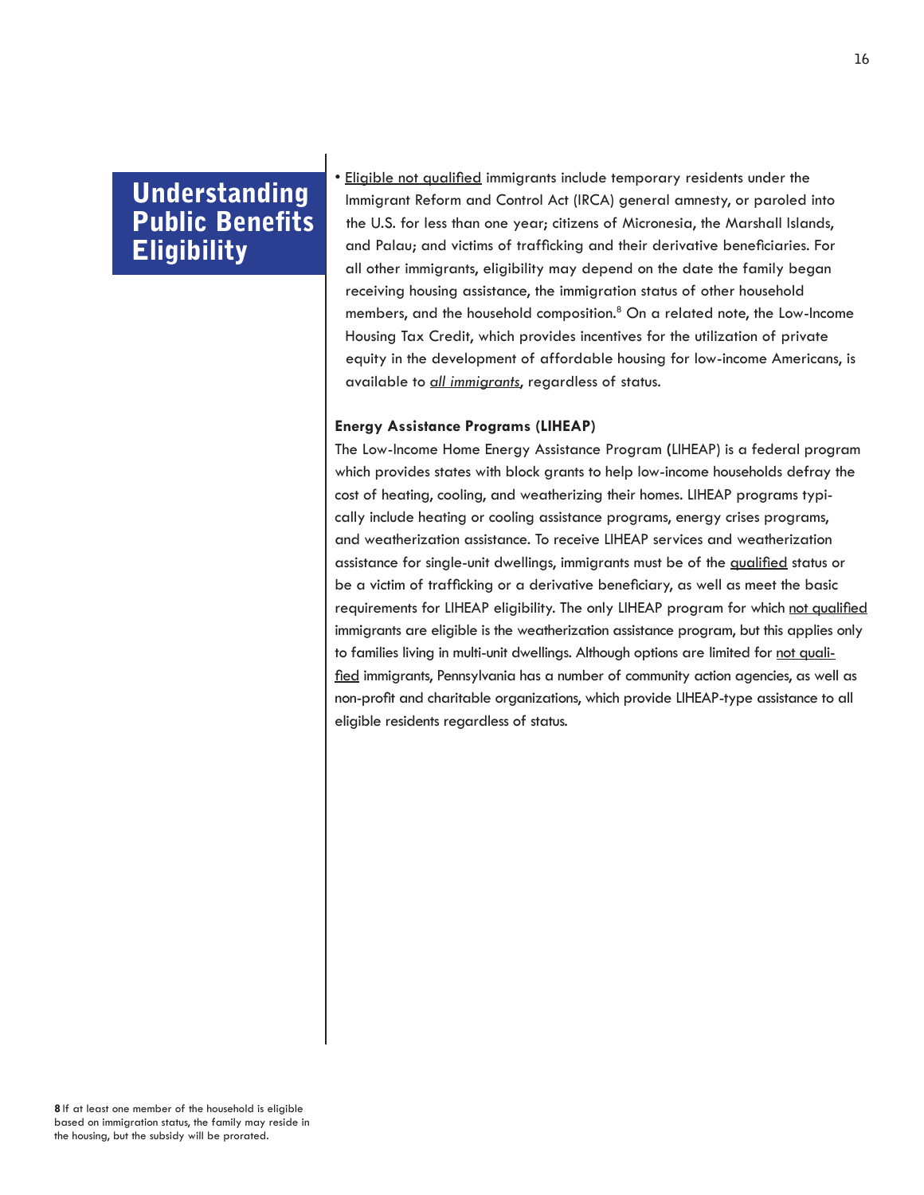# Understanding Public Benefits Eligibility

- Eligible not qualified immigrants include temporary residents under the Immigrant Reform and Control Act (IRCA) general amnesty, or paroled into the U.S. for less than one year; citizens of Micronesia, the Marshall Islands, and Palau; and victims of trafficking and their derivative beneficiaries. For all other immigrants, eligibility may depend on the date the family began receiving housing assistance, the immigration status of other household members, and the household composition.[8] On a related note, the Low-Income Housing Tax Credit, which provides incentives for the utilization of private equity in the development of affordable housing for low-income Americans, is available to *all immigrants*, regardless of status.

**Energy Assistance Programs (LIHEAP)**

The Low-Income Home Energy Assistance Program (LIHEAP) is a federal program which provides states with block grants to help low-income households defray the cost of heating, cooling, and weatherizing their homes. LIHEAP programs typically include heating or cooling assistance programs, energy crises programs, and weatherization assistance. To receive LIHEAP services and weatherization assistance for single-unit dwellings, immigrants must be of the qualified status or be a victim of trafficking or a derivative beneficiary, as well as meet the basic requirements for LIHEAP eligibility. The only LIHEAP program for which not qualified immigrants are eligible is the weatherization assistance program, but this applies only to families living in multi-unit dwellings. Although options are limited for not qualified immigrants, Pennsylvania has a number of community action agencies, as well as non-profit and charitable organizations, which provide LIHEAP-type assistance to all eligible residents regardless of status.

**8** If at least one member of the household is eligible based on immigration status, the family may reside in the housing, but the subsidy will be prorated.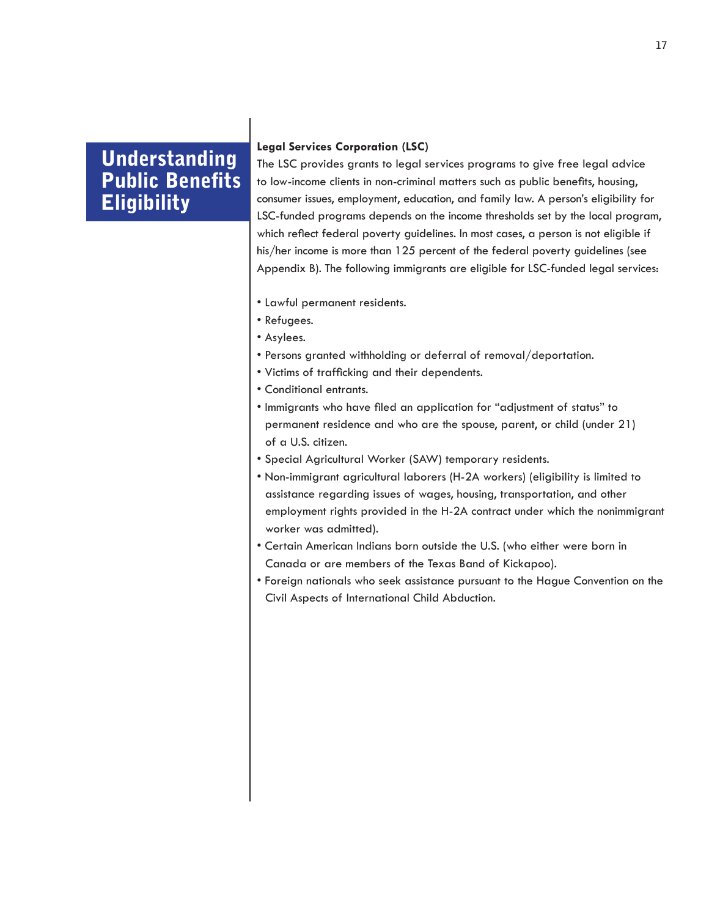# Understanding Public Benefits Eligibility

**Legal Services Corporation (LSC)**

The LSC provides grants to legal services programs to give free legal advice to low-income clients in non-criminal matters such as public benefits, housing, consumer issues, employment, education, and family law. A person's eligibility for LSC-funded programs depends on the income thresholds set by the local program, which reflect federal poverty guidelines. In most cases, a person is not eligible if his/her income is more than 125 percent of the federal poverty guidelines (see Appendix B). The following immigrants are eligible for LSC-funded legal services:

- Lawful permanent residents.
- Refugees.
- Asylees.
- Persons granted withholding or deferral of removal/deportation.
- Victims of trafficking and their dependents.
- Conditional entrants.
- Immigrants who have filed an application for "adjustment of status" to permanent residence and who are the spouse, parent, or child (under 21) of a U.S. citizen.
- Special Agricultural Worker (SAW) temporary residents.
- Non-immigrant agricultural laborers (H-2A workers) (eligibility is limited to assistance regarding issues of wages, housing, transportation, and other employment rights provided in the H-2A contract under which the nonimmigrant worker was admitted).
- Certain American Indians born outside the U.S. (who either were born in Canada or are members of the Texas Band of Kickapoo).
- Foreign nationals who seek assistance pursuant to the Hague Convention on the Civil Aspects of International Child Abduction.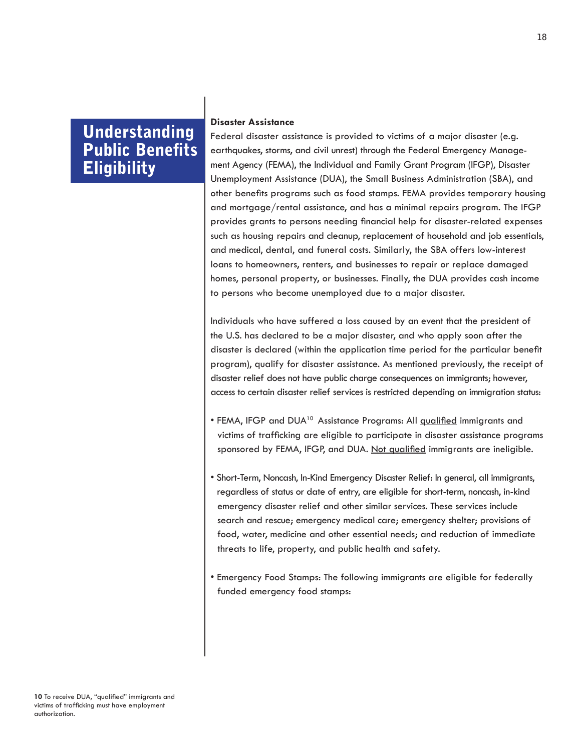## Understanding Public Benefits Eligibility

**Disaster Assistance**

Federal disaster assistance is provided to victims of a major disaster (e.g. earthquakes, storms, and civil unrest) through the Federal Emergency Management Agency (FEMA), the Individual and Family Grant Program (IFGP), Disaster Unemployment Assistance (DUA), the Small Business Administration (SBA), and other benefits programs such as food stamps. FEMA provides temporary housing and mortgage/rental assistance, and has a minimal repairs program. The IFGP provides grants to persons needing financial help for disaster-related expenses such as housing repairs and cleanup, replacement of household and job essentials, and medical, dental, and funeral costs. Similarly, the SBA offers low-interest loans to homeowners, renters, and businesses to repair or replace damaged homes, personal property, or businesses. Finally, the DUA provides cash income to persons who become unemployed due to a major disaster.

Individuals who have suffered a loss caused by an event that the president of the U.S. has declared to be a major disaster, and who apply soon after the disaster is declared (within the application time period for the particular benefit program), qualify for disaster assistance. As mentioned previously, the receipt of disaster relief does not have public charge consequences on immigrants; however, access to certain disaster relief services is restricted depending on immigration status:

- FEMA, IFGP and DUA[10] Assistance Programs: All qualified immigrants and victims of trafficking are eligible to participate in disaster assistance programs sponsored by FEMA, IFGP, and DUA. Not qualified immigrants are ineligible.
- Short-Term, Noncash, In-Kind Emergency Disaster Relief: In general, all immigrants, regardless of status or date of entry, are eligible for short-term, noncash, in-kind emergency disaster relief and other similar services. These services include search and rescue; emergency medical care; emergency shelter; provisions of food, water, medicine and other essential needs; and reduction of immediate threats to life, property, and public health and safety.
- Emergency Food Stamps: The following immigrants are eligible for federally funded emergency food stamps:

**10** To receive DUA, "qualified" immigrants and victims of trafficking must have employment authorization.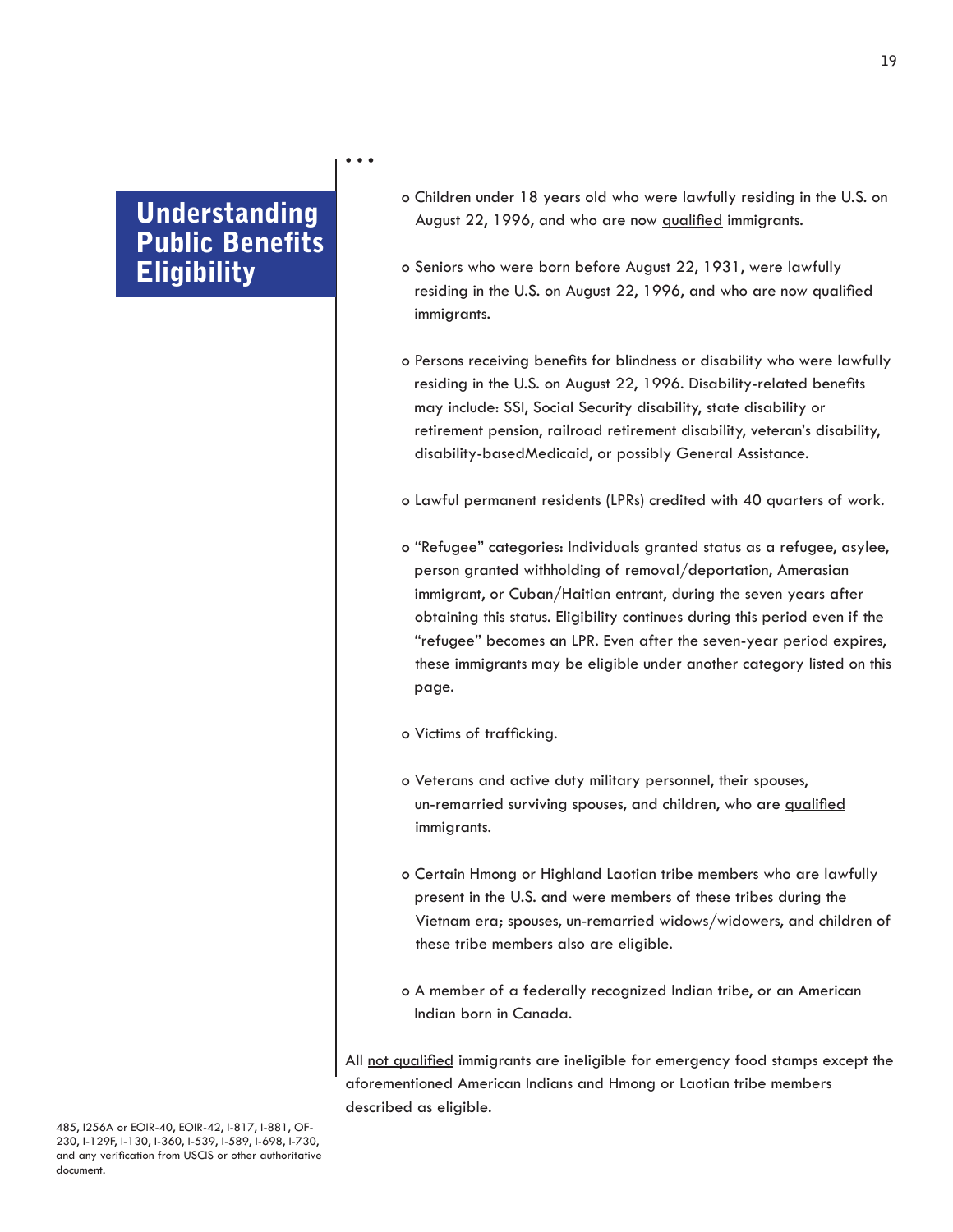## Understanding Public Benefits Eligibility

• • •

- Children under 18 years old who were lawfully residing in the U.S. on August 22, 1996, and who are now qualified immigrants.

- Seniors who were born before August 22, 1931, were lawfully residing in the U.S. on August 22, 1996, and who are now qualified immigrants.

- Persons receiving benefits for blindness or disability who were lawfully residing in the U.S. on August 22, 1996. Disability-related benefits may include: SSI, Social Security disability, state disability or retirement pension, railroad retirement disability, veteran's disability, disability-basedMedicaid, or possibly General Assistance.

- Lawful permanent residents (LPRs) credited with 40 quarters of work.

- "Refugee" categories: Individuals granted status as a refugee, asylee, person granted withholding of removal/deportation, Amerasian immigrant, or Cuban/Haitian entrant, during the seven years after obtaining this status. Eligibility continues during this period even if the "refugee" becomes an LPR. Even after the seven-year period expires, these immigrants may be eligible under another category listed on this page.

- Victims of trafficking.

- Veterans and active duty military personnel, their spouses, un-remarried surviving spouses, and children, who are qualified immigrants.

- Certain Hmong or Highland Laotian tribe members who are lawfully present in the U.S. and were members of these tribes during the Vietnam era; spouses, un-remarried widows/widowers, and children of these tribe members also are eligible.

- A member of a federally recognized Indian tribe, or an American Indian born in Canada.

All not qualified immigrants are ineligible for emergency food stamps except the aforementioned American Indians and Hmong or Laotian tribe members described as eligible.

485, I256A or EOIR-40, EOIR-42, I-817, I-881, OF-230, I-129F, I-130, I-360, I-539, I-589, I-698, I-730, and any verification from USCIS or other authoritative document.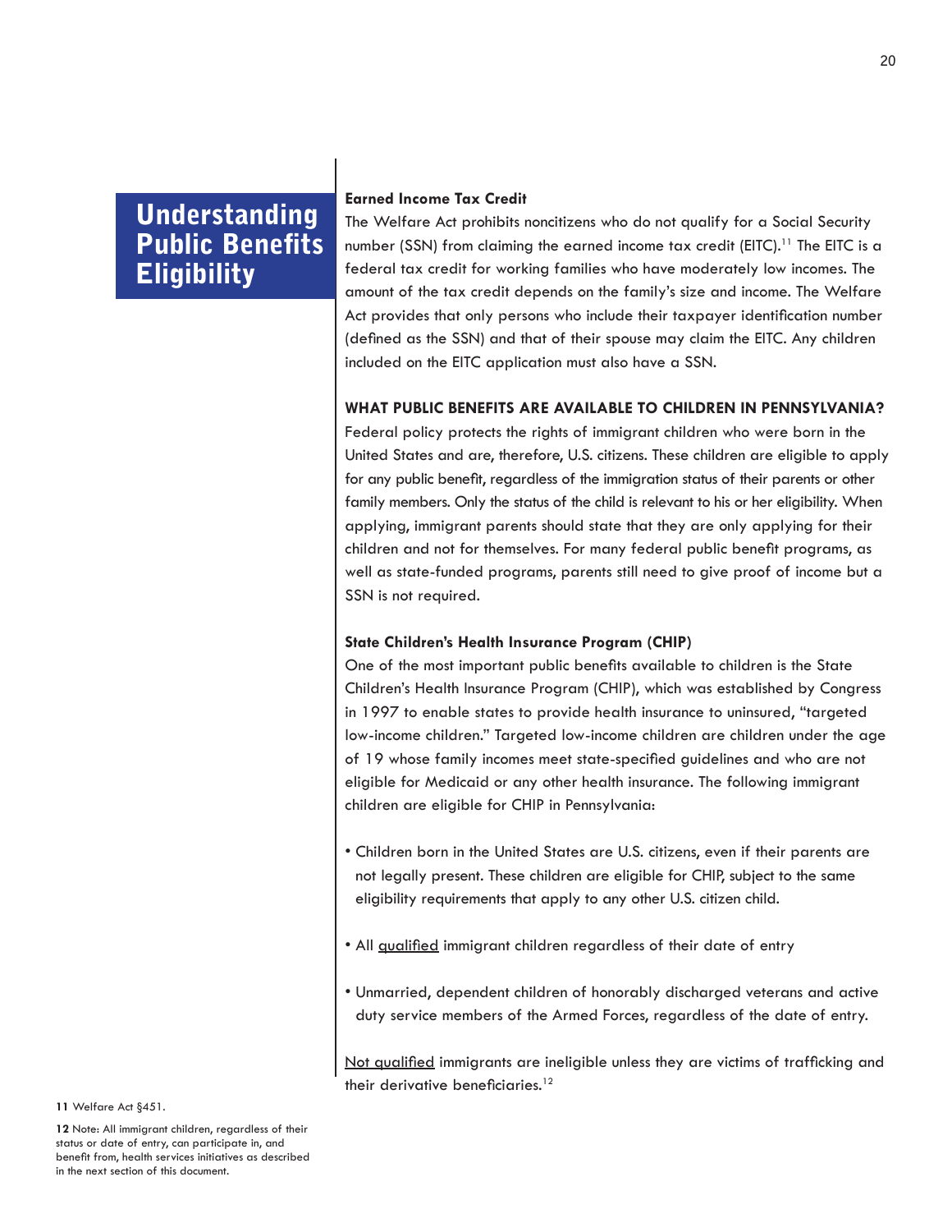# Understanding Public Benefits Eligibility

**Earned Income Tax Credit**

The Welfare Act prohibits noncitizens who do not qualify for a Social Security number (SSN) from claiming the earned income tax credit (EITC).[11] The EITC is a federal tax credit for working families who have moderately low incomes. The amount of the tax credit depends on the family's size and income. The Welfare Act provides that only persons who include their taxpayer identification number (defined as the SSN) and that of their spouse may claim the EITC. Any children included on the EITC application must also have a SSN.

## WHAT PUBLIC BENEFITS ARE AVAILABLE TO CHILDREN IN PENNSYLVANIA?

Federal policy protects the rights of immigrant children who were born in the United States and are, therefore, U.S. citizens. These children are eligible to apply for any public benefit, regardless of the immigration status of their parents or other family members. Only the status of the child is relevant to his or her eligibility. When applying, immigrant parents should state that they are only applying for their children and not for themselves. For many federal public benefit programs, as well as state-funded programs, parents still need to give proof of income but a SSN is not required.

**State Children's Health Insurance Program (CHIP)**

One of the most important public benefits available to children is the State Children's Health Insurance Program (CHIP), which was established by Congress in 1997 to enable states to provide health insurance to uninsured, "targeted low-income children." Targeted low-income children are children under the age of 19 whose family incomes meet state-specified guidelines and who are not eligible for Medicaid or any other health insurance. The following immigrant children are eligible for CHIP in Pennsylvania:

- Children born in the United States are U.S. citizens, even if their parents are not legally present. These children are eligible for CHIP, subject to the same eligibility requirements that apply to any other U.S. citizen child.
- All qualified immigrant children regardless of their date of entry
- Unmarried, dependent children of honorably discharged veterans and active duty service members of the Armed Forces, regardless of the date of entry.

Not qualified immigrants are ineligible unless they are victims of trafficking and their derivative beneficiaries.[12]

**11** Welfare Act §451.

**12** Note: All immigrant children, regardless of their status or date of entry, can participate in, and benefit from, health services initiatives as described in the next section of this document.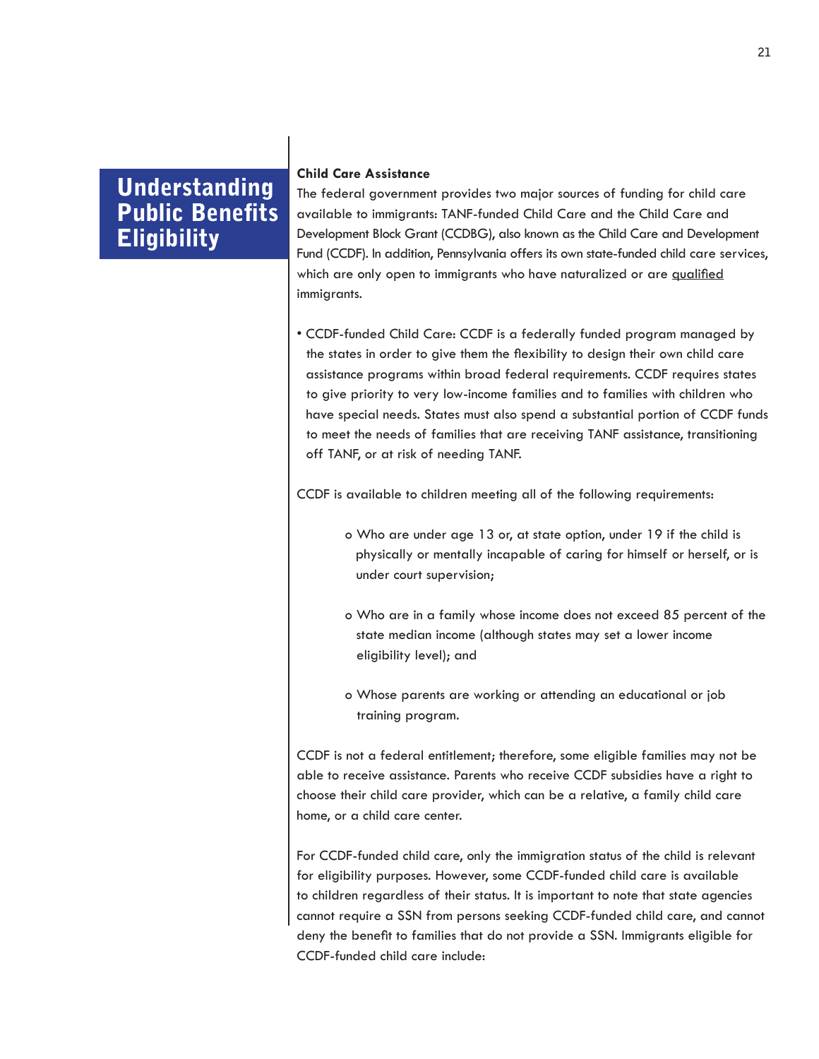# Understanding Public Benefits Eligibility

**Child Care Assistance**

The federal government provides two major sources of funding for child care available to immigrants: TANF-funded Child Care and the Child Care and Development Block Grant (CCDBG), also known as the Child Care and Development Fund (CCDF). In addition, Pennsylvania offers its own state-funded child care services, which are only open to immigrants who have naturalized or are qualified immigrants.

- CCDF-funded Child Care: CCDF is a federally funded program managed by the states in order to give them the flexibility to design their own child care assistance programs within broad federal requirements. CCDF requires states to give priority to very low-income families and to families with children who have special needs. States must also spend a substantial portion of CCDF funds to meet the needs of families that are receiving TANF assistance, transitioning off TANF, or at risk of needing TANF.

CCDF is available to children meeting all of the following requirements:

- o Who are under age 13 or, at state option, under 19 if the child is physically or mentally incapable of caring for himself or herself, or is under court supervision;
- o Who are in a family whose income does not exceed 85 percent of the state median income (although states may set a lower income eligibility level); and
- o Whose parents are working or attending an educational or job training program.

CCDF is not a federal entitlement; therefore, some eligible families may not be able to receive assistance. Parents who receive CCDF subsidies have a right to choose their child care provider, which can be a relative, a family child care home, or a child care center.

For CCDF-funded child care, only the immigration status of the child is relevant for eligibility purposes. However, some CCDF-funded child care is available to children regardless of their status. It is important to note that state agencies cannot require a SSN from persons seeking CCDF-funded child care, and cannot deny the benefit to families that do not provide a SSN. Immigrants eligible for CCDF-funded child care include: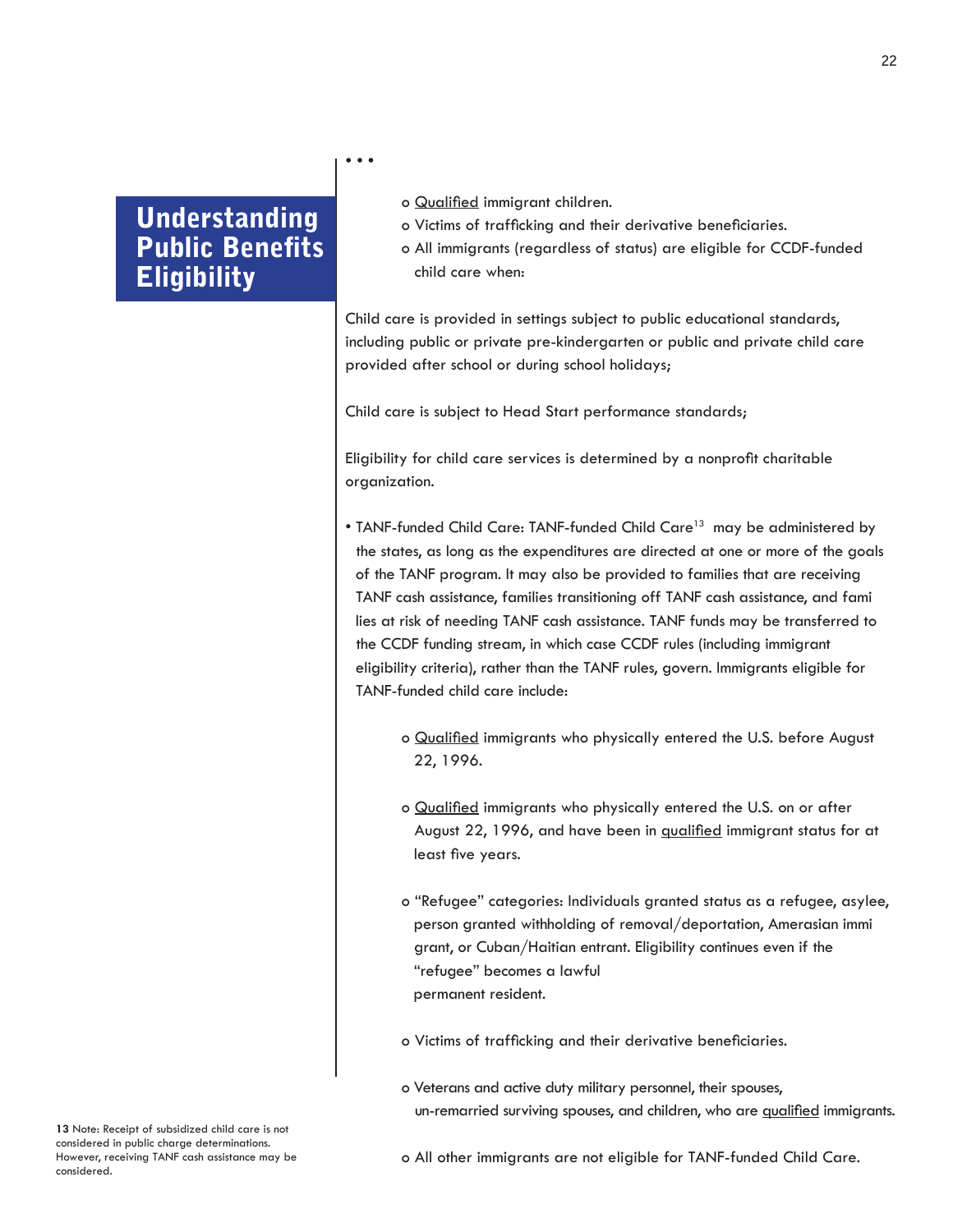# Understanding Public Benefits Eligibility

...

- o Qualified immigrant children.
- o Victims of trafficking and their derivative beneficiaries.
- o All immigrants (regardless of status) are eligible for CCDF-funded child care when:

Child care is provided in settings subject to public educational standards, including public or private pre-kindergarten or public and private child care provided after school or during school holidays;

Child care is subject to Head Start performance standards;

Eligibility for child care services is determined by a nonprofit charitable organization.

- TANF-funded Child Care: TANF-funded Child Care[13] may be administered by the states, as long as the expenditures are directed at one or more of the goals of the TANF program. It may also be provided to families that are receiving TANF cash assistance, families transitioning off TANF cash assistance, and families at risk of needing TANF cash assistance. TANF funds may be transferred to the CCDF funding stream, in which case CCDF rules (including immigrant eligibility criteria), rather than the TANF rules, govern. Immigrants eligible for TANF-funded child care include:

  - o Qualified immigrants who physically entered the U.S. before August 22, 1996.

  - o Qualified immigrants who physically entered the U.S. on or after August 22, 1996, and have been in qualified immigrant status for at least five years.

  - o "Refugee" categories: Individuals granted status as a refugee, asylee, person granted withholding of removal/deportation, Amerasian immigrant, or Cuban/Haitian entrant. Eligibility continues even if the "refugee" becomes a lawful permanent resident.

  - o Victims of trafficking and their derivative beneficiaries.

  - o Veterans and active duty military personnel, their spouses, un-remarried surviving spouses, and children, who are qualified immigrants.

  - o All other immigrants are not eligible for TANF-funded Child Care.

13 Note: Receipt of subsidized child care is not considered in public charge determinations. However, receiving TANF cash assistance may be considered.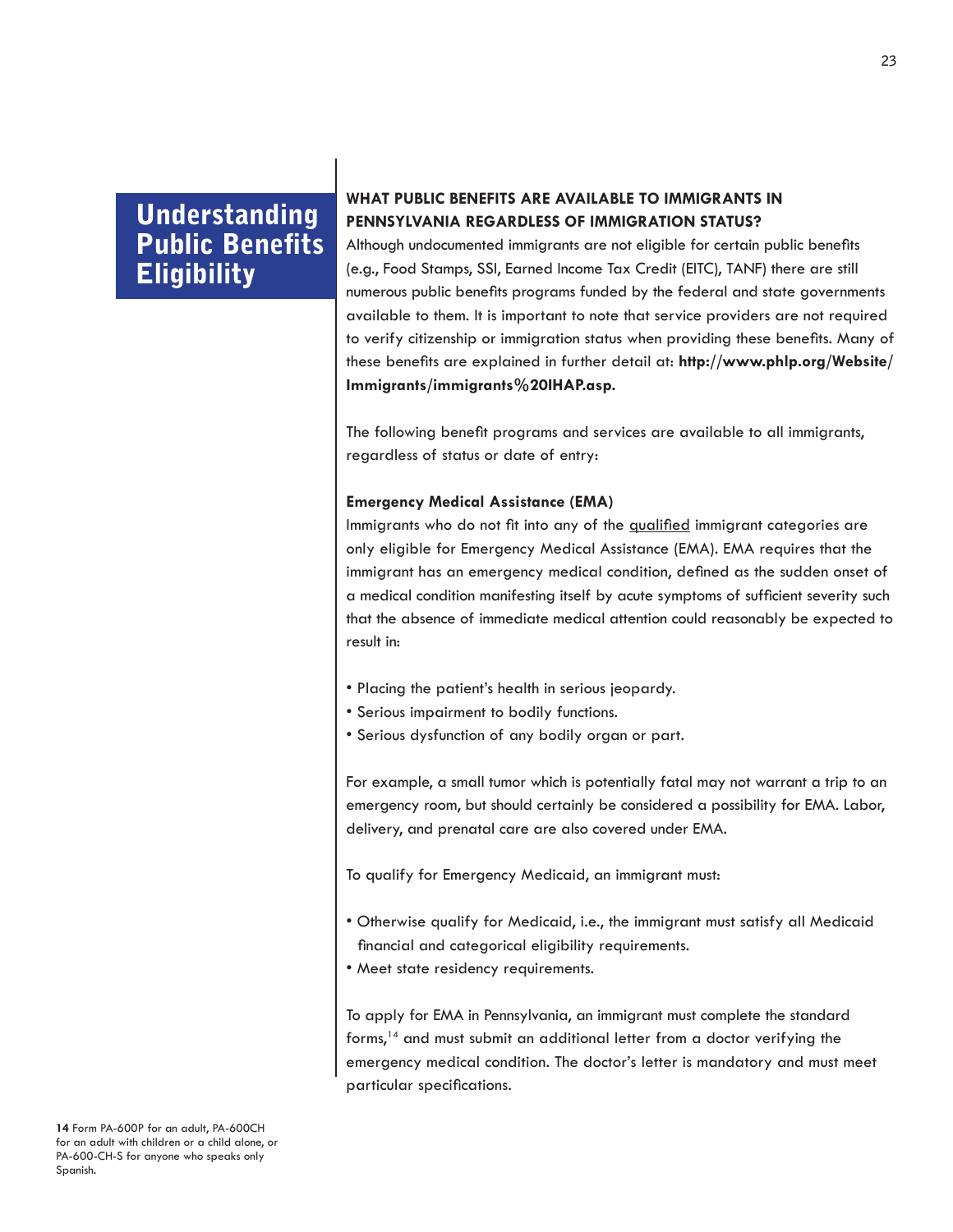# Understanding Public Benefits Eligibility

## WHAT PUBLIC BENEFITS ARE AVAILABLE TO IMMIGRANTS IN PENNSYLVANIA REGARDLESS OF IMMIGRATION STATUS?

Although undocumented immigrants are not eligible for certain public benefits (e.g., Food Stamps, SSI, Earned Income Tax Credit (EITC), TANF) there are still numerous public benefits programs funded by the federal and state governments available to them. It is important to note that service providers are not required to verify citizenship or immigration status when providing these benefits. Many of these benefits are explained in further detail at: **http://www.phlp.org/Website/Immigrants/immigrants%20IHAP.asp.**

The following benefit programs and services are available to all immigrants, regardless of status or date of entry:

**Emergency Medical Assistance (EMA)**

Immigrants who do not fit into any of the qualified immigrant categories are only eligible for Emergency Medical Assistance (EMA). EMA requires that the immigrant has an emergency medical condition, defined as the sudden onset of a medical condition manifesting itself by acute symptoms of sufficient severity such that the absence of immediate medical attention could reasonably be expected to result in:

- Placing the patient's health in serious jeopardy.
- Serious impairment to bodily functions.
- Serious dysfunction of any bodily organ or part.

For example, a small tumor which is potentially fatal may not warrant a trip to an emergency room, but should certainly be considered a possibility for EMA. Labor, delivery, and prenatal care are also covered under EMA.

To qualify for Emergency Medicaid, an immigrant must:

- Otherwise qualify for Medicaid, i.e., the immigrant must satisfy all Medicaid financial and categorical eligibility requirements.
- Meet state residency requirements.

To apply for EMA in Pennsylvania, an immigrant must complete the standard forms,[14] and must submit an additional letter from a doctor verifying the emergency medical condition. The doctor's letter is mandatory and must meet particular specifications.

**14** Form PA-600P for an adult, PA-600CH for an adult with children or a child alone, or PA-600-CH-S for anyone who speaks only Spanish.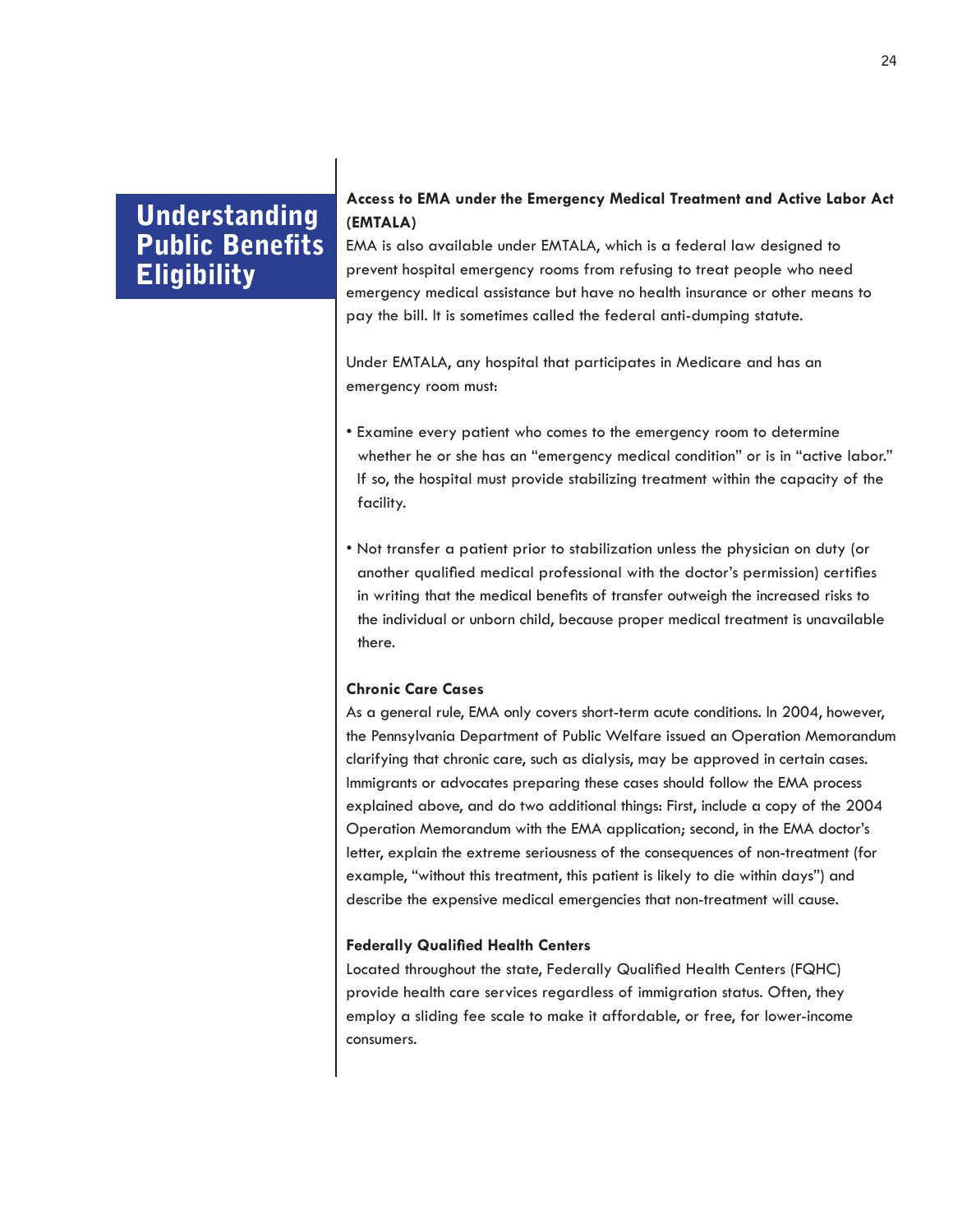# Understanding Public Benefits Eligibility

### Access to EMA under the Emergency Medical Treatment and Active Labor Act (EMTALA)

EMA is also available under EMTALA, which is a federal law designed to prevent hospital emergency rooms from refusing to treat people who need emergency medical assistance but have no health insurance or other means to pay the bill. It is sometimes called the federal anti-dumping statute.

Under EMTALA, any hospital that participates in Medicare and has an emergency room must:

- Examine every patient who comes to the emergency room to determine whether he or she has an "emergency medical condition" or is in "active labor." If so, the hospital must provide stabilizing treatment within the capacity of the facility.

- Not transfer a patient prior to stabilization unless the physician on duty (or another qualified medical professional with the doctor's permission) certifies in writing that the medical benefits of transfer outweigh the increased risks to the individual or unborn child, because proper medical treatment is unavailable there.

### Chronic Care Cases

As a general rule, EMA only covers short-term acute conditions. In 2004, however, the Pennsylvania Department of Public Welfare issued an Operation Memorandum clarifying that chronic care, such as dialysis, may be approved in certain cases. Immigrants or advocates preparing these cases should follow the EMA process explained above, and do two additional things: First, include a copy of the 2004 Operation Memorandum with the EMA application; second, in the EMA doctor's letter, explain the extreme seriousness of the consequences of non-treatment (for example, "without this treatment, this patient is likely to die within days") and describe the expensive medical emergencies that non-treatment will cause.

### Federally Qualified Health Centers

Located throughout the state, Federally Qualified Health Centers (FQHC) provide health care services regardless of immigration status. Often, they employ a sliding fee scale to make it affordable, or free, for lower-income consumers.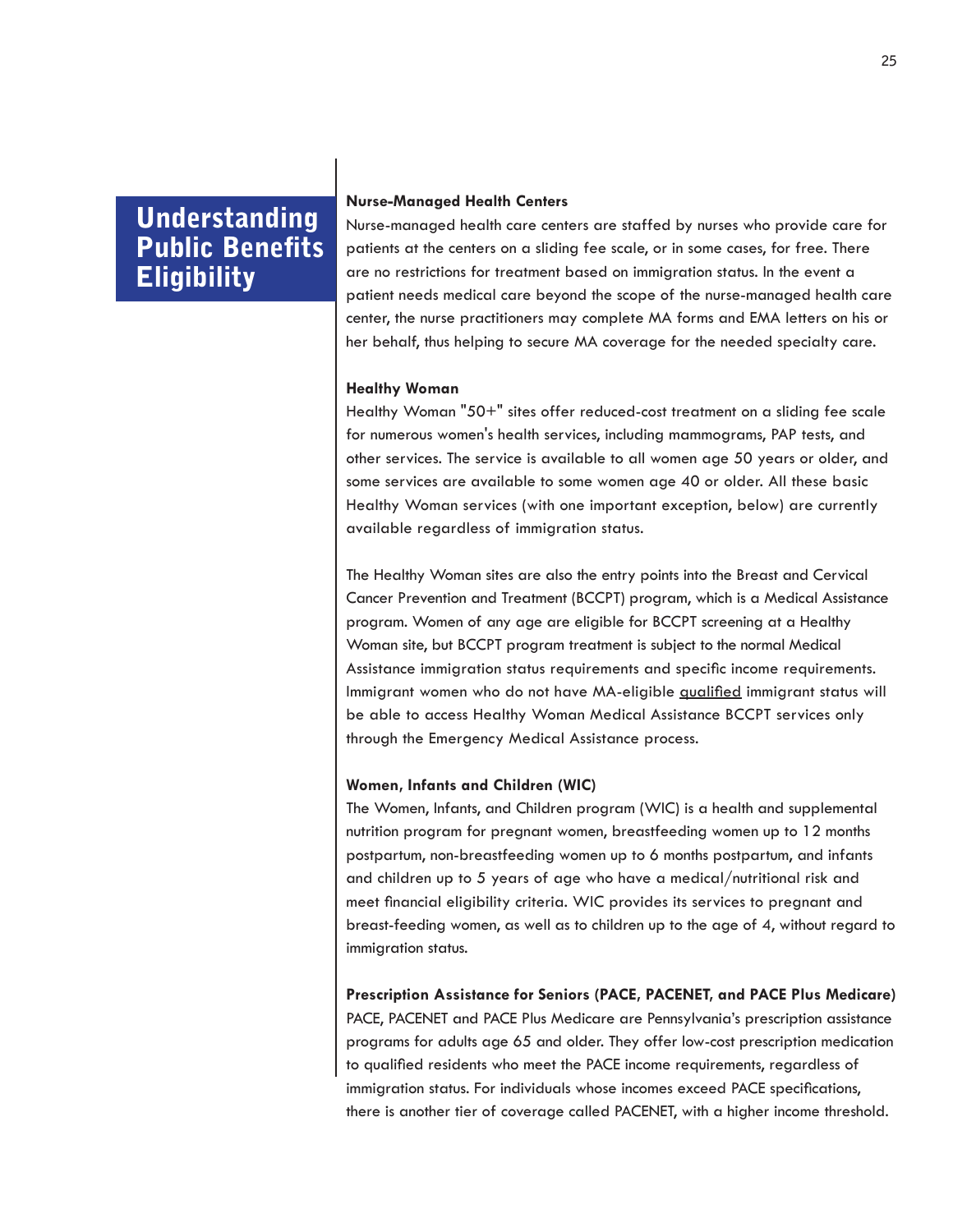# Understanding Public Benefits Eligibility

### Nurse-Managed Health Centers

Nurse-managed health care centers are staffed by nurses who provide care for patients at the centers on a sliding fee scale, or in some cases, for free. There are no restrictions for treatment based on immigration status. In the event a patient needs medical care beyond the scope of the nurse-managed health care center, the nurse practitioners may complete MA forms and EMA letters on his or her behalf, thus helping to secure MA coverage for the needed specialty care.

### Healthy Woman

Healthy Woman "50+" sites offer reduced-cost treatment on a sliding fee scale for numerous women's health services, including mammograms, PAP tests, and other services. The service is available to all women age 50 years or older, and some services are available to some women age 40 or older. All these basic Healthy Woman services (with one important exception, below) are currently available regardless of immigration status.

The Healthy Woman sites are also the entry points into the Breast and Cervical Cancer Prevention and Treatment (BCCPT) program, which is a Medical Assistance program. Women of any age are eligible for BCCPT screening at a Healthy Woman site, but BCCPT program treatment is subject to the normal Medical Assistance immigration status requirements and specific income requirements. Immigrant women who do not have MA-eligible qualified immigrant status will be able to access Healthy Woman Medical Assistance BCCPT services only through the Emergency Medical Assistance process.

### Women, Infants and Children (WIC)

The Women, Infants, and Children program (WIC) is a health and supplemental nutrition program for pregnant women, breastfeeding women up to 12 months postpartum, non-breastfeeding women up to 6 months postpartum, and infants and children up to 5 years of age who have a medical/nutritional risk and meet financial eligibility criteria. WIC provides its services to pregnant and breast-feeding women, as well as to children up to the age of 4, without regard to immigration status.

### Prescription Assistance for Seniors (PACE, PACENET, and PACE Plus Medicare)

PACE, PACENET and PACE Plus Medicare are Pennsylvania's prescription assistance programs for adults age 65 and older. They offer low-cost prescription medication to qualified residents who meet the PACE income requirements, regardless of immigration status. For individuals whose incomes exceed PACE specifications, there is another tier of coverage called PACENET, with a higher income threshold.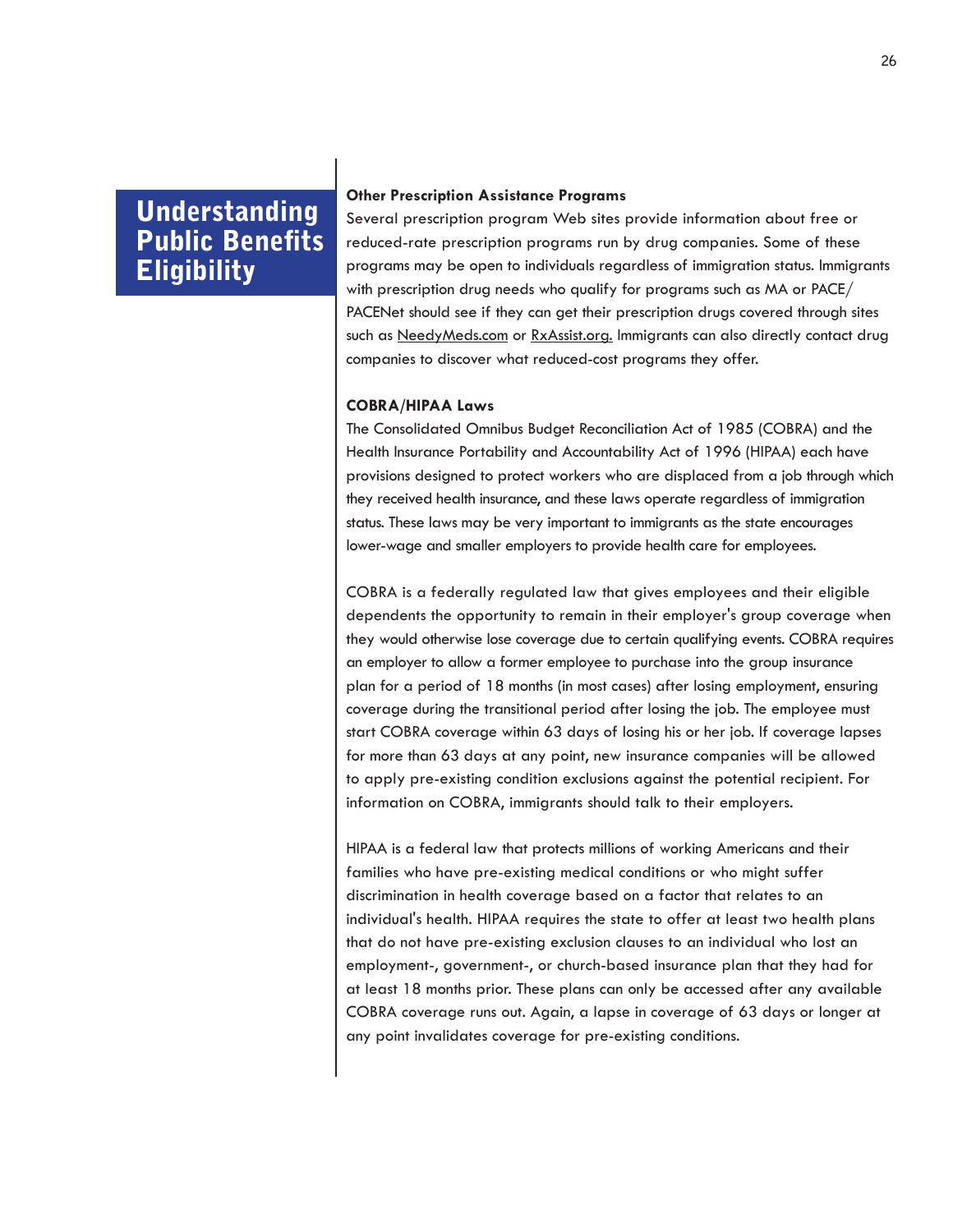## Other Prescription Assistance Programs

Several prescription program Web sites provide information about free or reduced-rate prescription programs run by drug companies. Some of these programs may be open to individuals regardless of immigration status. Immigrants with prescription drug needs who qualify for programs such as MA or PACE/PACENet should see if they can get their prescription drugs covered through sites such as NeedyMeds.com or RxAssist.org. Immigrants can also directly contact drug companies to discover what reduced-cost programs they offer.

## COBRA/HIPAA Laws

The Consolidated Omnibus Budget Reconciliation Act of 1985 (COBRA) and the Health Insurance Portability and Accountability Act of 1996 (HIPAA) each have provisions designed to protect workers who are displaced from a job through which they received health insurance, and these laws operate regardless of immigration status. These laws may be very important to immigrants as the state encourages lower-wage and smaller employers to provide health care for employees.

COBRA is a federally regulated law that gives employees and their eligible dependents the opportunity to remain in their employer's group coverage when they would otherwise lose coverage due to certain qualifying events. COBRA requires an employer to allow a former employee to purchase into the group insurance plan for a period of 18 months (in most cases) after losing employment, ensuring coverage during the transitional period after losing the job. The employee must start COBRA coverage within 63 days of losing his or her job. If coverage lapses for more than 63 days at any point, new insurance companies will be allowed to apply pre-existing condition exclusions against the potential recipient. For information on COBRA, immigrants should talk to their employers.

HIPAA is a federal law that protects millions of working Americans and their families who have pre-existing medical conditions or who might suffer discrimination in health coverage based on a factor that relates to an individual's health. HIPAA requires the state to offer at least two health plans that do not have pre-existing exclusion clauses to an individual who lost an employment-, government-, or church-based insurance plan that they had for at least 18 months prior. These plans can only be accessed after any available COBRA coverage runs out. Again, a lapse in coverage of 63 days or longer at any point invalidates coverage for pre-existing conditions.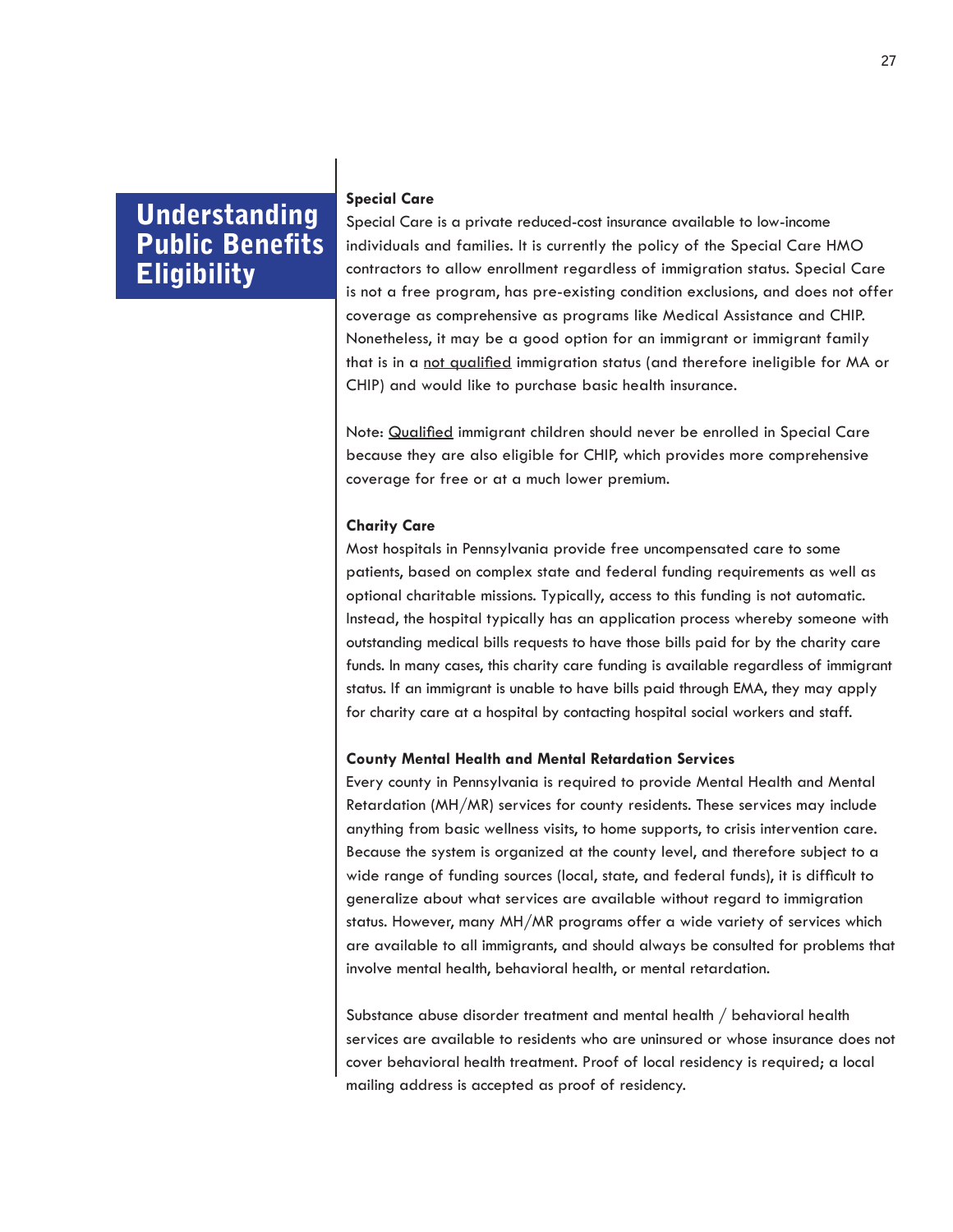## Understanding Public Benefits Eligibility

### Special Care

Special Care is a private reduced-cost insurance available to low-income individuals and families. It is currently the policy of the Special Care HMO contractors to allow enrollment regardless of immigration status. Special Care is not a free program, has pre-existing condition exclusions, and does not offer coverage as comprehensive as programs like Medical Assistance and CHIP. Nonetheless, it may be a good option for an immigrant or immigrant family that is in a not qualified immigration status (and therefore ineligible for MA or CHIP) and would like to purchase basic health insurance.

Note: Qualified immigrant children should never be enrolled in Special Care because they are also eligible for CHIP, which provides more comprehensive coverage for free or at a much lower premium.

### Charity Care

Most hospitals in Pennsylvania provide free uncompensated care to some patients, based on complex state and federal funding requirements as well as optional charitable missions. Typically, access to this funding is not automatic. Instead, the hospital typically has an application process whereby someone with outstanding medical bills requests to have those bills paid for by the charity care funds. In many cases, this charity care funding is available regardless of immigrant status. If an immigrant is unable to have bills paid through EMA, they may apply for charity care at a hospital by contacting hospital social workers and staff.

### County Mental Health and Mental Retardation Services

Every county in Pennsylvania is required to provide Mental Health and Mental Retardation (MH/MR) services for county residents. These services may include anything from basic wellness visits, to home supports, to crisis intervention care. Because the system is organized at the county level, and therefore subject to a wide range of funding sources (local, state, and federal funds), it is difficult to generalize about what services are available without regard to immigration status. However, many MH/MR programs offer a wide variety of services which are available to all immigrants, and should always be consulted for problems that involve mental health, behavioral health, or mental retardation.

Substance abuse disorder treatment and mental health / behavioral health services are available to residents who are uninsured or whose insurance does not cover behavioral health treatment. Proof of local residency is required; a local mailing address is accepted as proof of residency.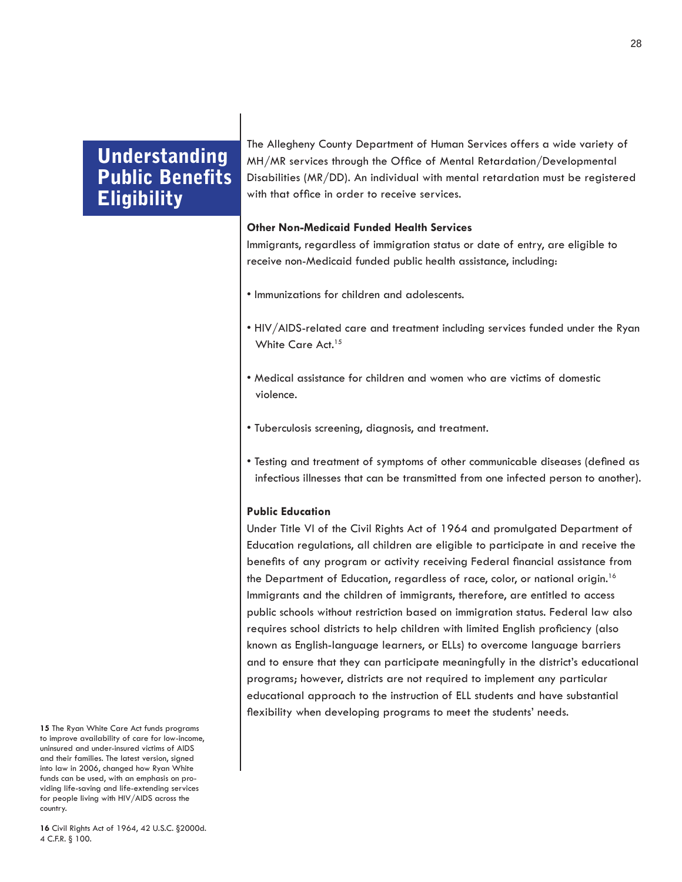# Understanding Public Benefits Eligibility

The Allegheny County Department of Human Services offers a wide variety of MH/MR services through the Office of Mental Retardation/Developmental Disabilities (MR/DD). An individual with mental retardation must be registered with that office in order to receive services.

**Other Non-Medicaid Funded Health Services**

Immigrants, regardless of immigration status or date of entry, are eligible to receive non-Medicaid funded public health assistance, including:

- Immunizations for children and adolescents.
- HIV/AIDS-related care and treatment including services funded under the Ryan White Care Act.[15]
- Medical assistance for children and women who are victims of domestic violence.
- Tuberculosis screening, diagnosis, and treatment.
- Testing and treatment of symptoms of other communicable diseases (defined as infectious illnesses that can be transmitted from one infected person to another).

**Public Education**

Under Title VI of the Civil Rights Act of 1964 and promulgated Department of Education regulations, all children are eligible to participate in and receive the benefits of any program or activity receiving Federal financial assistance from the Department of Education, regardless of race, color, or national origin.[16] Immigrants and the children of immigrants, therefore, are entitled to access public schools without restriction based on immigration status. Federal law also requires school districts to help children with limited English proficiency (also known as English-language learners, or ELLs) to overcome language barriers and to ensure that they can participate meaningfully in the district's educational programs; however, districts are not required to implement any particular educational approach to the instruction of ELL students and have substantial flexibility when developing programs to meet the students' needs.

**15** The Ryan White Care Act funds programs to improve availability of care for low-income, uninsured and under-insured victims of AIDS and their families. The latest version, signed into law in 2006, changed how Ryan White funds can be used, with an emphasis on providing life-saving and life-extending services for people living with HIV/AIDS across the country.

**16** Civil Rights Act of 1964, 42 U.S.C. §2000d. 4 C.F.R. § 100.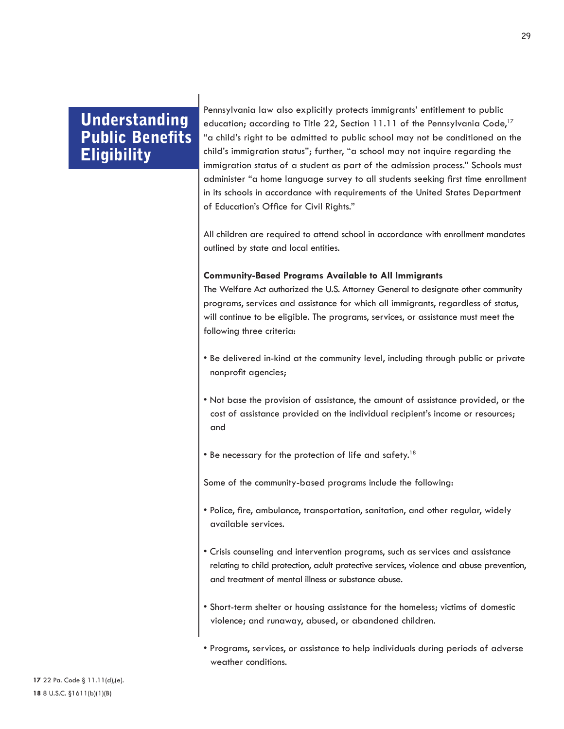## Understanding Public Benefits Eligibility

Pennsylvania law also explicitly protects immigrants' entitlement to public education; according to Title 22, Section 11.11 of the Pennsylvania Code,[17] "a child's right to be admitted to public school may not be conditioned on the child's immigration status"; further, "a school may not inquire regarding the immigration status of a student as part of the admission process." Schools must administer "a home language survey to all students seeking first time enrollment in its schools in accordance with requirements of the United States Department of Education's Office for Civil Rights."

All children are required to attend school in accordance with enrollment mandates outlined by state and local entities.

**Community-Based Programs Available to All Immigrants**

The Welfare Act authorized the U.S. Attorney General to designate other community programs, services and assistance for which all immigrants, regardless of status, will continue to be eligible. The programs, services, or assistance must meet the following three criteria:

- Be delivered in-kind at the community level, including through public or private nonprofit agencies;
- Not base the provision of assistance, the amount of assistance provided, or the cost of assistance provided on the individual recipient's income or resources; and
- Be necessary for the protection of life and safety.[18]

Some of the community-based programs include the following:

- Police, fire, ambulance, transportation, sanitation, and other regular, widely available services.
- Crisis counseling and intervention programs, such as services and assistance relating to child protection, adult protective services, violence and abuse prevention, and treatment of mental illness or substance abuse.
- Short-term shelter or housing assistance for the homeless; victims of domestic violence; and runaway, abused, or abandoned children.
- Programs, services, or assistance to help individuals during periods of adverse weather conditions.

**17** 22 Pa. Code § 11.11(d),(e).
**18** 8 U.S.C. §1611(b)(1)(B)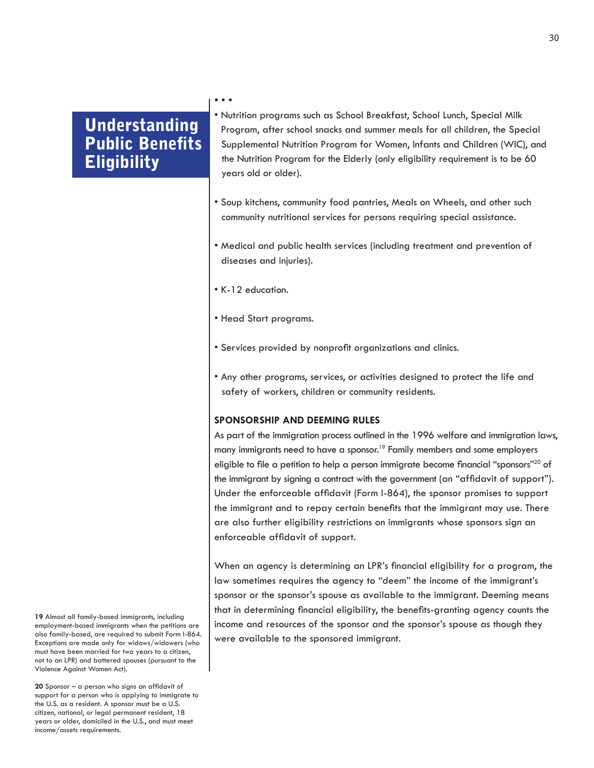## Understanding Public Benefits Eligibility

• • •

- Nutrition programs such as School Breakfast, School Lunch, Special Milk Program, after school snacks and summer meals for all children, the Special Supplemental Nutrition Program for Women, Infants and Children (WIC), and the Nutrition Program for the Elderly (only eligibility requirement is to be 60 years old or older).
- Soup kitchens, community food pantries, Meals on Wheels, and other such community nutritional services for persons requiring special assistance.
- Medical and public health services (including treatment and prevention of diseases and injuries).
- K-12 education.
- Head Start programs.
- Services provided by nonprofit organizations and clinics.
- Any other programs, services, or activities designed to protect the life and safety of workers, children or community residents.

### SPONSORSHIP AND DEEMING RULES

As part of the immigration process outlined in the 1996 welfare and immigration laws, many immigrants need to have a sponsor.[19] Family members and some employers eligible to file a petition to help a person immigrate become financial "sponsors"[20] of the immigrant by signing a contract with the government (an "affidavit of support"). Under the enforceable affidavit (Form I-864), the sponsor promises to support the immigrant and to repay certain benefits that the immigrant may use. There are also further eligibility restrictions on immigrants whose sponsors sign an enforceable affidavit of support.

When an agency is determining an LPR's financial eligibility for a program, the law sometimes requires the agency to "deem" the income of the immigrant's sponsor or the sponsor's spouse as available to the immigrant. Deeming means that in determining financial eligibility, the benefits-granting agency counts the income and resources of the sponsor and the sponsor's spouse as though they were available to the sponsored immigrant.

**19** Almost all family-based immigrants, including employment-based immigrants when the petitions are also family-based, are required to submit Form I-864. Exceptions are made only for widows/widowers (who must have been married for two years to a citizen, not to an LPR) and battered spouses (pursuant to the Violence Against Women Act).

**20** Sponsor – a person who signs an affidavit of support for a person who is applying to immigrate to the U.S. as a resident. A sponsor must be a U.S. citizen, national, or legal permanent resident, 18 years or older, domiciled in the U.S., and must meet income/assets requirements.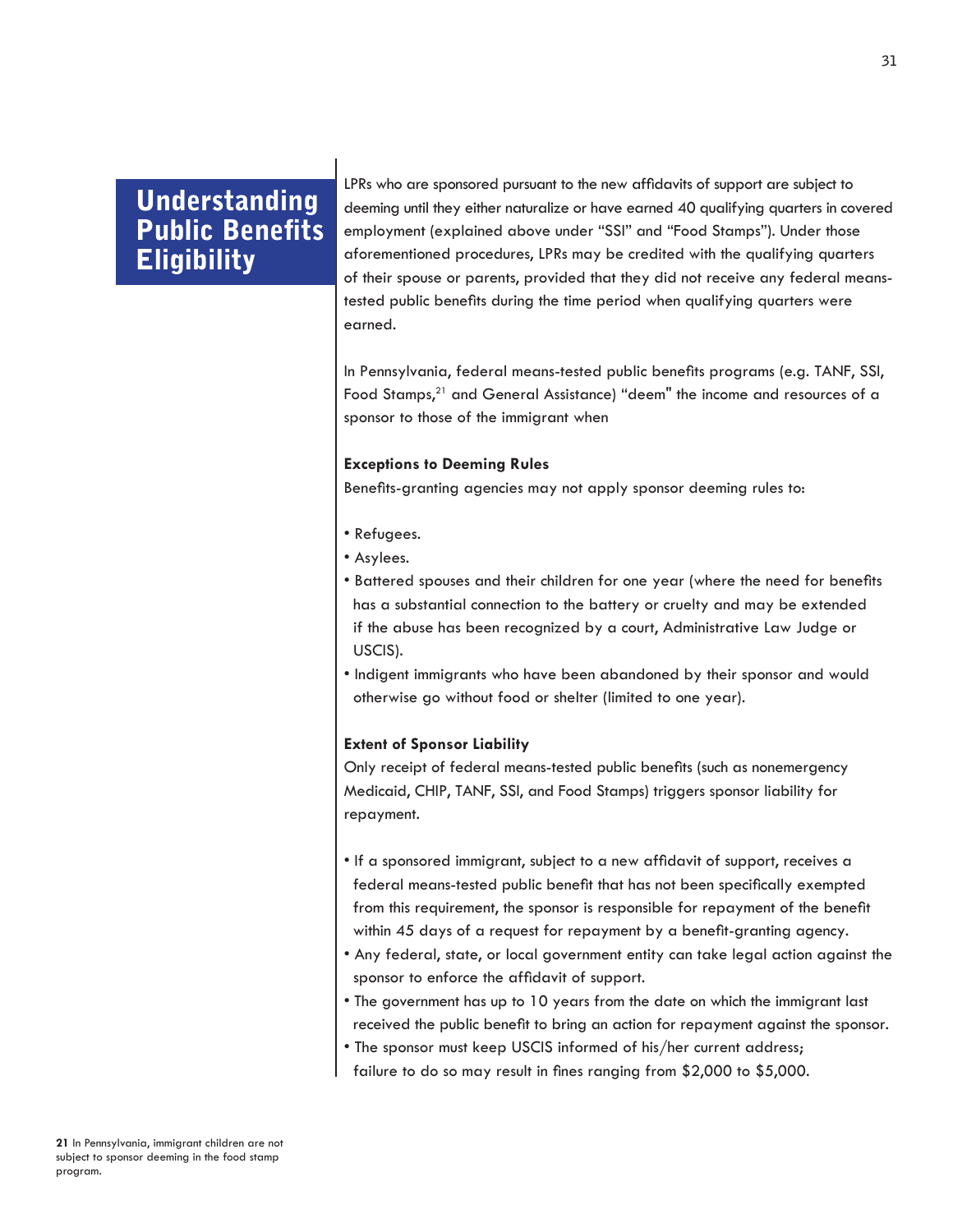# Understanding Public Benefits Eligibility

LPRs who are sponsored pursuant to the new affidavits of support are subject to deeming until they either naturalize or have earned 40 qualifying quarters in covered employment (explained above under "SSI" and "Food Stamps"). Under those aforementioned procedures, LPRs may be credited with the qualifying quarters of their spouse or parents, provided that they did not receive any federal means-tested public benefits during the time period when qualifying quarters were earned.

In Pennsylvania, federal means-tested public benefits programs (e.g. TANF, SSI, Food Stamps,[21] and General Assistance) "deem" the income and resources of a sponsor to those of the immigrant when

**Exceptions to Deeming Rules**

Benefits-granting agencies may not apply sponsor deeming rules to:

- Refugees.
- Asylees.
- Battered spouses and their children for one year (where the need for benefits has a substantial connection to the battery or cruelty and may be extended if the abuse has been recognized by a court, Administrative Law Judge or USCIS).
- Indigent immigrants who have been abandoned by their sponsor and would otherwise go without food or shelter (limited to one year).

**Extent of Sponsor Liability**

Only receipt of federal means-tested public benefits (such as nonemergency Medicaid, CHIP, TANF, SSI, and Food Stamps) triggers sponsor liability for repayment.

- If a sponsored immigrant, subject to a new affidavit of support, receives a federal means-tested public benefit that has not been specifically exempted from this requirement, the sponsor is responsible for repayment of the benefit within 45 days of a request for repayment by a benefit-granting agency.
- Any federal, state, or local government entity can take legal action against the sponsor to enforce the affidavit of support.
- The government has up to 10 years from the date on which the immigrant last received the public benefit to bring an action for repayment against the sponsor.
- The sponsor must keep USCIS informed of his/her current address; failure to do so may result in fines ranging from $2,000 to $5,000.

**21** In Pennsylvania, immigrant children are not subject to sponsor deeming in the food stamp program.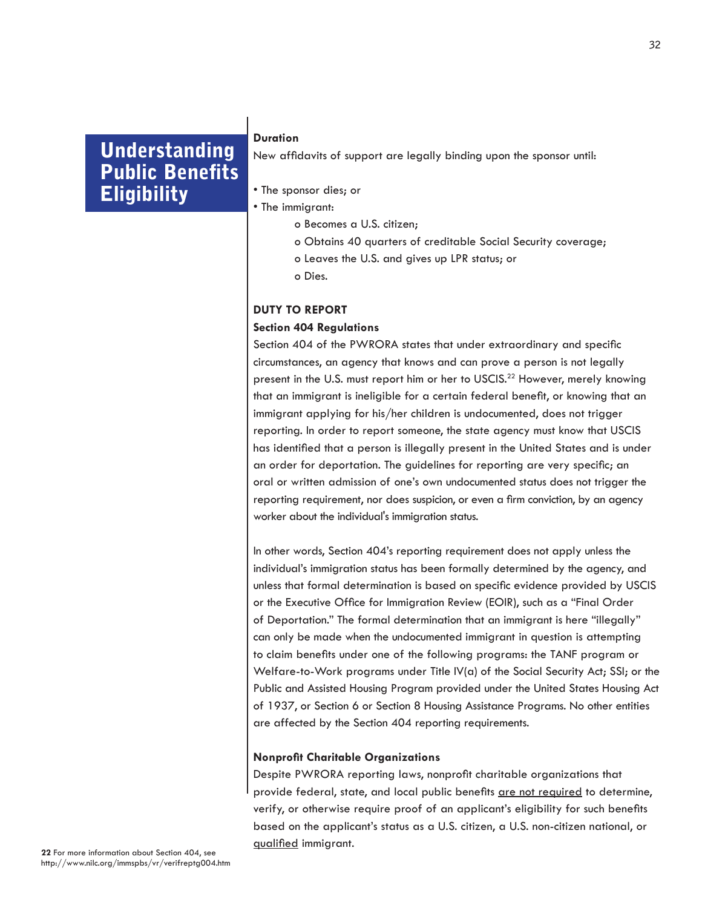## Understanding Public Benefits Eligibility

**Duration**

New affidavits of support are legally binding upon the sponsor until:

- The sponsor dies; or
- The immigrant:
  - Becomes a U.S. citizen;
  - Obtains 40 quarters of creditable Social Security coverage;
  - Leaves the U.S. and gives up LPR status; or
  - Dies.

**DUTY TO REPORT**

**Section 404 Regulations**

Section 404 of the PWRORA states that under extraordinary and specific circumstances, an agency that knows and can prove a person is not legally present in the U.S. must report him or her to USCIS.[22] However, merely knowing that an immigrant is ineligible for a certain federal benefit, or knowing that an immigrant applying for his/her children is undocumented, does not trigger reporting. In order to report someone, the state agency must know that USCIS has identified that a person is illegally present in the United States and is under an order for deportation. The guidelines for reporting are very specific; an oral or written admission of one's own undocumented status does not trigger the reporting requirement, nor does suspicion, or even a firm conviction, by an agency worker about the individual's immigration status.

In other words, Section 404's reporting requirement does not apply unless the individual's immigration status has been formally determined by the agency, and unless that formal determination is based on specific evidence provided by USCIS or the Executive Office for Immigration Review (EOIR), such as a "Final Order of Deportation." The formal determination that an immigrant is here "illegally" can only be made when the undocumented immigrant in question is attempting to claim benefits under one of the following programs: the TANF program or Welfare-to-Work programs under Title IV(a) of the Social Security Act; SSI; or the Public and Assisted Housing Program provided under the United States Housing Act of 1937, or Section 6 or Section 8 Housing Assistance Programs. No other entities are affected by the Section 404 reporting requirements.

**Nonprofit Charitable Organizations**

Despite PWRORA reporting laws, nonprofit charitable organizations that provide federal, state, and local public benefits <u>are not required</u> to determine, verify, or otherwise require proof of an applicant's eligibility for such benefits based on the applicant's status as a U.S. citizen, a U.S. non-citizen national, or <u>qualified</u> immigrant.

**22** For more information about Section 404, see http://www.nilc.org/immspbs/vr/verifreptg004.htm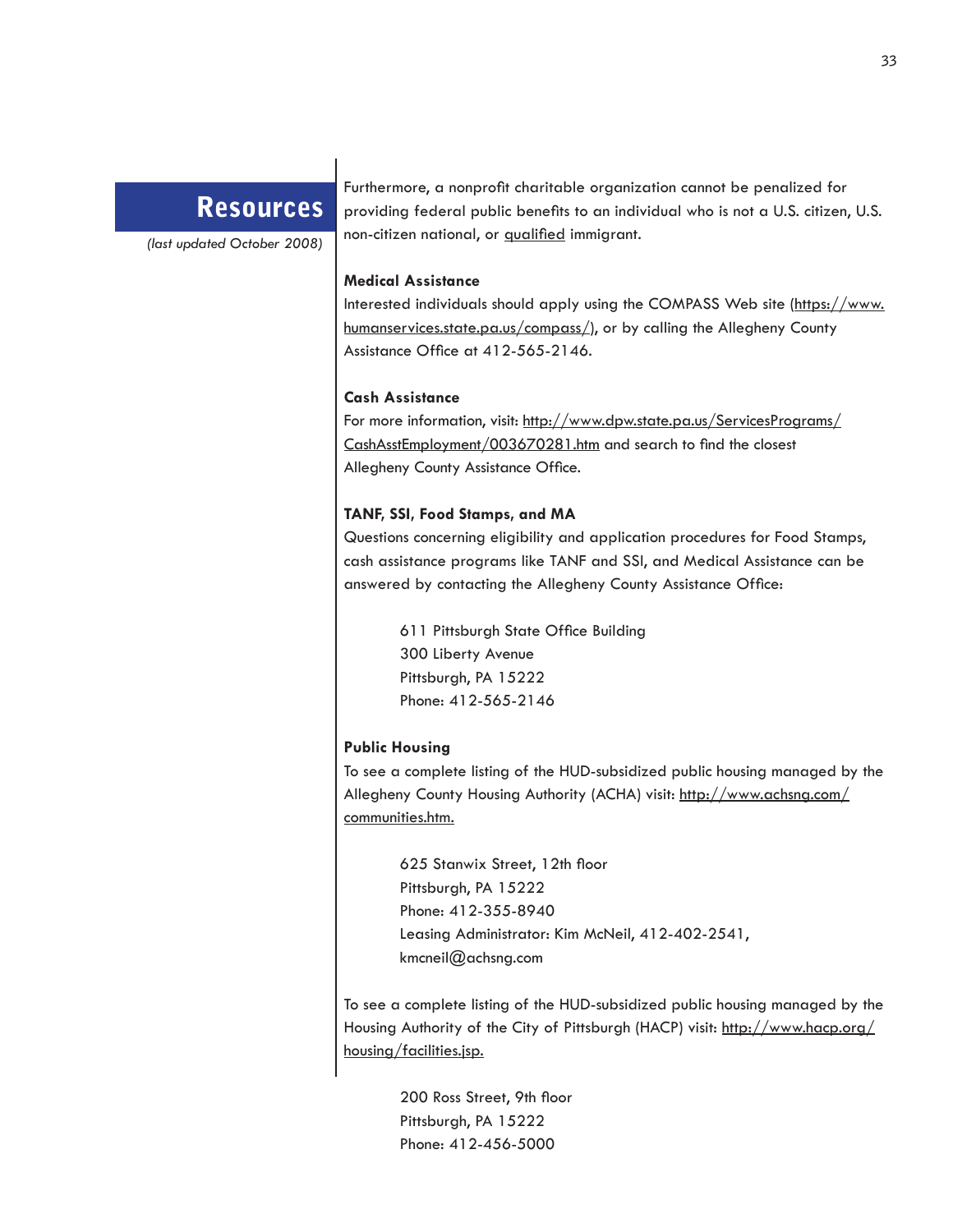## Resources

*(last updated October 2008)*

Furthermore, a nonprofit charitable organization cannot be penalized for providing federal public benefits to an individual who is not a U.S. citizen, U.S. non-citizen national, or qualified immigrant.

**Medical Assistance**

Interested individuals should apply using the COMPASS Web site (https://www.humanservices.state.pa.us/compass/), or by calling the Allegheny County Assistance Office at 412-565-2146.

**Cash Assistance**

For more information, visit: http://www.dpw.state.pa.us/ServicesPrograms/CashAsstEmployment/003670281.htm and search to find the closest Allegheny County Assistance Office.

**TANF, SSI, Food Stamps, and MA**

Questions concerning eligibility and application procedures for Food Stamps, cash assistance programs like TANF and SSI, and Medical Assistance can be answered by contacting the Allegheny County Assistance Office:

611 Pittsburgh State Office Building
300 Liberty Avenue
Pittsburgh, PA 15222
Phone: 412-565-2146

**Public Housing**

To see a complete listing of the HUD-subsidized public housing managed by the Allegheny County Housing Authority (ACHA) visit: http://www.achsng.com/communities.htm.

625 Stanwix Street, 12th floor
Pittsburgh, PA 15222
Phone: 412-355-8940
Leasing Administrator: Kim McNeil, 412-402-2541,
kmcneil@achsng.com

To see a complete listing of the HUD-subsidized public housing managed by the Housing Authority of the City of Pittsburgh (HACP) visit: http://www.hacp.org/housing/facilities.jsp.

200 Ross Street, 9th floor
Pittsburgh, PA 15222
Phone: 412-456-5000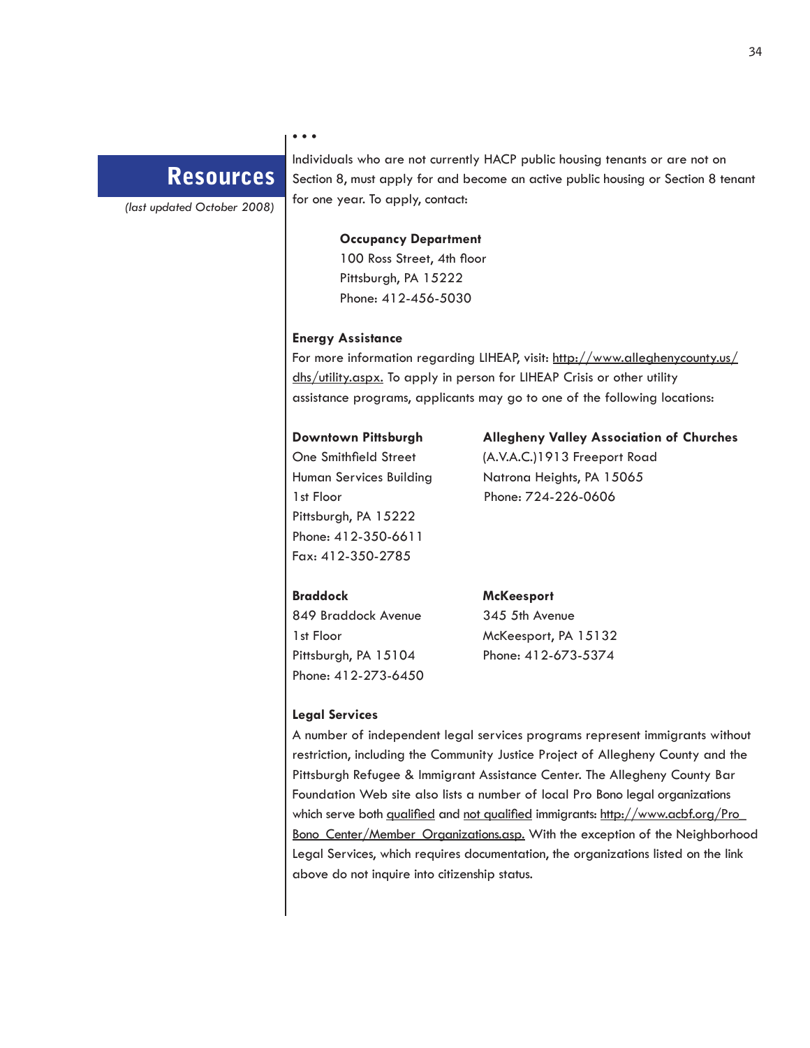# Resources

*(last updated October 2008)*

• • •

Individuals who are not currently HACP public housing tenants or are not on Section 8, must apply for and become an active public housing or Section 8 tenant for one year. To apply, contact:

**Occupancy Department**
100 Ross Street, 4th floor
Pittsburgh, PA 15222
Phone: 412-456-5030

**Energy Assistance**

For more information regarding LIHEAP, visit: http://www.alleghenycounty.us/dhs/utility.aspx. To apply in person for LIHEAP Crisis or other utility assistance programs, applicants may go to one of the following locations:

**Downtown Pittsburgh**
One Smithfield Street
Human Services Building
1st Floor
Pittsburgh, PA 15222
Phone: 412-350-6611
Fax: 412-350-2785

**Allegheny Valley Association of Churches**
(A.V.A.C.)1913 Freeport Road
Natrona Heights, PA 15065
Phone: 724-226-0606

**Braddock**
849 Braddock Avenue
1st Floor
Pittsburgh, PA 15104
Phone: 412-273-6450

**McKeesport**
345 5th Avenue
McKeesport, PA 15132
Phone: 412-673-5374

**Legal Services**

A number of independent legal services programs represent immigrants without restriction, including the Community Justice Project of Allegheny County and the Pittsburgh Refugee & Immigrant Assistance Center. The Allegheny County Bar Foundation Web site also lists a number of local Pro Bono legal organizations which serve both qualified and not qualified immigrants: http://www.acbf.org/Pro_Bono_Center/Member_Organizations.asp. With the exception of the Neighborhood Legal Services, which requires documentation, the organizations listed on the link above do not inquire into citizenship status.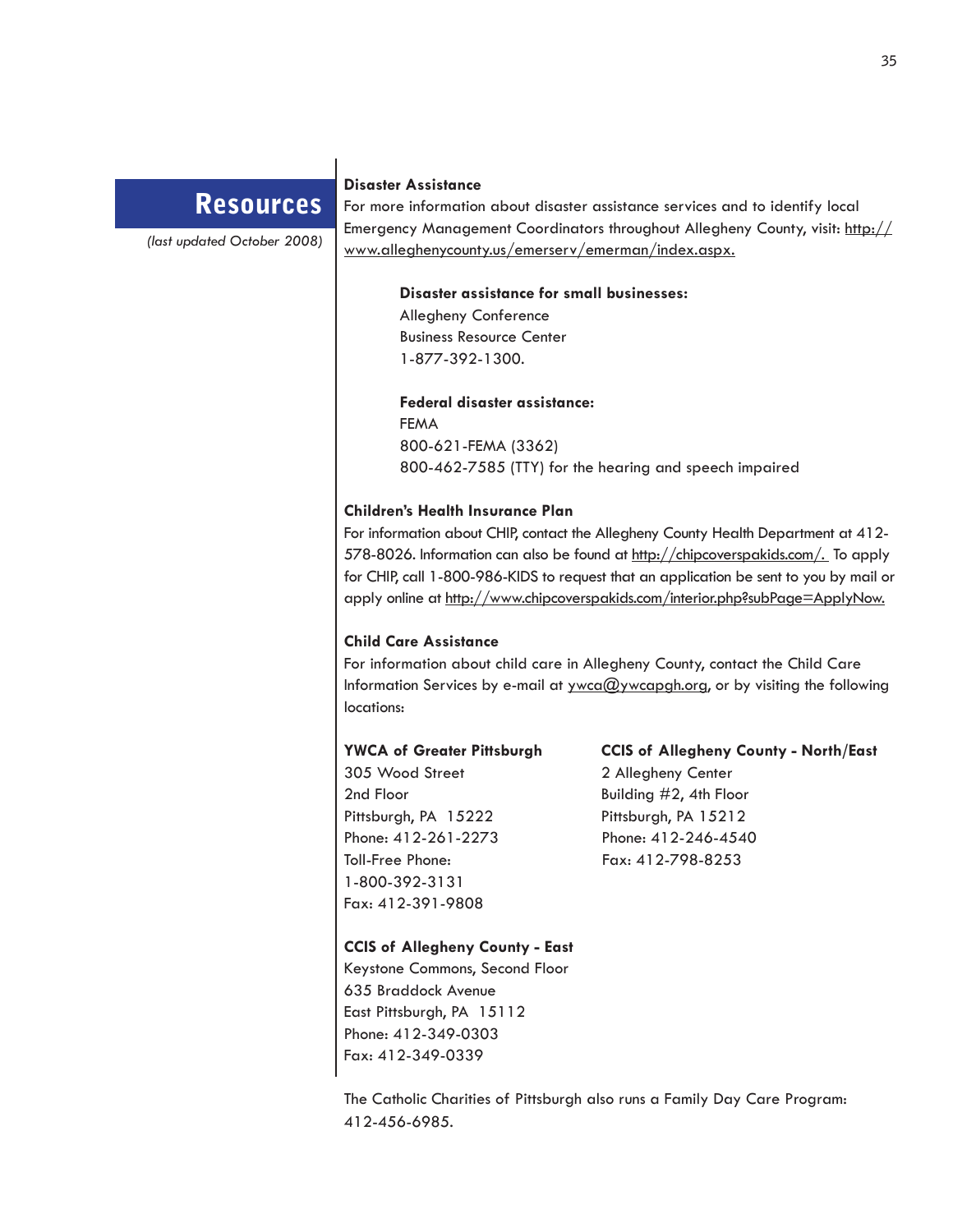# Resources

*(last updated October 2008)*

**Disaster Assistance**

For more information about disaster assistance services and to identify local Emergency Management Coordinators throughout Allegheny County, visit: http://www.alleghenycounty.us/emerserv/emerman/index.aspx.

**Disaster assistance for small businesses:**
Allegheny Conference
Business Resource Center
1-877-392-1300.

**Federal disaster assistance:**
FEMA
800-621-FEMA (3362)
800-462-7585 (TTY) for the hearing and speech impaired

**Children's Health Insurance Plan**

For information about CHIP, contact the Allegheny County Health Department at 412-578-8026. Information can also be found at http://chipcoverspakids.com/. To apply for CHIP, call 1-800-986-KIDS to request that an application be sent to you by mail or apply online at http://www.chipcoverspakids.com/interior.php?subPage=ApplyNow.

**Child Care Assistance**

For information about child care in Allegheny County, contact the Child Care Information Services by e-mail at ywca@ywcapgh.org, or by visiting the following locations:

**YWCA of Greater Pittsburgh**
305 Wood Street
2nd Floor
Pittsburgh, PA 15222
Phone: 412-261-2273
Toll-Free Phone:
1-800-392-3131
Fax: 412-391-9808

**CCIS of Allegheny County - North/East**
2 Allegheny Center
Building #2, 4th Floor
Pittsburgh, PA 15212
Phone: 412-246-4540
Fax: 412-798-8253

**CCIS of Allegheny County - East**
Keystone Commons, Second Floor
635 Braddock Avenue
East Pittsburgh, PA 15112
Phone: 412-349-0303
Fax: 412-349-0339

The Catholic Charities of Pittsburgh also runs a Family Day Care Program: 412-456-6985.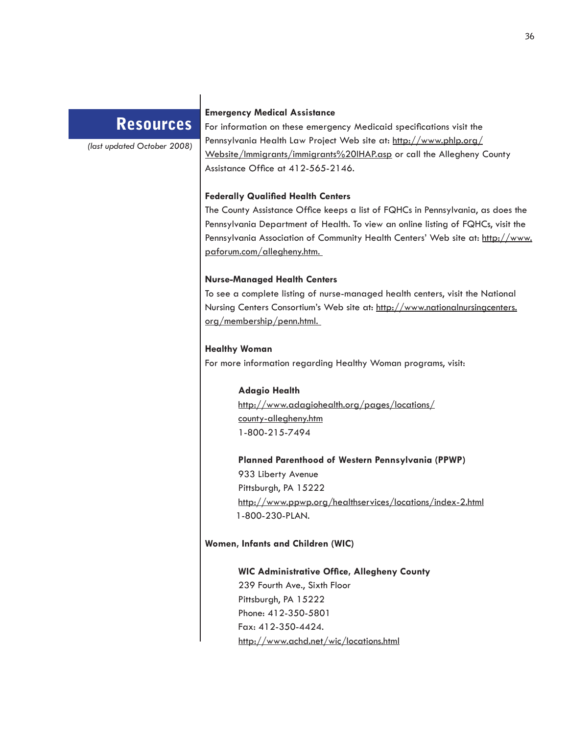# Resources

*(last updated October 2008)*

**Emergency Medical Assistance**

For information on these emergency Medicaid specifications visit the Pennsylvania Health Law Project Web site at: http://www.phlp.org/Website/Immigrants/immigrants%20IHAP.asp or call the Allegheny County Assistance Office at 412-565-2146.

**Federally Qualified Health Centers**

The County Assistance Office keeps a list of FQHCs in Pennsylvania, as does the Pennsylvania Department of Health. To view an online listing of FQHCs, visit the Pennsylvania Association of Community Health Centers' Web site at: http://www.paforum.com/allegheny.htm.

**Nurse-Managed Health Centers**

To see a complete listing of nurse-managed health centers, visit the National Nursing Centers Consortium's Web site at: http://www.nationalnursingcenters.org/membership/penn.html.

**Healthy Woman**

For more information regarding Healthy Woman programs, visit:

**Adagio Health**
http://www.adagiohealth.org/pages/locations/county-allegheny.htm
1-800-215-7494

**Planned Parenthood of Western Pennsylvania (PPWP)**
933 Liberty Avenue
Pittsburgh, PA 15222
http://www.ppwp.org/healthservices/locations/index-2.html
1-800-230-PLAN.

**Women, Infants and Children (WIC)**

**WIC Administrative Office, Allegheny County**
239 Fourth Ave., Sixth Floor
Pittsburgh, PA 15222
Phone: 412-350-5801
Fax: 412-350-4424.
http://www.achd.net/wic/locations.html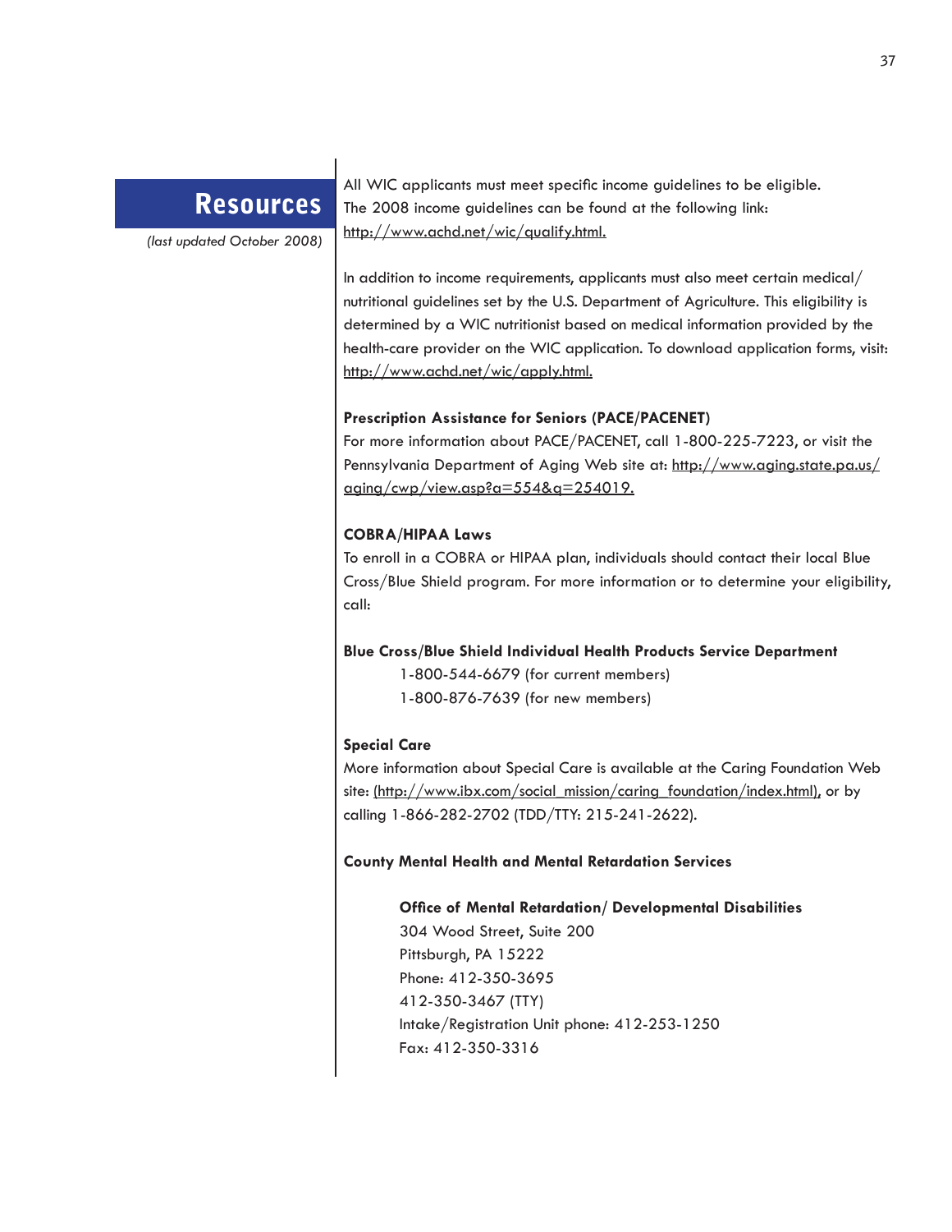## Resources

*(last updated October 2008)*

All WIC applicants must meet specific income guidelines to be eligible. The 2008 income guidelines can be found at the following link: http://www.achd.net/wic/qualify.html.

In addition to income requirements, applicants must also meet certain medical/nutritional guidelines set by the U.S. Department of Agriculture. This eligibility is determined by a WIC nutritionist based on medical information provided by the health-care provider on the WIC application. To download application forms, visit: http://www.achd.net/wic/apply.html.

**Prescription Assistance for Seniors (PACE/PACENET)**

For more information about PACE/PACENET, call 1-800-225-7223, or visit the Pennsylvania Department of Aging Web site at: http://www.aging.state.pa.us/aging/cwp/view.asp?a=554&q=254019.

**COBRA/HIPAA Laws**

To enroll in a COBRA or HIPAA plan, individuals should contact their local Blue Cross/Blue Shield program. For more information or to determine your eligibility, call:

**Blue Cross/Blue Shield Individual Health Products Service Department**

1-800-544-6679 (for current members)
1-800-876-7639 (for new members)

**Special Care**

More information about Special Care is available at the Caring Foundation Web site: (http://www.ibx.com/social_mission/caring_foundation/index.html), or by calling 1-866-282-2702 (TDD/TTY: 215-241-2622).

**County Mental Health and Mental Retardation Services**

**Office of Mental Retardation/ Developmental Disabilities**
304 Wood Street, Suite 200
Pittsburgh, PA 15222
Phone: 412-350-3695
412-350-3467 (TTY)
Intake/Registration Unit phone: 412-253-1250
Fax: 412-350-3316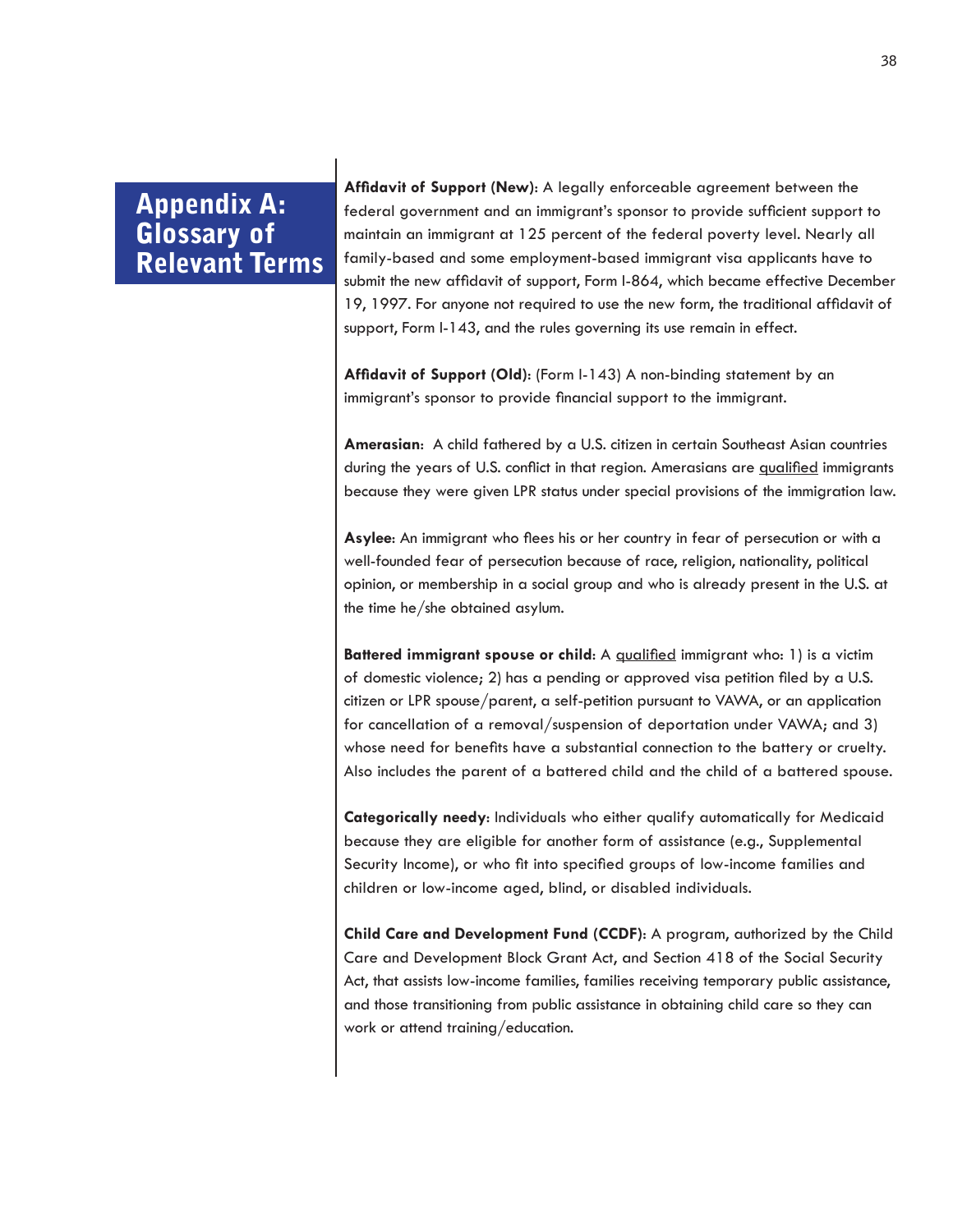# Appendix A: Glossary of Relevant Terms

**Affidavit of Support (New)**: A legally enforceable agreement between the federal government and an immigrant's sponsor to provide sufficient support to maintain an immigrant at 125 percent of the federal poverty level. Nearly all family-based and some employment-based immigrant visa applicants have to submit the new affidavit of support, Form I-864, which became effective December 19, 1997. For anyone not required to use the new form, the traditional affidavit of support, Form I-143, and the rules governing its use remain in effect.

**Affidavit of Support (Old)**: (Form I-143) A non-binding statement by an immigrant's sponsor to provide financial support to the immigrant.

**Amerasian**: A child fathered by a U.S. citizen in certain Southeast Asian countries during the years of U.S. conflict in that region. Amerasians are qualified immigrants because they were given LPR status under special provisions of the immigration law.

**Asylee**: An immigrant who flees his or her country in fear of persecution or with a well-founded fear of persecution because of race, religion, nationality, political opinion, or membership in a social group and who is already present in the U.S. at the time he/she obtained asylum.

**Battered immigrant spouse or child**: A qualified immigrant who: 1) is a victim of domestic violence; 2) has a pending or approved visa petition filed by a U.S. citizen or LPR spouse/parent, a self-petition pursuant to VAWA, or an application for cancellation of a removal/suspension of deportation under VAWA; and 3) whose need for benefits have a substantial connection to the battery or cruelty. Also includes the parent of a battered child and the child of a battered spouse.

**Categorically needy**: Individuals who either qualify automatically for Medicaid because they are eligible for another form of assistance (e.g., Supplemental Security Income), or who fit into specified groups of low-income families and children or low-income aged, blind, or disabled individuals.

**Child Care and Development Fund (CCDF)**: A program, authorized by the Child Care and Development Block Grant Act, and Section 418 of the Social Security Act, that assists low-income families, families receiving temporary public assistance, and those transitioning from public assistance in obtaining child care so they can work or attend training/education.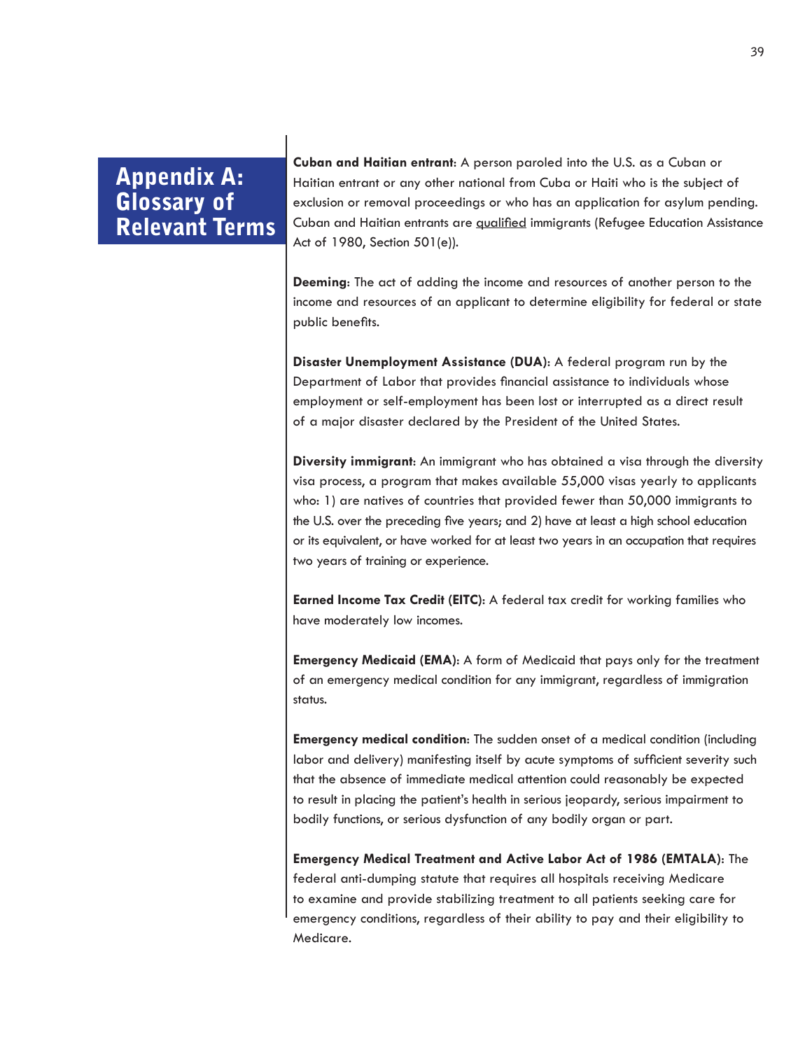# Appendix A: Glossary of Relevant Terms

**Cuban and Haitian entrant**: A person paroled into the U.S. as a Cuban or Haitian entrant or any other national from Cuba or Haiti who is the subject of exclusion or removal proceedings or who has an application for asylum pending. Cuban and Haitian entrants are <u>qualified</u> immigrants (Refugee Education Assistance Act of 1980, Section 501(e)).

**Deeming**: The act of adding the income and resources of another person to the income and resources of an applicant to determine eligibility for federal or state public benefits.

**Disaster Unemployment Assistance (DUA)**: A federal program run by the Department of Labor that provides financial assistance to individuals whose employment or self-employment has been lost or interrupted as a direct result of a major disaster declared by the President of the United States.

**Diversity immigrant**: An immigrant who has obtained a visa through the diversity visa process, a program that makes available 55,000 visas yearly to applicants who: 1) are natives of countries that provided fewer than 50,000 immigrants to the U.S. over the preceding five years; and 2) have at least a high school education or its equivalent, or have worked for at least two years in an occupation that requires two years of training or experience.

**Earned Income Tax Credit (EITC)**: A federal tax credit for working families who have moderately low incomes.

**Emergency Medicaid (EMA)**: A form of Medicaid that pays only for the treatment of an emergency medical condition for any immigrant, regardless of immigration status.

**Emergency medical condition**: The sudden onset of a medical condition (including labor and delivery) manifesting itself by acute symptoms of sufficient severity such that the absence of immediate medical attention could reasonably be expected to result in placing the patient's health in serious jeopardy, serious impairment to bodily functions, or serious dysfunction of any bodily organ or part.

**Emergency Medical Treatment and Active Labor Act of 1986 (EMTALA)**: The federal anti-dumping statute that requires all hospitals receiving Medicare to examine and provide stabilizing treatment to all patients seeking care for emergency conditions, regardless of their ability to pay and their eligibility to Medicare.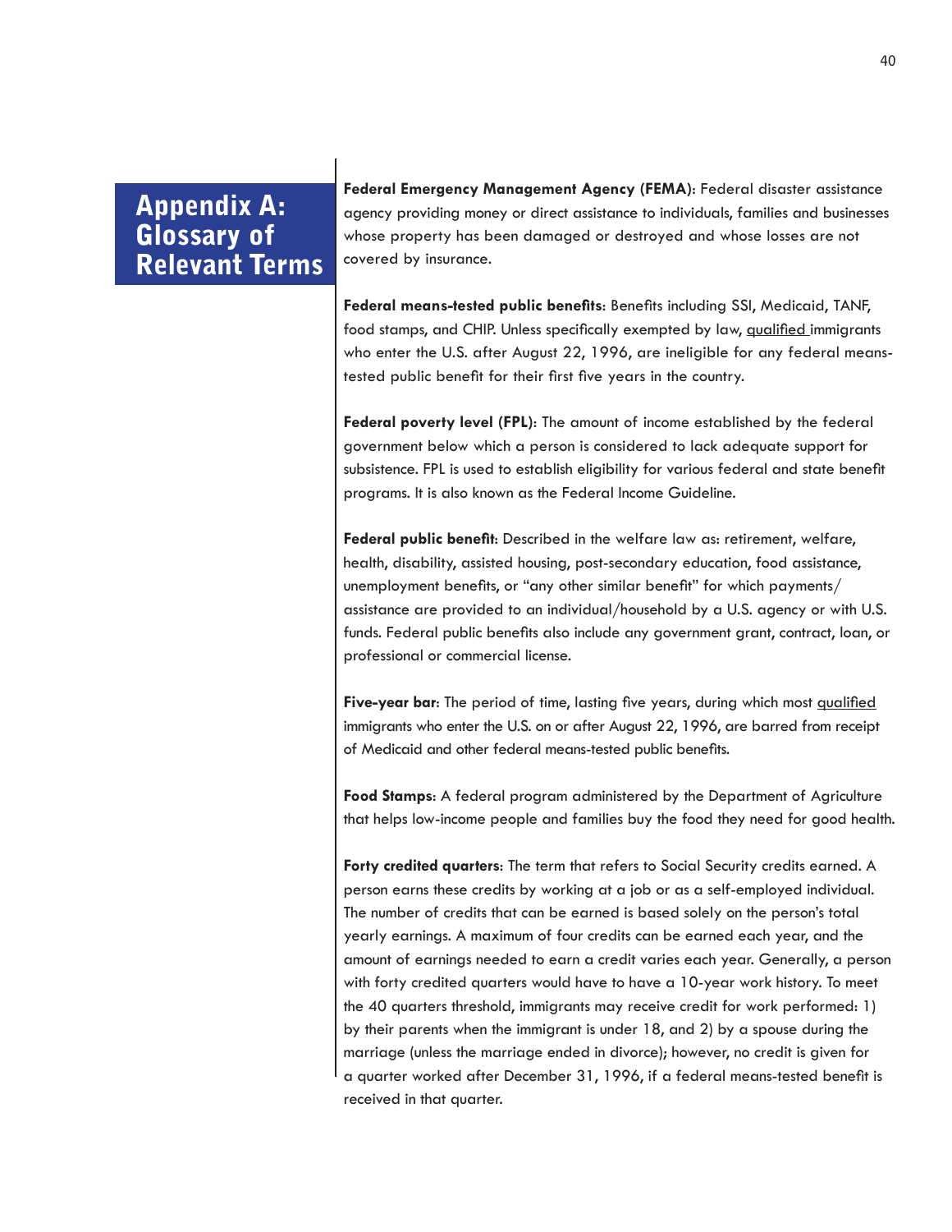# Appendix A: Glossary of Relevant Terms

**Federal Emergency Management Agency (FEMA)**: Federal disaster assistance agency providing money or direct assistance to individuals, families and businesses whose property has been damaged or destroyed and whose losses are not covered by insurance.

**Federal means-tested public benefits**: Benefits including SSI, Medicaid, TANF, food stamps, and CHIP. Unless specifically exempted by law, qualified immigrants who enter the U.S. after August 22, 1996, are ineligible for any federal means-tested public benefit for their first five years in the country.

**Federal poverty level (FPL)**: The amount of income established by the federal government below which a person is considered to lack adequate support for subsistence. FPL is used to establish eligibility for various federal and state benefit programs. It is also known as the Federal Income Guideline.

**Federal public benefit**: Described in the welfare law as: retirement, welfare, health, disability, assisted housing, post-secondary education, food assistance, unemployment benefits, or "any other similar benefit" for which payments/assistance are provided to an individual/household by a U.S. agency or with U.S. funds. Federal public benefits also include any government grant, contract, loan, or professional or commercial license.

**Five-year bar**: The period of time, lasting five years, during which most qualified immigrants who enter the U.S. on or after August 22, 1996, are barred from receipt of Medicaid and other federal means-tested public benefits.

**Food Stamps**: A federal program administered by the Department of Agriculture that helps low-income people and families buy the food they need for good health.

**Forty credited quarters**: The term that refers to Social Security credits earned. A person earns these credits by working at a job or as a self-employed individual. The number of credits that can be earned is based solely on the person's total yearly earnings. A maximum of four credits can be earned each year, and the amount of earnings needed to earn a credit varies each year. Generally, a person with forty credited quarters would have to have a 10-year work history. To meet the 40 quarters threshold, immigrants may receive credit for work performed: 1) by their parents when the immigrant is under 18, and 2) by a spouse during the marriage (unless the marriage ended in divorce); however, no credit is given for a quarter worked after December 31, 1996, if a federal means-tested benefit is received in that quarter.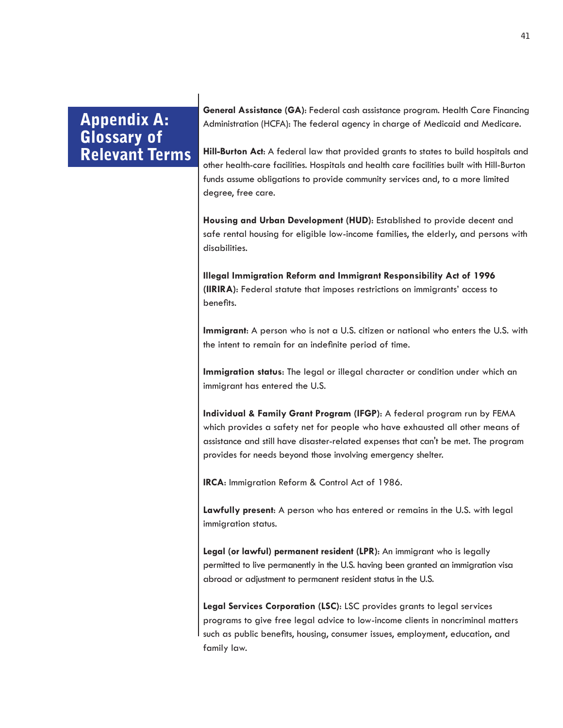# Appendix A: Glossary of Relevant Terms

**General Assistance (GA)**: Federal cash assistance program. Health Care Financing Administration (HCFA): The federal agency in charge of Medicaid and Medicare.

**Hill-Burton Act**: A federal law that provided grants to states to build hospitals and other health-care facilities. Hospitals and health care facilities built with Hill-Burton funds assume obligations to provide community services and, to a more limited degree, free care.

**Housing and Urban Development (HUD)**: Established to provide decent and safe rental housing for eligible low-income families, the elderly, and persons with disabilities.

**Illegal Immigration Reform and Immigrant Responsibility Act of 1996 (IIRIRA)**: Federal statute that imposes restrictions on immigrants' access to benefits.

**Immigrant**: A person who is not a U.S. citizen or national who enters the U.S. with the intent to remain for an indefinite period of time.

**Immigration status**: The legal or illegal character or condition under which an immigrant has entered the U.S.

**Individual & Family Grant Program (IFGP)**: A federal program run by FEMA which provides a safety net for people who have exhausted all other means of assistance and still have disaster-related expenses that can't be met. The program provides for needs beyond those involving emergency shelter.

**IRCA**: Immigration Reform & Control Act of 1986.

**Lawfully present**: A person who has entered or remains in the U.S. with legal immigration status.

**Legal (or lawful) permanent resident (LPR)**: An immigrant who is legally permitted to live permanently in the U.S. having been granted an immigration visa abroad or adjustment to permanent resident status in the U.S.

**Legal Services Corporation (LSC)**: LSC provides grants to legal services programs to give free legal advice to low-income clients in noncriminal matters such as public benefits, housing, consumer issues, employment, education, and family law.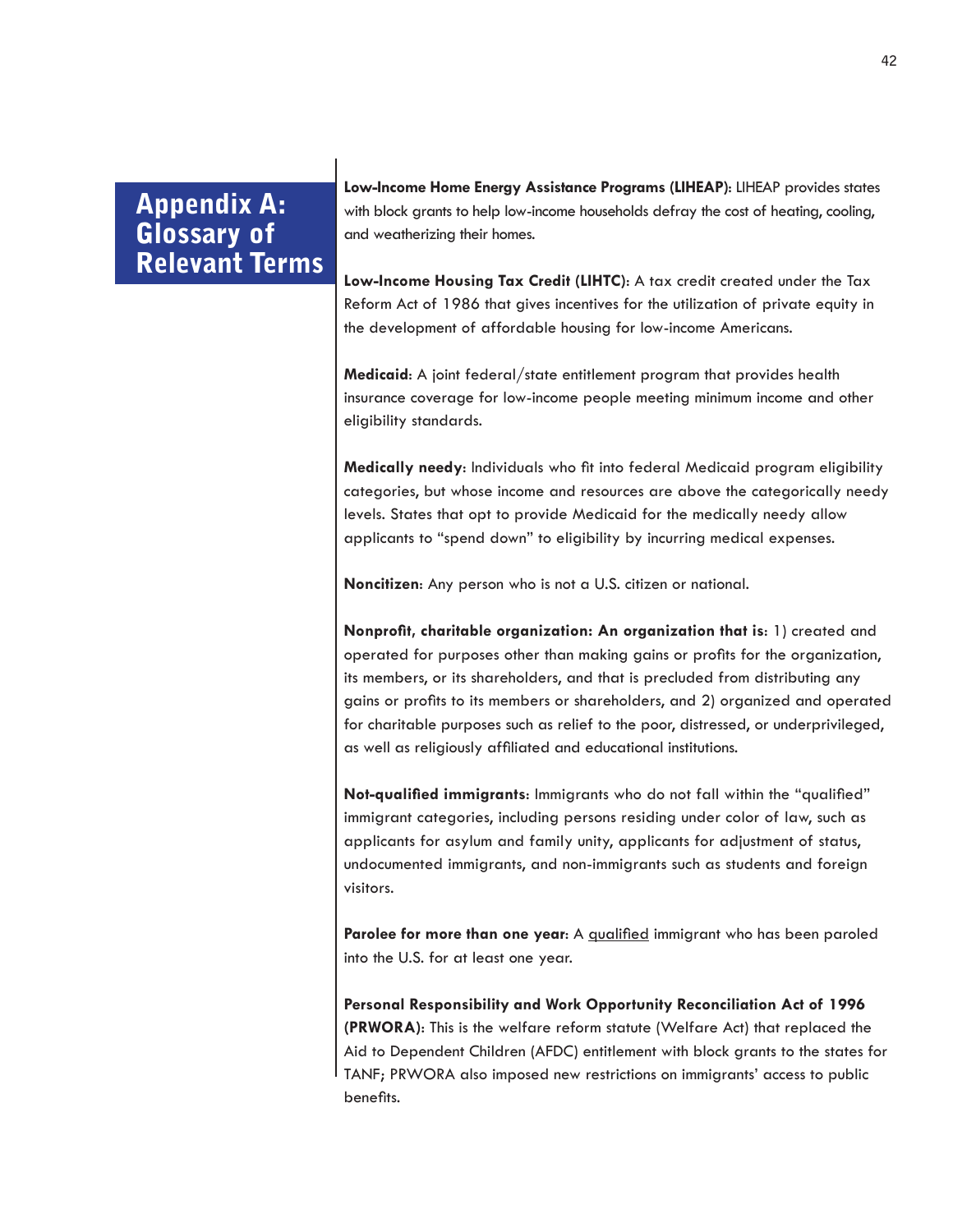# Appendix A: Glossary of Relevant Terms

**Low-Income Home Energy Assistance Programs (LIHEAP)**: LIHEAP provides states with block grants to help low-income households defray the cost of heating, cooling, and weatherizing their homes.

**Low-Income Housing Tax Credit (LIHTC)**: A tax credit created under the Tax Reform Act of 1986 that gives incentives for the utilization of private equity in the development of affordable housing for low-income Americans.

**Medicaid**: A joint federal/state entitlement program that provides health insurance coverage for low-income people meeting minimum income and other eligibility standards.

**Medically needy**: Individuals who fit into federal Medicaid program eligibility categories, but whose income and resources are above the categorically needy levels. States that opt to provide Medicaid for the medically needy allow applicants to "spend down" to eligibility by incurring medical expenses.

**Noncitizen**: Any person who is not a U.S. citizen or national.

**Nonprofit, charitable organization: An organization that is**: 1) created and operated for purposes other than making gains or profits for the organization, its members, or its shareholders, and that is precluded from distributing any gains or profits to its members or shareholders, and 2) organized and operated for charitable purposes such as relief to the poor, distressed, or underprivileged, as well as religiously affiliated and educational institutions.

**Not-qualified immigrants**: Immigrants who do not fall within the "qualified" immigrant categories, including persons residing under color of law, such as applicants for asylum and family unity, applicants for adjustment of status, undocumented immigrants, and non-immigrants such as students and foreign visitors.

**Parolee for more than one year**: A qualified immigrant who has been paroled into the U.S. for at least one year.

**Personal Responsibility and Work Opportunity Reconciliation Act of 1996 (PRWORA)**: This is the welfare reform statute (Welfare Act) that replaced the Aid to Dependent Children (AFDC) entitlement with block grants to the states for TANF; PRWORA also imposed new restrictions on immigrants' access to public benefits.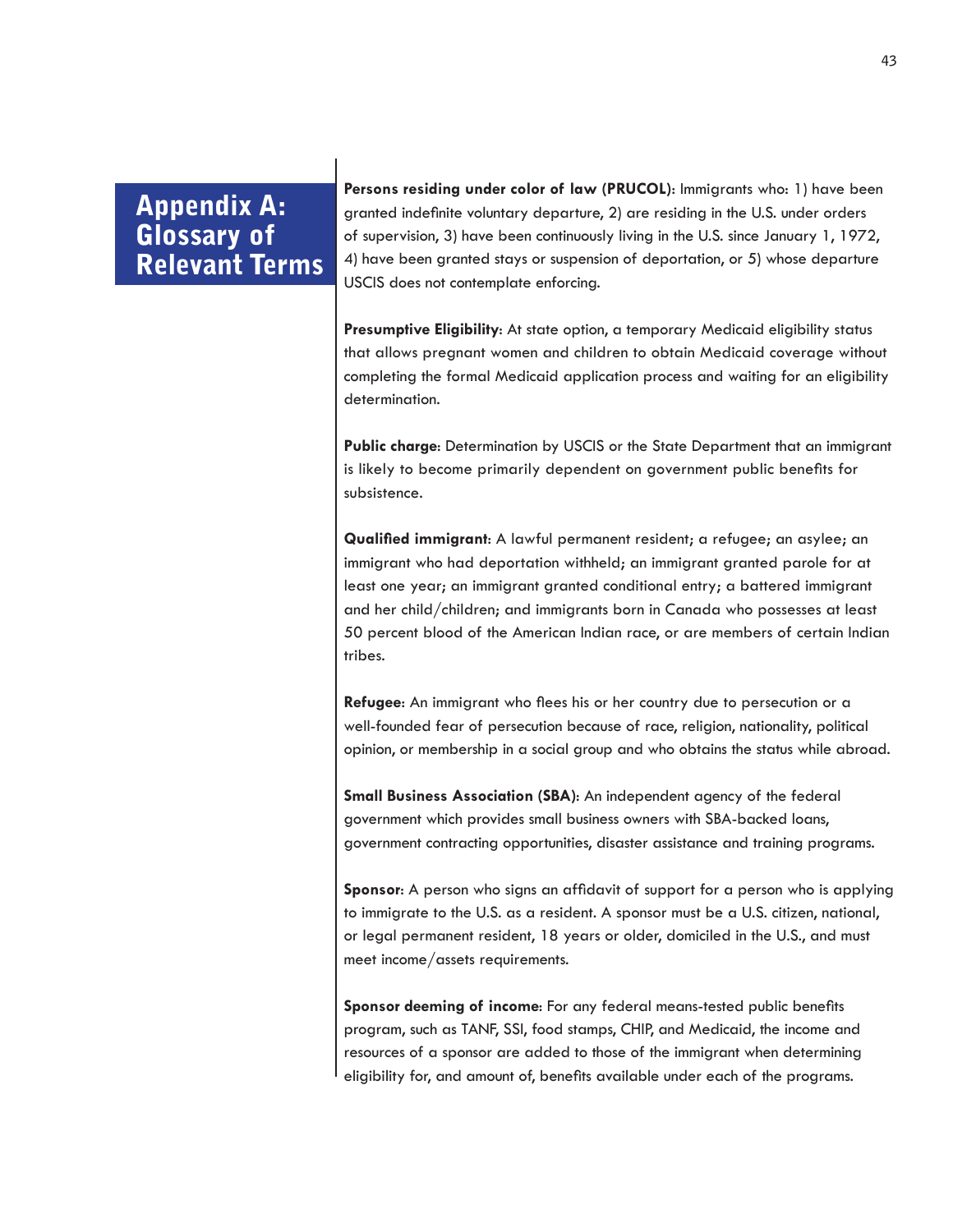# Appendix A: Glossary of Relevant Terms

**Persons residing under color of law (PRUCOL)**: Immigrants who: 1) have been granted indefinite voluntary departure, 2) are residing in the U.S. under orders of supervision, 3) have been continuously living in the U.S. since January 1, 1972, 4) have been granted stays or suspension of deportation, or 5) whose departure USCIS does not contemplate enforcing.

**Presumptive Eligibility**: At state option, a temporary Medicaid eligibility status that allows pregnant women and children to obtain Medicaid coverage without completing the formal Medicaid application process and waiting for an eligibility determination.

**Public charge**: Determination by USCIS or the State Department that an immigrant is likely to become primarily dependent on government public benefits for subsistence.

**Qualified immigrant**: A lawful permanent resident; a refugee; an asylee; an immigrant who had deportation withheld; an immigrant granted parole for at least one year; an immigrant granted conditional entry; a battered immigrant and her child/children; and immigrants born in Canada who possesses at least 50 percent blood of the American Indian race, or are members of certain Indian tribes.

**Refugee**: An immigrant who flees his or her country due to persecution or a well-founded fear of persecution because of race, religion, nationality, political opinion, or membership in a social group and who obtains the status while abroad.

**Small Business Association (SBA)**: An independent agency of the federal government which provides small business owners with SBA-backed loans, government contracting opportunities, disaster assistance and training programs.

**Sponsor**: A person who signs an affidavit of support for a person who is applying to immigrate to the U.S. as a resident. A sponsor must be a U.S. citizen, national, or legal permanent resident, 18 years or older, domiciled in the U.S., and must meet income/assets requirements.

**Sponsor deeming of income**: For any federal means-tested public benefits program, such as TANF, SSI, food stamps, CHIP, and Medicaid, the income and resources of a sponsor are added to those of the immigrant when determining eligibility for, and amount of, benefits available under each of the programs.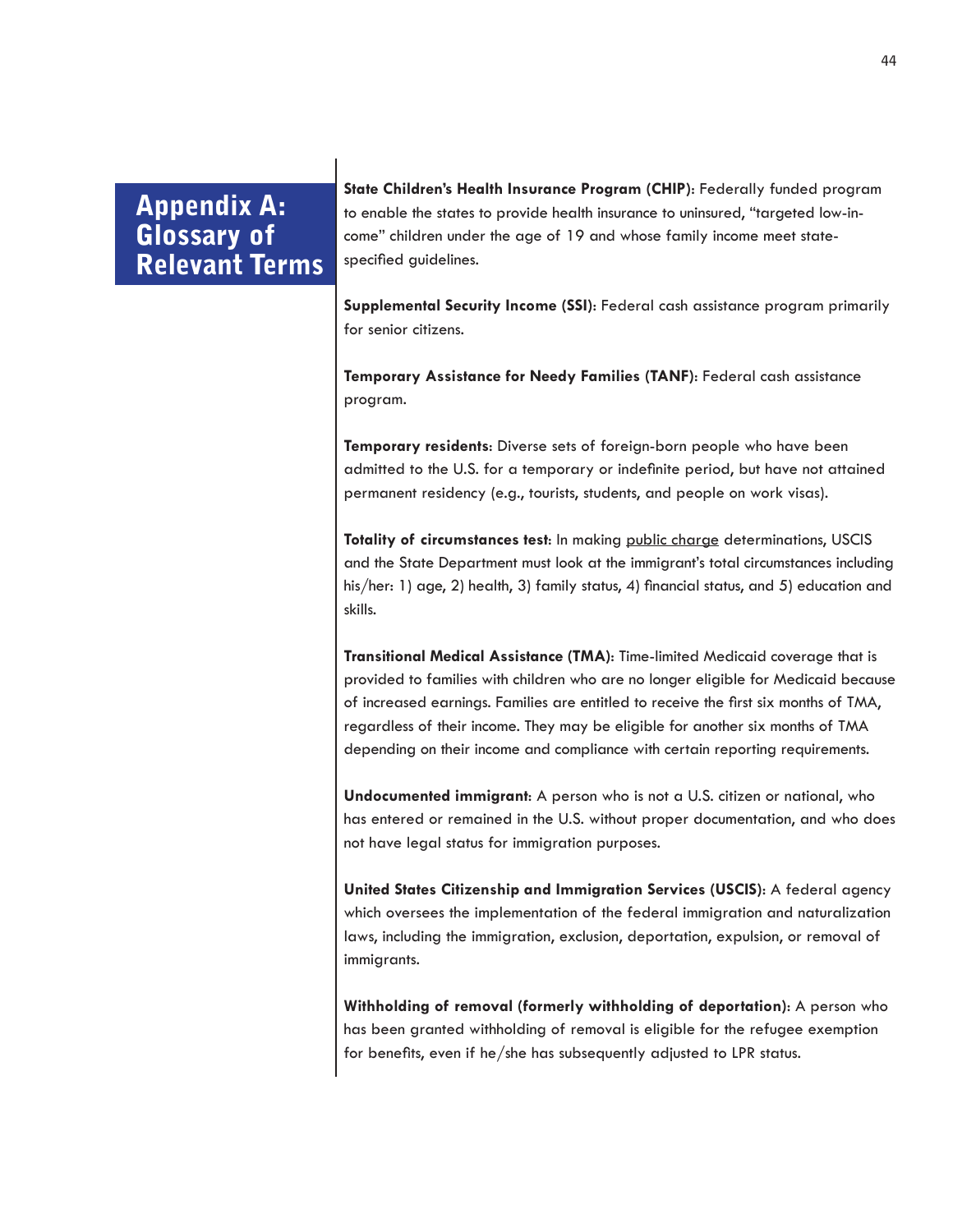# Appendix A: Glossary of Relevant Terms

**State Children's Health Insurance Program (CHIP):** Federally funded program to enable the states to provide health insurance to uninsured, "targeted low-income" children under the age of 19 and whose family income meet state-specified guidelines.

**Supplemental Security Income (SSI):** Federal cash assistance program primarily for senior citizens.

**Temporary Assistance for Needy Families (TANF):** Federal cash assistance program.

**Temporary residents:** Diverse sets of foreign-born people who have been admitted to the U.S. for a temporary or indefinite period, but have not attained permanent residency (e.g., tourists, students, and people on work visas).

**Totality of circumstances test:** In making public charge determinations, USCIS and the State Department must look at the immigrant's total circumstances including his/her: 1) age, 2) health, 3) family status, 4) financial status, and 5) education and skills.

**Transitional Medical Assistance (TMA):** Time-limited Medicaid coverage that is provided to families with children who are no longer eligible for Medicaid because of increased earnings. Families are entitled to receive the first six months of TMA, regardless of their income. They may be eligible for another six months of TMA depending on their income and compliance with certain reporting requirements.

**Undocumented immigrant:** A person who is not a U.S. citizen or national, who has entered or remained in the U.S. without proper documentation, and who does not have legal status for immigration purposes.

**United States Citizenship and Immigration Services (USCIS):** A federal agency which oversees the implementation of the federal immigration and naturalization laws, including the immigration, exclusion, deportation, expulsion, or removal of immigrants.

**Withholding of removal (formerly withholding of deportation):** A person who has been granted withholding of removal is eligible for the refugee exemption for benefits, even if he/she has subsequently adjusted to LPR status.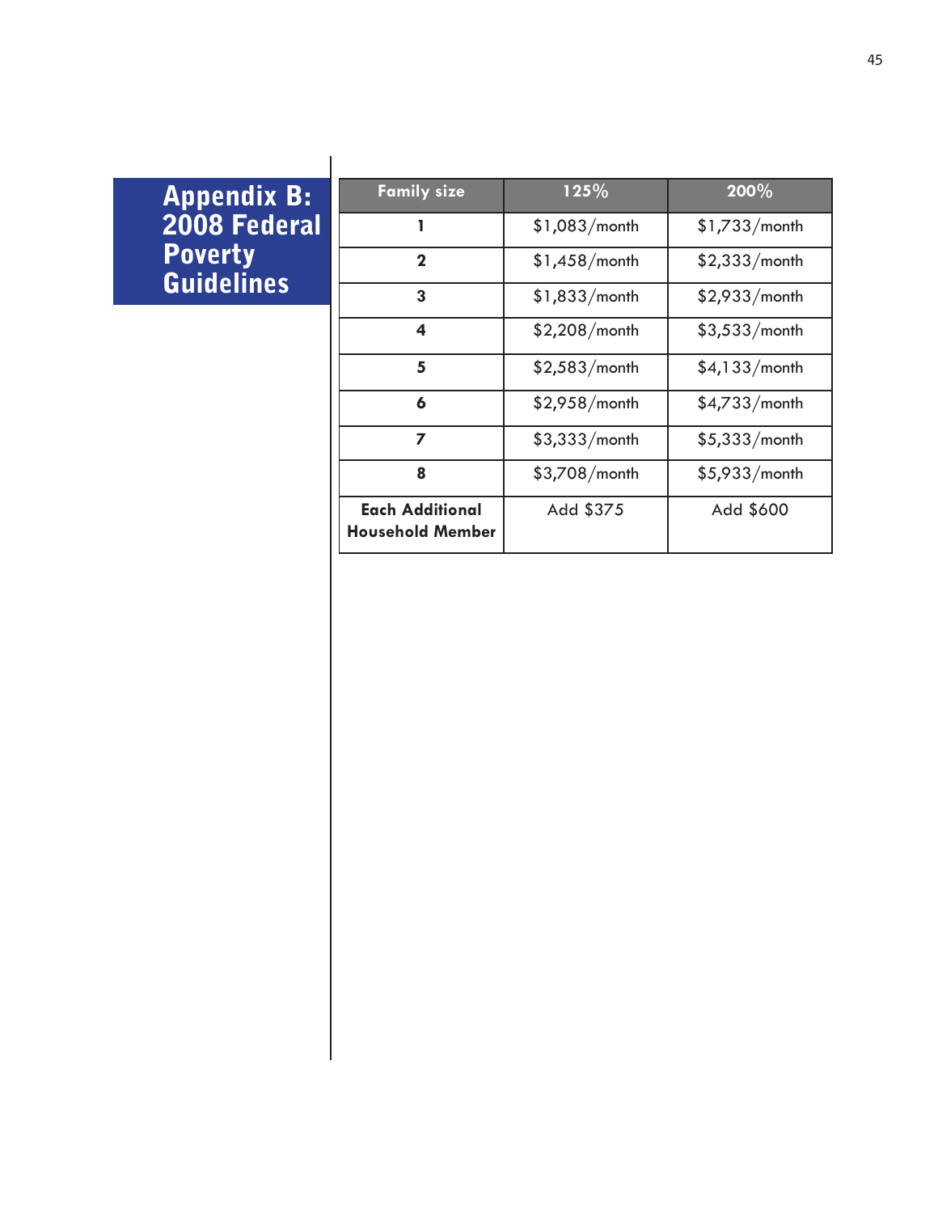# Appendix B: 2008 Federal Poverty Guidelines

| Family size | 125% | 200% |
| --- | --- | --- |
| **1** | $1,083/month | $1,733/month |
| **2** | $1,458/month | $2,333/month |
| **3** | $1,833/month | $2,933/month |
| **4** | $2,208/month | $3,533/month |
| **5** | $2,583/month | $4,133/month |
| **6** | $2,958/month | $4,733/month |
| **7** | $3,333/month | $5,333/month |
| **8** | $3,708/month | $5,933/month |
| **Each Additional Household Member** | Add $375 | Add $600 |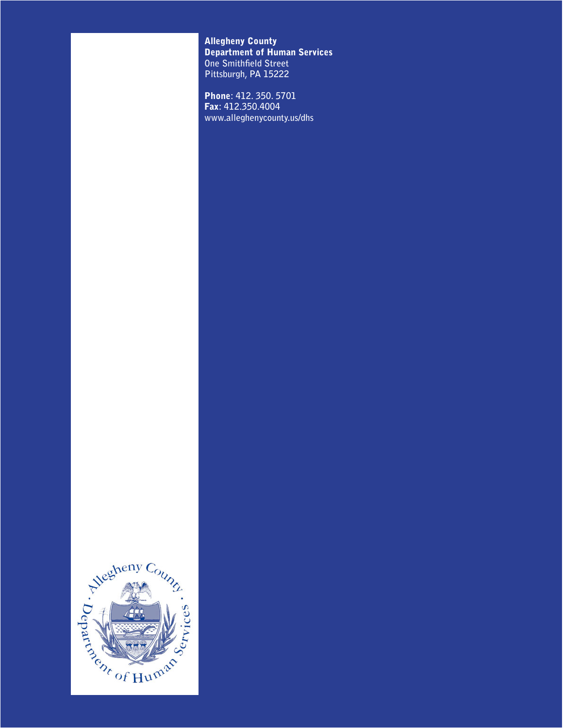**Allegheny County**
**Department of Human Services**
One Smithfield Street
Pittsburgh, PA 15222

**Phone**: 412. 350. 5701
**Fax**: 412.350.4004
www.alleghenycounty.us/dhs